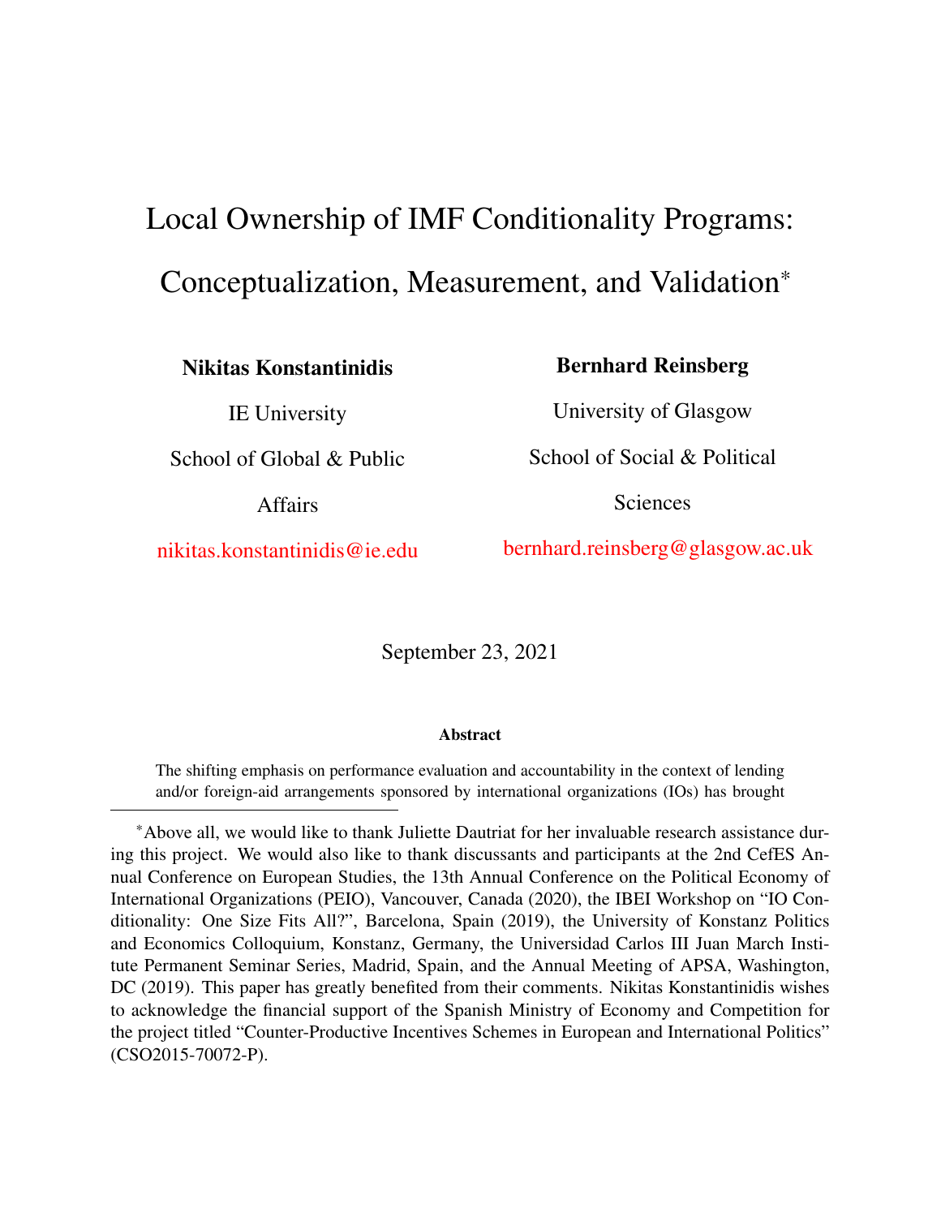# Local Ownership of IMF Conditionality Programs: Conceptualization, Measurement, and Validation[*]

**Nikitas Konstantinidis**

IE University

School of Global & Public Affairs

nikitas.konstantinidis@ie.edu

**Bernhard Reinsberg**

University of Glasgow

School of Social & Political Sciences

bernhard.reinsberg@glasgow.ac.uk

September 23, 2021

**Abstract**

The shifting emphasis on performance evaluation and accountability in the context of lending and/or foreign-aid arrangements sponsored by international organizations (IOs) has brought

---

[*]Above all, we would like to thank Juliette Dautriat for her invaluable research assistance during this project. We would also like to thank discussants and participants at the 2nd CefES Annual Conference on European Studies, the 13th Annual Conference on the Political Economy of International Organizations (PEIO), Vancouver, Canada (2020), the IBEI Workshop on "IO Conditionality: One Size Fits All?", Barcelona, Spain (2019), the University of Konstanz Politics and Economics Colloquium, Konstanz, Germany, the Universidad Carlos III Juan March Institute Permanent Seminar Series, Madrid, Spain, and the Annual Meeting of APSA, Washington, DC (2019). This paper has greatly benefited from their comments. Nikitas Konstantinidis wishes to acknowledge the financial support of the Spanish Ministry of Economy and Competition for the project titled "Counter-Productive Incentives Schemes in European and International Politics" (CSO2015-70072-P).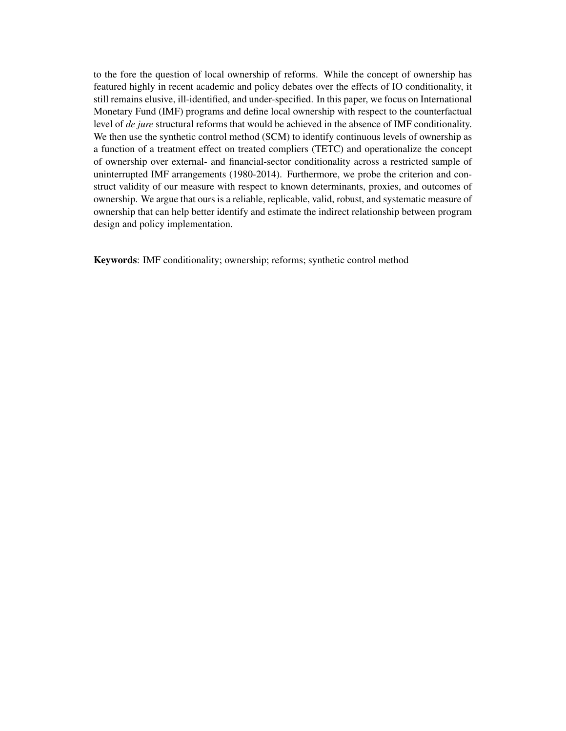to the fore the question of local ownership of reforms. While the concept of ownership has featured highly in recent academic and policy debates over the effects of IO conditionality, it still remains elusive, ill-identified, and under-specified. In this paper, we focus on International Monetary Fund (IMF) programs and define local ownership with respect to the counterfactual level of *de jure* structural reforms that would be achieved in the absence of IMF conditionality. We then use the synthetic control method (SCM) to identify continuous levels of ownership as a function of a treatment effect on treated compliers (TETC) and operationalize the concept of ownership over external- and financial-sector conditionality across a restricted sample of uninterrupted IMF arrangements (1980-2014). Furthermore, we probe the criterion and construct validity of our measure with respect to known determinants, proxies, and outcomes of ownership. We argue that ours is a reliable, replicable, valid, robust, and systematic measure of ownership that can help better identify and estimate the indirect relationship between program design and policy implementation.

**Keywords**: IMF conditionality; ownership; reforms; synthetic control method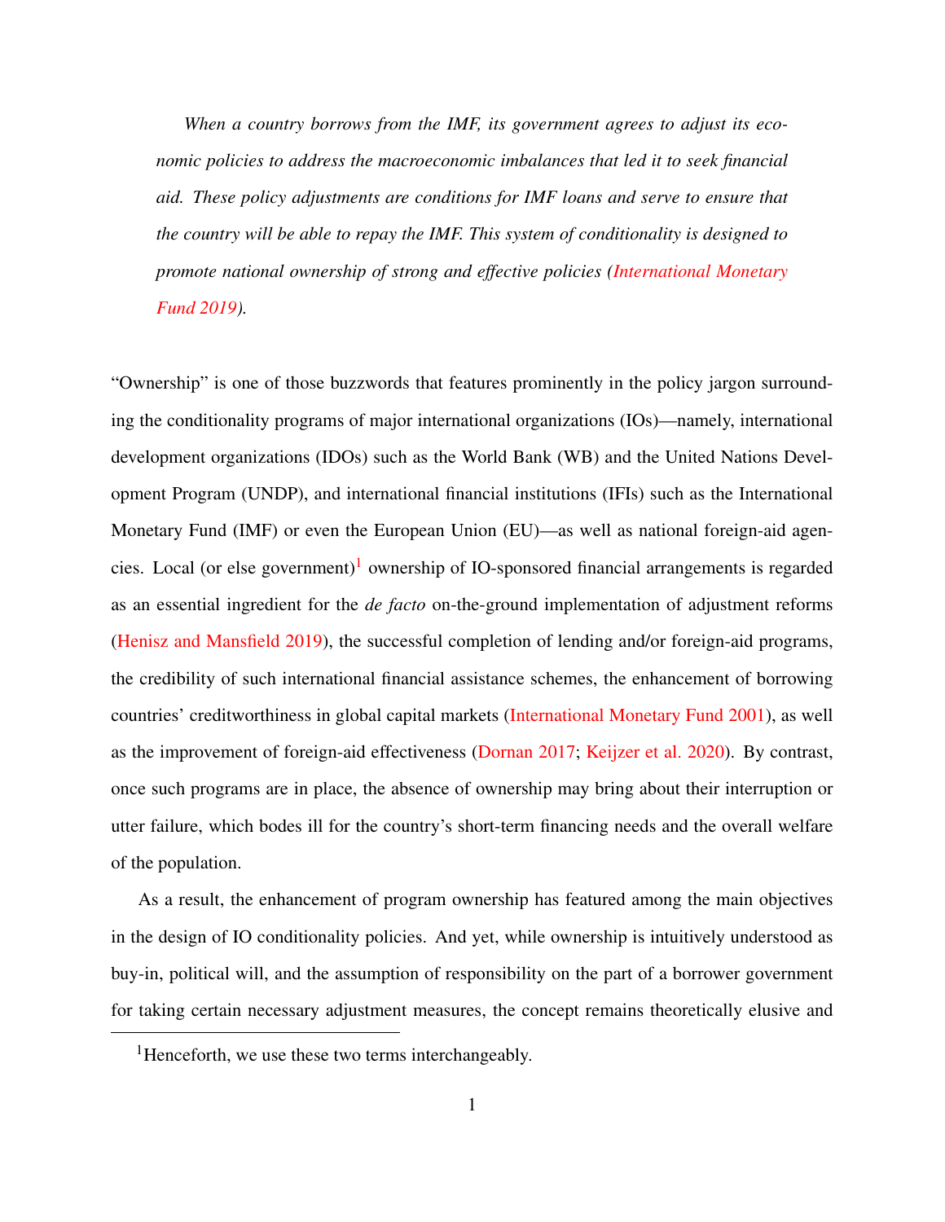> *When a country borrows from the IMF, its government agrees to adjust its economic policies to address the macroeconomic imbalances that led it to seek financial aid. These policy adjustments are conditions for IMF loans and serve to ensure that the country will be able to repay the IMF. This system of conditionality is designed to promote national ownership of strong and effective policies (International Monetary Fund 2019).*

"Ownership" is one of those buzzwords that features prominently in the policy jargon surrounding the conditionality programs of major international organizations (IOs)—namely, international development organizations (IDOs) such as the World Bank (WB) and the United Nations Development Program (UNDP), and international financial institutions (IFIs) such as the International Monetary Fund (IMF) or even the European Union (EU)—as well as national foreign-aid agencies. Local (or else government)[1] ownership of IO-sponsored financial arrangements is regarded as an essential ingredient for the *de facto* on-the-ground implementation of adjustment reforms (Henisz and Mansfield 2019), the successful completion of lending and/or foreign-aid programs, the credibility of such international financial assistance schemes, the enhancement of borrowing countries' creditworthiness in global capital markets (International Monetary Fund 2001), as well as the improvement of foreign-aid effectiveness (Dornan 2017; Keijzer et al. 2020). By contrast, once such programs are in place, the absence of ownership may bring about their interruption or utter failure, which bodes ill for the country's short-term financing needs and the overall welfare of the population.

As a result, the enhancement of program ownership has featured among the main objectives in the design of IO conditionality policies. And yet, while ownership is intuitively understood as buy-in, political will, and the assumption of responsibility on the part of a borrower government for taking certain necessary adjustment measures, the concept remains theoretically elusive and

[1] Henceforth, we use these two terms interchangeably.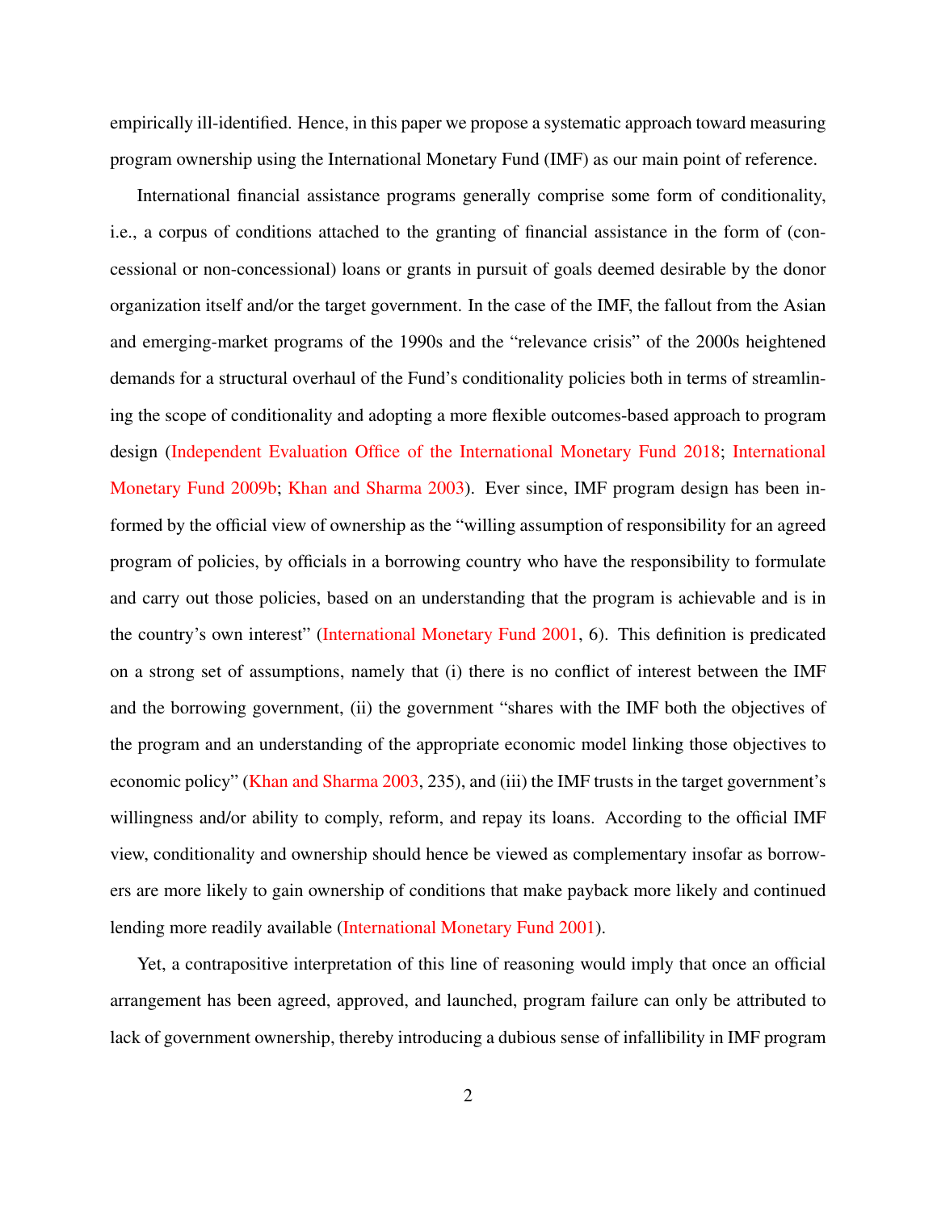empirically ill-identified. Hence, in this paper we propose a systematic approach toward measuring program ownership using the International Monetary Fund (IMF) as our main point of reference.

International financial assistance programs generally comprise some form of conditionality, i.e., a corpus of conditions attached to the granting of financial assistance in the form of (concessional or non-concessional) loans or grants in pursuit of goals deemed desirable by the donor organization itself and/or the target government. In the case of the IMF, the fallout from the Asian and emerging-market programs of the 1990s and the "relevance crisis" of the 2000s heightened demands for a structural overhaul of the Fund's conditionality policies both in terms of streamlining the scope of conditionality and adopting a more flexible outcomes-based approach to program design (Independent Evaluation Office of the International Monetary Fund 2018; International Monetary Fund 2009b; Khan and Sharma 2003). Ever since, IMF program design has been informed by the official view of ownership as the "willing assumption of responsibility for an agreed program of policies, by officials in a borrowing country who have the responsibility to formulate and carry out those policies, based on an understanding that the program is achievable and is in the country's own interest" (International Monetary Fund 2001, 6). This definition is predicated on a strong set of assumptions, namely that (i) there is no conflict of interest between the IMF and the borrowing government, (ii) the government "shares with the IMF both the objectives of the program and an understanding of the appropriate economic model linking those objectives to economic policy" (Khan and Sharma 2003, 235), and (iii) the IMF trusts in the target government's willingness and/or ability to comply, reform, and repay its loans. According to the official IMF view, conditionality and ownership should hence be viewed as complementary insofar as borrowers are more likely to gain ownership of conditions that make payback more likely and continued lending more readily available (International Monetary Fund 2001).

Yet, a contrapositive interpretation of this line of reasoning would imply that once an official arrangement has been agreed, approved, and launched, program failure can only be attributed to lack of government ownership, thereby introducing a dubious sense of infallibility in IMF program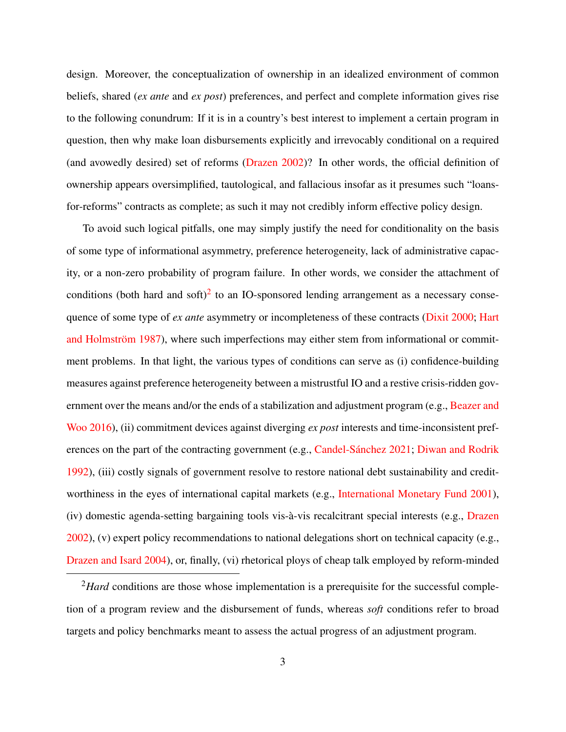design. Moreover, the conceptualization of ownership in an idealized environment of common beliefs, shared (*ex ante* and *ex post*) preferences, and perfect and complete information gives rise to the following conundrum: If it is in a country's best interest to implement a certain program in question, then why make loan disbursements explicitly and irrevocably conditional on a required (and avowedly desired) set of reforms (Drazen 2002)? In other words, the official definition of ownership appears oversimplified, tautological, and fallacious insofar as it presumes such "loans-for-reforms" contracts as complete; as such it may not credibly inform effective policy design.

To avoid such logical pitfalls, one may simply justify the need for conditionality on the basis of some type of informational asymmetry, preference heterogeneity, lack of administrative capacity, or a non-zero probability of program failure. In other words, we consider the attachment of conditions (both hard and soft)[2] to an IO-sponsored lending arrangement as a necessary consequence of some type of *ex ante* asymmetry or incompleteness of these contracts (Dixit 2000; Hart and Holmström 1987), where such imperfections may either stem from informational or commitment problems. In that light, the various types of conditions can serve as (i) confidence-building measures against preference heterogeneity between a mistrustful IO and a restive crisis-ridden government over the means and/or the ends of a stabilization and adjustment program (e.g., Beazer and Woo 2016), (ii) commitment devices against diverging *ex post* interests and time-inconsistent preferences on the part of the contracting government (e.g., Candel-Sánchez 2021; Diwan and Rodrik 1992), (iii) costly signals of government resolve to restore national debt sustainability and creditworthiness in the eyes of international capital markets (e.g., International Monetary Fund 2001), (iv) domestic agenda-setting bargaining tools vis-à-vis recalcitrant special interests (e.g., Drazen 2002), (v) expert policy recommendations to national delegations short on technical capacity (e.g., Drazen and Isard 2004), or, finally, (vi) rhetorical ploys of cheap talk employed by reform-minded

[2] *Hard* conditions are those whose implementation is a prerequisite for the successful completion of a program review and the disbursement of funds, whereas *soft* conditions refer to broad targets and policy benchmarks meant to assess the actual progress of an adjustment program.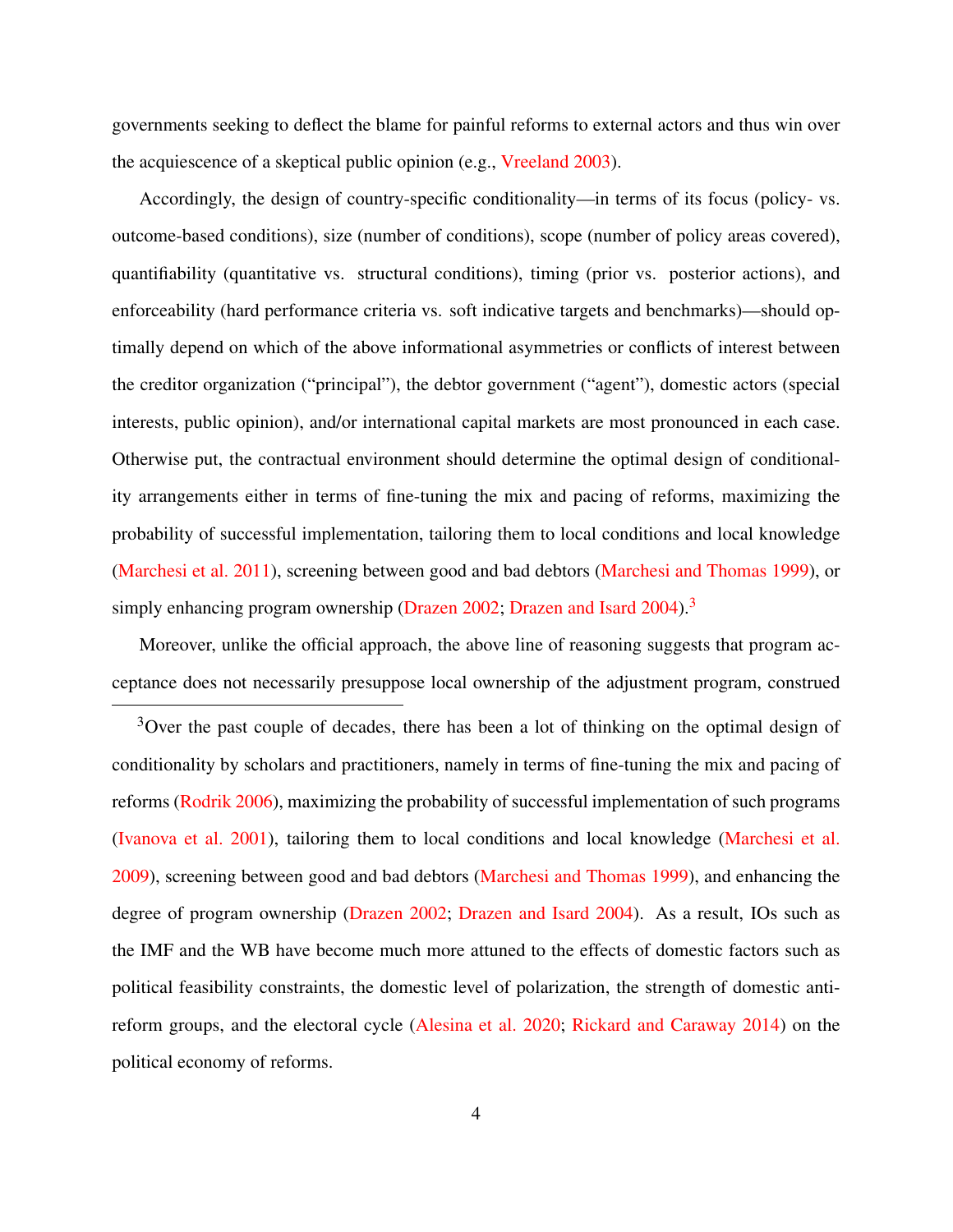governments seeking to deflect the blame for painful reforms to external actors and thus win over the acquiescence of a skeptical public opinion (e.g., Vreeland 2003).

Accordingly, the design of country-specific conditionality—in terms of its focus (policy- vs. outcome-based conditions), size (number of conditions), scope (number of policy areas covered), quantifiability (quantitative vs. structural conditions), timing (prior vs. posterior actions), and enforceability (hard performance criteria vs. soft indicative targets and benchmarks)—should optimally depend on which of the above informational asymmetries or conflicts of interest between the creditor organization ("principal"), the debtor government ("agent"), domestic actors (special interests, public opinion), and/or international capital markets are most pronounced in each case. Otherwise put, the contractual environment should determine the optimal design of conditionality arrangements either in terms of fine-tuning the mix and pacing of reforms, maximizing the probability of successful implementation, tailoring them to local conditions and local knowledge (Marchesi et al. 2011), screening between good and bad debtors (Marchesi and Thomas 1999), or simply enhancing program ownership (Drazen 2002; Drazen and Isard 2004).[3]

Moreover, unlike the official approach, the above line of reasoning suggests that program acceptance does not necessarily presuppose local ownership of the adjustment program, construed

[3]Over the past couple of decades, there has been a lot of thinking on the optimal design of conditionality by scholars and practitioners, namely in terms of fine-tuning the mix and pacing of reforms (Rodrik 2006), maximizing the probability of successful implementation of such programs (Ivanova et al. 2001), tailoring them to local conditions and local knowledge (Marchesi et al. 2009), screening between good and bad debtors (Marchesi and Thomas 1999), and enhancing the degree of program ownership (Drazen 2002; Drazen and Isard 2004). As a result, IOs such as the IMF and the WB have become much more attuned to the effects of domestic factors such as political feasibility constraints, the domestic level of polarization, the strength of domestic anti-reform groups, and the electoral cycle (Alesina et al. 2020; Rickard and Caraway 2014) on the political economy of reforms.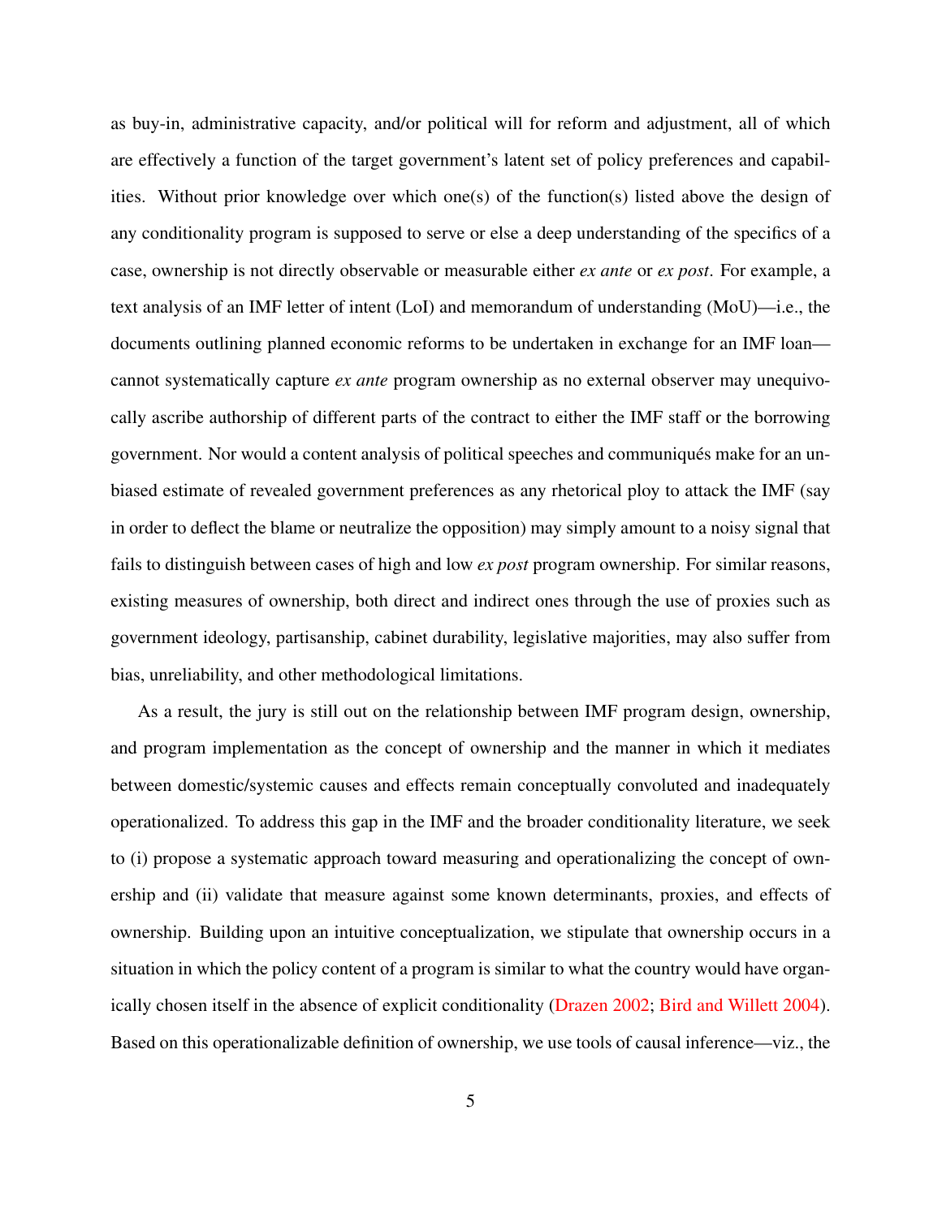as buy-in, administrative capacity, and/or political will for reform and adjustment, all of which are effectively a function of the target government's latent set of policy preferences and capabilities. Without prior knowledge over which one(s) of the function(s) listed above the design of any conditionality program is supposed to serve or else a deep understanding of the specifics of a case, ownership is not directly observable or measurable either *ex ante* or *ex post*. For example, a text analysis of an IMF letter of intent (LoI) and memorandum of understanding (MoU)—i.e., the documents outlining planned economic reforms to be undertaken in exchange for an IMF loan—cannot systematically capture *ex ante* program ownership as no external observer may unequivocally ascribe authorship of different parts of the contract to either the IMF staff or the borrowing government. Nor would a content analysis of political speeches and communiqués make for an unbiased estimate of revealed government preferences as any rhetorical ploy to attack the IMF (say in order to deflect the blame or neutralize the opposition) may simply amount to a noisy signal that fails to distinguish between cases of high and low *ex post* program ownership. For similar reasons, existing measures of ownership, both direct and indirect ones through the use of proxies such as government ideology, partisanship, cabinet durability, legislative majorities, may also suffer from bias, unreliability, and other methodological limitations.

As a result, the jury is still out on the relationship between IMF program design, ownership, and program implementation as the concept of ownership and the manner in which it mediates between domestic/systemic causes and effects remain conceptually convoluted and inadequately operationalized. To address this gap in the IMF and the broader conditionality literature, we seek to (i) propose a systematic approach toward measuring and operationalizing the concept of ownership and (ii) validate that measure against some known determinants, proxies, and effects of ownership. Building upon an intuitive conceptualization, we stipulate that ownership occurs in a situation in which the policy content of a program is similar to what the country would have organically chosen itself in the absence of explicit conditionality (Drazen 2002; Bird and Willett 2004). Based on this operationalizable definition of ownership, we use tools of causal inference—viz., the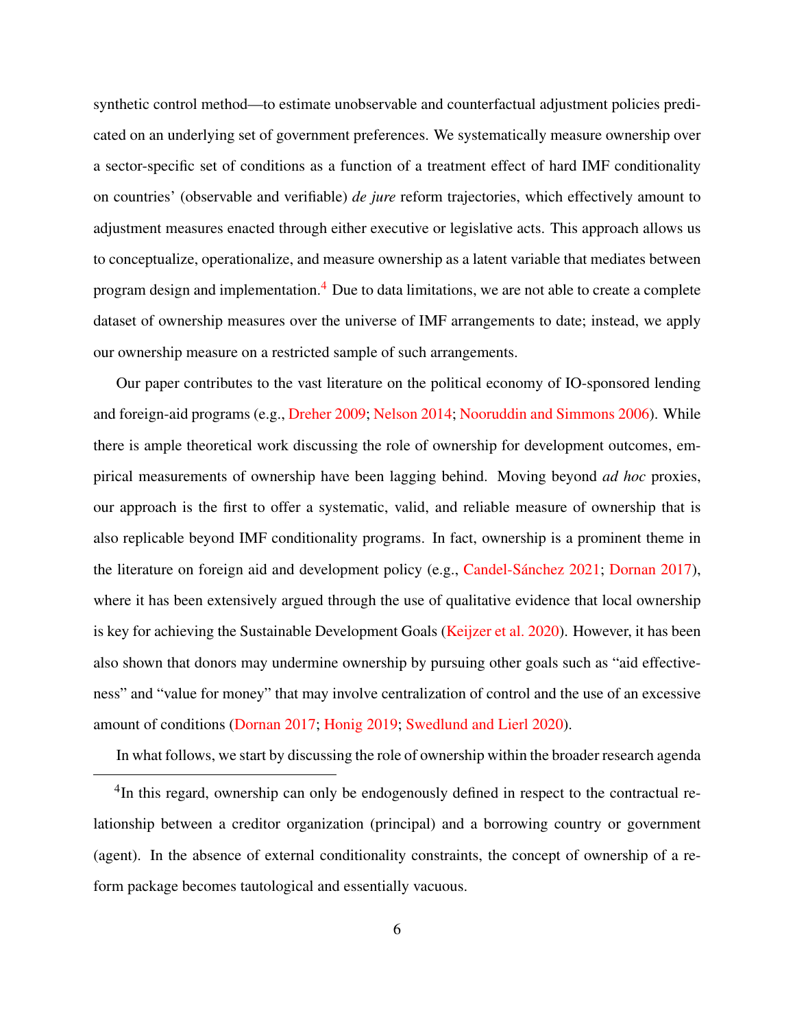synthetic control method—to estimate unobservable and counterfactual adjustment policies predicated on an underlying set of government preferences. We systematically measure ownership over a sector-specific set of conditions as a function of a treatment effect of hard IMF conditionality on countries' (observable and verifiable) *de jure* reform trajectories, which effectively amount to adjustment measures enacted through either executive or legislative acts. This approach allows us to conceptualize, operationalize, and measure ownership as a latent variable that mediates between program design and implementation.[4] Due to data limitations, we are not able to create a complete dataset of ownership measures over the universe of IMF arrangements to date; instead, we apply our ownership measure on a restricted sample of such arrangements.

Our paper contributes to the vast literature on the political economy of IO-sponsored lending and foreign-aid programs (e.g., Dreher 2009; Nelson 2014; Nooruddin and Simmons 2006). While there is ample theoretical work discussing the role of ownership for development outcomes, empirical measurements of ownership have been lagging behind. Moving beyond *ad hoc* proxies, our approach is the first to offer a systematic, valid, and reliable measure of ownership that is also replicable beyond IMF conditionality programs. In fact, ownership is a prominent theme in the literature on foreign aid and development policy (e.g., Candel-Sánchez 2021; Dornan 2017), where it has been extensively argued through the use of qualitative evidence that local ownership is key for achieving the Sustainable Development Goals (Keijzer et al. 2020). However, it has been also shown that donors may undermine ownership by pursuing other goals such as "aid effectiveness" and "value for money" that may involve centralization of control and the use of an excessive amount of conditions (Dornan 2017; Honig 2019; Swedlund and Lierl 2020).

In what follows, we start by discussing the role of ownership within the broader research agenda

[4] In this regard, ownership can only be endogenously defined in respect to the contractual relationship between a creditor organization (principal) and a borrowing country or government (agent). In the absence of external conditionality constraints, the concept of ownership of a reform package becomes tautological and essentially vacuous.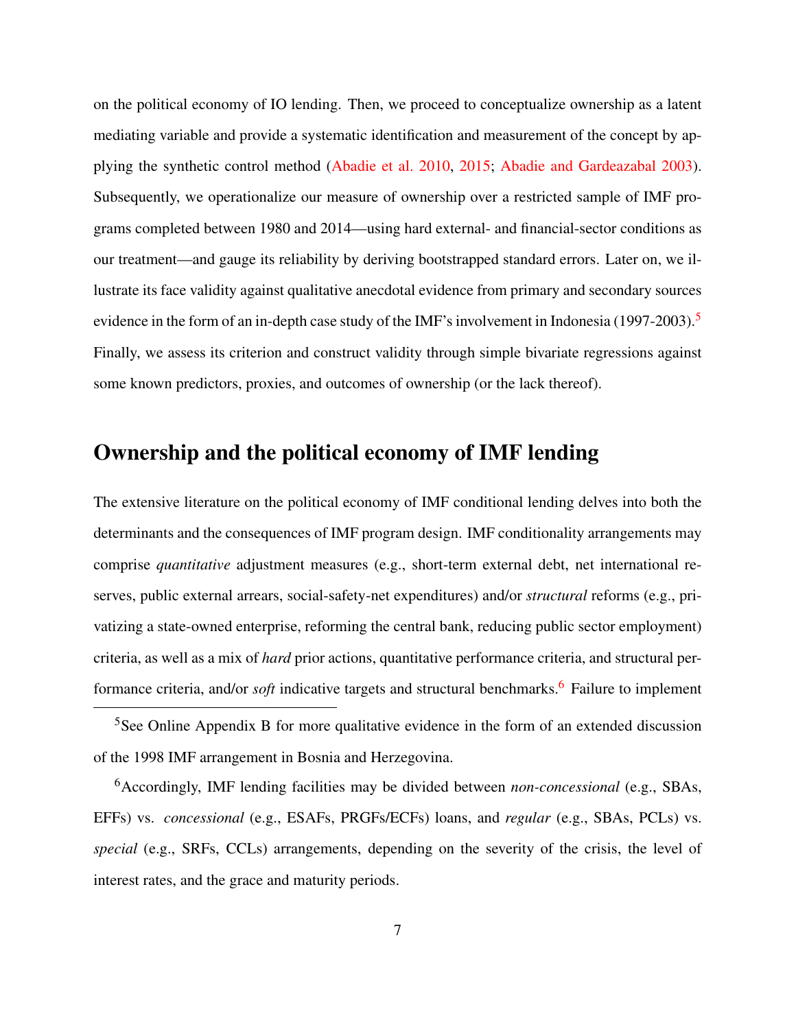on the political economy of IO lending. Then, we proceed to conceptualize ownership as a latent mediating variable and provide a systematic identification and measurement of the concept by applying the synthetic control method (Abadie et al. 2010, 2015; Abadie and Gardeazabal 2003). Subsequently, we operationalize our measure of ownership over a restricted sample of IMF programs completed between 1980 and 2014—using hard external- and financial-sector conditions as our treatment—and gauge its reliability by deriving bootstrapped standard errors. Later on, we illustrate its face validity against qualitative anecdotal evidence from primary and secondary sources evidence in the form of an in-depth case study of the IMF's involvement in Indonesia (1997-2003).[5] Finally, we assess its criterion and construct validity through simple bivariate regressions against some known predictors, proxies, and outcomes of ownership (or the lack thereof).

## Ownership and the political economy of IMF lending

The extensive literature on the political economy of IMF conditional lending delves into both the determinants and the consequences of IMF program design. IMF conditionality arrangements may comprise *quantitative* adjustment measures (e.g., short-term external debt, net international reserves, public external arrears, social-safety-net expenditures) and/or *structural* reforms (e.g., privatizing a state-owned enterprise, reforming the central bank, reducing public sector employment) criteria, as well as a mix of *hard* prior actions, quantitative performance criteria, and structural performance criteria, and/or *soft* indicative targets and structural benchmarks.[6] Failure to implement

[5] See Online Appendix B for more qualitative evidence in the form of an extended discussion of the 1998 IMF arrangement in Bosnia and Herzegovina.

[6] Accordingly, IMF lending facilities may be divided between *non-concessional* (e.g., SBAs, EFFs) vs. *concessional* (e.g., ESAFs, PRGFs/ECFs) loans, and *regular* (e.g., SBAs, PCLs) vs. *special* (e.g., SRFs, CCLs) arrangements, depending on the severity of the crisis, the level of interest rates, and the grace and maturity periods.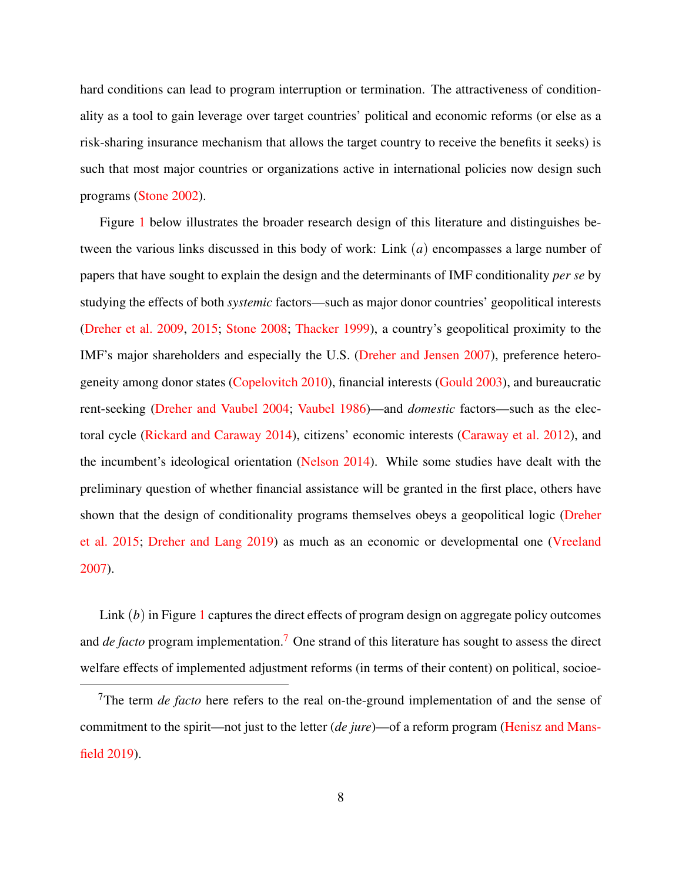hard conditions can lead to program interruption or termination. The attractiveness of conditionality as a tool to gain leverage over target countries' political and economic reforms (or else as a risk-sharing insurance mechanism that allows the target country to receive the benefits it seeks) is such that most major countries or organizations active in international policies now design such programs (Stone 2002).

Figure 1 below illustrates the broader research design of this literature and distinguishes between the various links discussed in this body of work: Link $(a)$ encompasses a large number of papers that have sought to explain the design and the determinants of IMF conditionality *per se* by studying the effects of both *systemic* factors—such as major donor countries' geopolitical interests (Dreher et al. 2009, 2015; Stone 2008; Thacker 1999), a country's geopolitical proximity to the IMF's major shareholders and especially the U.S. (Dreher and Jensen 2007), preference heterogeneity among donor states (Copelovitch 2010), financial interests (Gould 2003), and bureaucratic rent-seeking (Dreher and Vaubel 2004; Vaubel 1986)—and *domestic* factors—such as the electoral cycle (Rickard and Caraway 2014), citizens' economic interests (Caraway et al. 2012), and the incumbent's ideological orientation (Nelson 2014). While some studies have dealt with the preliminary question of whether financial assistance will be granted in the first place, others have shown that the design of conditionality programs themselves obeys a geopolitical logic (Dreher et al. 2015; Dreher and Lang 2019) as much as an economic or developmental one (Vreeland 2007).

Link $(b)$ in Figure 1 captures the direct effects of program design on aggregate policy outcomes and *de facto* program implementation.[7] One strand of this literature has sought to assess the direct welfare effects of implemented adjustment reforms (in terms of their content) on political, socioe-

[7] The term *de facto* here refers to the real on-the-ground implementation of and the sense of commitment to the spirit—not just to the letter (*de jure*)—of a reform program (Henisz and Mansfield 2019).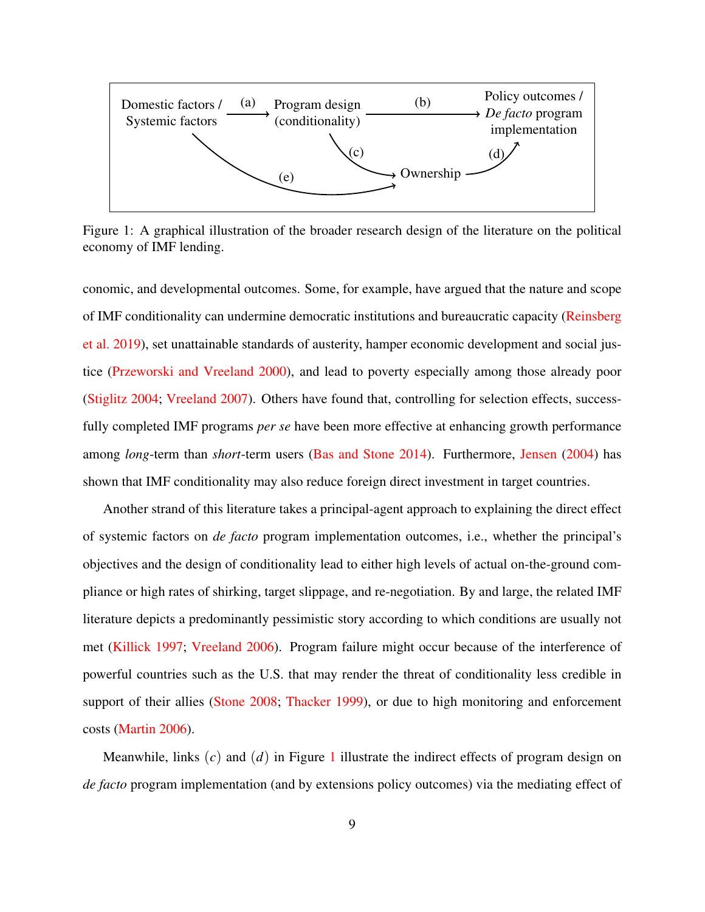Figure 1: A graphical illustration of the broader research design of the literature on the political economy of IMF lending.

conomic, and developmental outcomes. Some, for example, have argued that the nature and scope of IMF conditionality can undermine democratic institutions and bureaucratic capacity (Reinsberg et al. 2019), set unattainable standards of austerity, hamper economic development and social justice (Przeworski and Vreeland 2000), and lead to poverty especially among those already poor (Stiglitz 2004; Vreeland 2007). Others have found that, controlling for selection effects, successfully completed IMF programs *per se* have been more effective at enhancing growth performance among *long*-term than *short*-term users (Bas and Stone 2014). Furthermore, Jensen (2004) has shown that IMF conditionality may also reduce foreign direct investment in target countries.

Another strand of this literature takes a principal-agent approach to explaining the direct effect of systemic factors on *de facto* program implementation outcomes, i.e., whether the principal's objectives and the design of conditionality lead to either high levels of actual on-the-ground compliance or high rates of shirking, target slippage, and re-negotiation. By and large, the related IMF literature depicts a predominantly pessimistic story according to which conditions are usually not met (Killick 1997; Vreeland 2006). Program failure might occur because of the interference of powerful countries such as the U.S. that may render the threat of conditionality less credible in support of their allies (Stone 2008; Thacker 1999), or due to high monitoring and enforcement costs (Martin 2006).

Meanwhile, links $(c)$ and $(d)$ in Figure 1 illustrate the indirect effects of program design on *de facto* program implementation (and by extensions policy outcomes) via the mediating effect of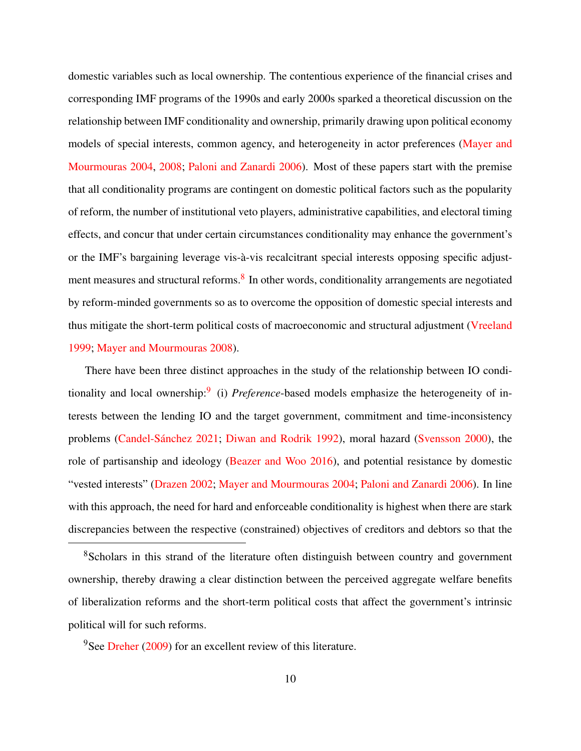domestic variables such as local ownership. The contentious experience of the financial crises and corresponding IMF programs of the 1990s and early 2000s sparked a theoretical discussion on the relationship between IMF conditionality and ownership, primarily drawing upon political economy models of special interests, common agency, and heterogeneity in actor preferences (Mayer and Mourmouras 2004, 2008; Paloni and Zanardi 2006). Most of these papers start with the premise that all conditionality programs are contingent on domestic political factors such as the popularity of reform, the number of institutional veto players, administrative capabilities, and electoral timing effects, and concur that under certain circumstances conditionality may enhance the government's or the IMF's bargaining leverage vis-à-vis recalcitrant special interests opposing specific adjustment measures and structural reforms.[8] In other words, conditionality arrangements are negotiated by reform-minded governments so as to overcome the opposition of domestic special interests and thus mitigate the short-term political costs of macroeconomic and structural adjustment (Vreeland 1999; Mayer and Mourmouras 2008).

There have been three distinct approaches in the study of the relationship between IO conditionality and local ownership:[9] (i) *Preference*-based models emphasize the heterogeneity of interests between the lending IO and the target government, commitment and time-inconsistency problems (Candel-Sánchez 2021; Diwan and Rodrik 1992), moral hazard (Svensson 2000), the role of partisanship and ideology (Beazer and Woo 2016), and potential resistance by domestic "vested interests" (Drazen 2002; Mayer and Mourmouras 2004; Paloni and Zanardi 2006). In line with this approach, the need for hard and enforceable conditionality is highest when there are stark discrepancies between the respective (constrained) objectives of creditors and debtors so that the

[8] Scholars in this strand of the literature often distinguish between country and government ownership, thereby drawing a clear distinction between the perceived aggregate welfare benefits of liberalization reforms and the short-term political costs that affect the government's intrinsic political will for such reforms.

[9] See Dreher (2009) for an excellent review of this literature.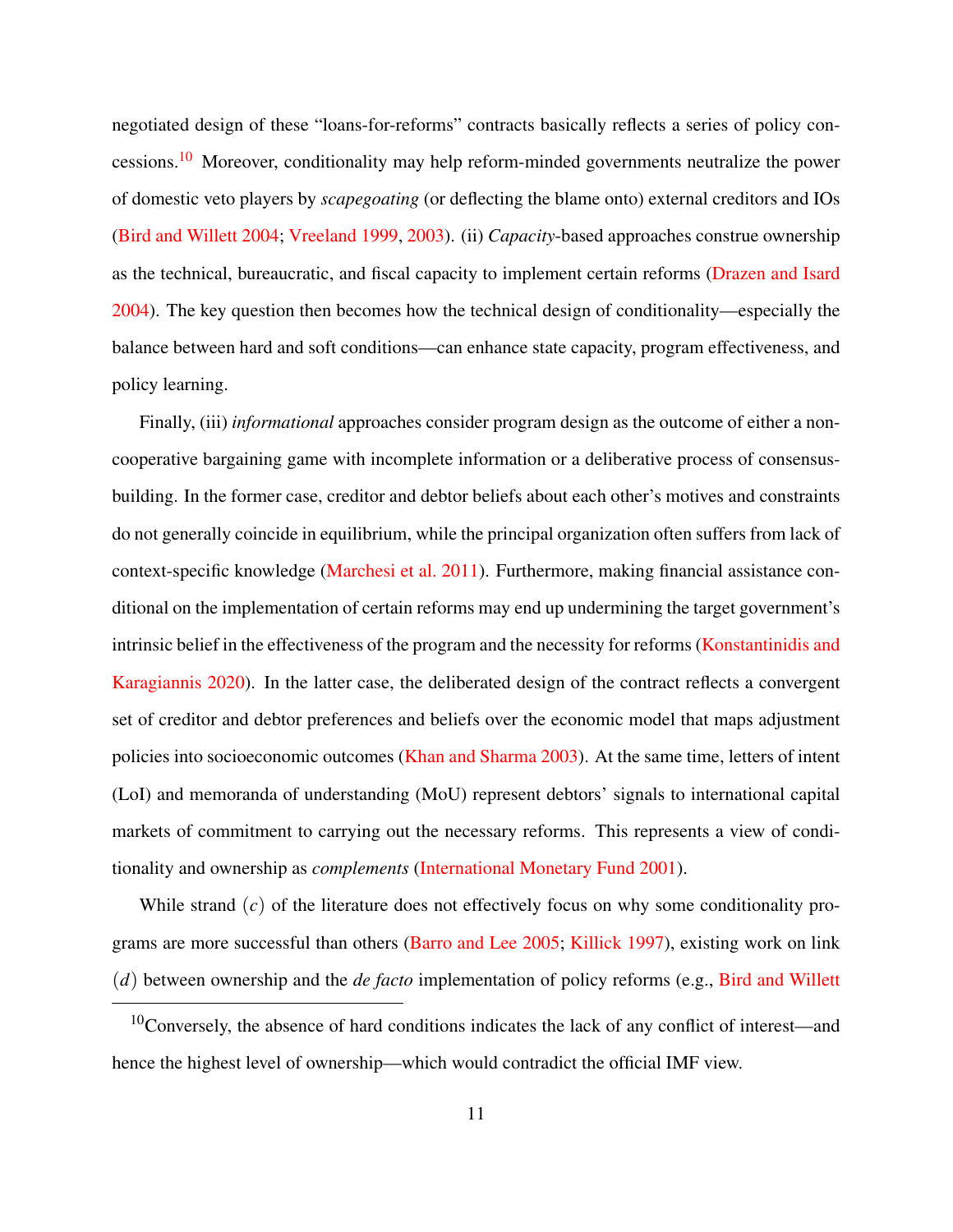negotiated design of these "loans-for-reforms" contracts basically reflects a series of policy concessions.[10] Moreover, conditionality may help reform-minded governments neutralize the power of domestic veto players by *scapegoating* (or deflecting the blame onto) external creditors and IOs (Bird and Willett 2004; Vreeland 1999, 2003). (ii) *Capacity*-based approaches construe ownership as the technical, bureaucratic, and fiscal capacity to implement certain reforms (Drazen and Isard 2004). The key question then becomes how the technical design of conditionality—especially the balance between hard and soft conditions—can enhance state capacity, program effectiveness, and policy learning.

Finally, (iii) *informational* approaches consider program design as the outcome of either a non-cooperative bargaining game with incomplete information or a deliberative process of consensus-building. In the former case, creditor and debtor beliefs about each other's motives and constraints do not generally coincide in equilibrium, while the principal organization often suffers from lack of context-specific knowledge (Marchesi et al. 2011). Furthermore, making financial assistance conditional on the implementation of certain reforms may end up undermining the target government's intrinsic belief in the effectiveness of the program and the necessity for reforms (Konstantinidis and Karagiannis 2020). In the latter case, the deliberated design of the contract reflects a convergent set of creditor and debtor preferences and beliefs over the economic model that maps adjustment policies into socioeconomic outcomes (Khan and Sharma 2003). At the same time, letters of intent (LoI) and memoranda of understanding (MoU) represent debtors' signals to international capital markets of commitment to carrying out the necessary reforms. This represents a view of conditionality and ownership as *complements* (International Monetary Fund 2001).

While strand $(c)$ of the literature does not effectively focus on why some conditionality programs are more successful than others (Barro and Lee 2005; Killick 1997), existing work on link $(d)$ between ownership and the *de facto* implementation of policy reforms (e.g., Bird and Willett

[10] Conversely, the absence of hard conditions indicates the lack of any conflict of interest—and hence the highest level of ownership—which would contradict the official IMF view.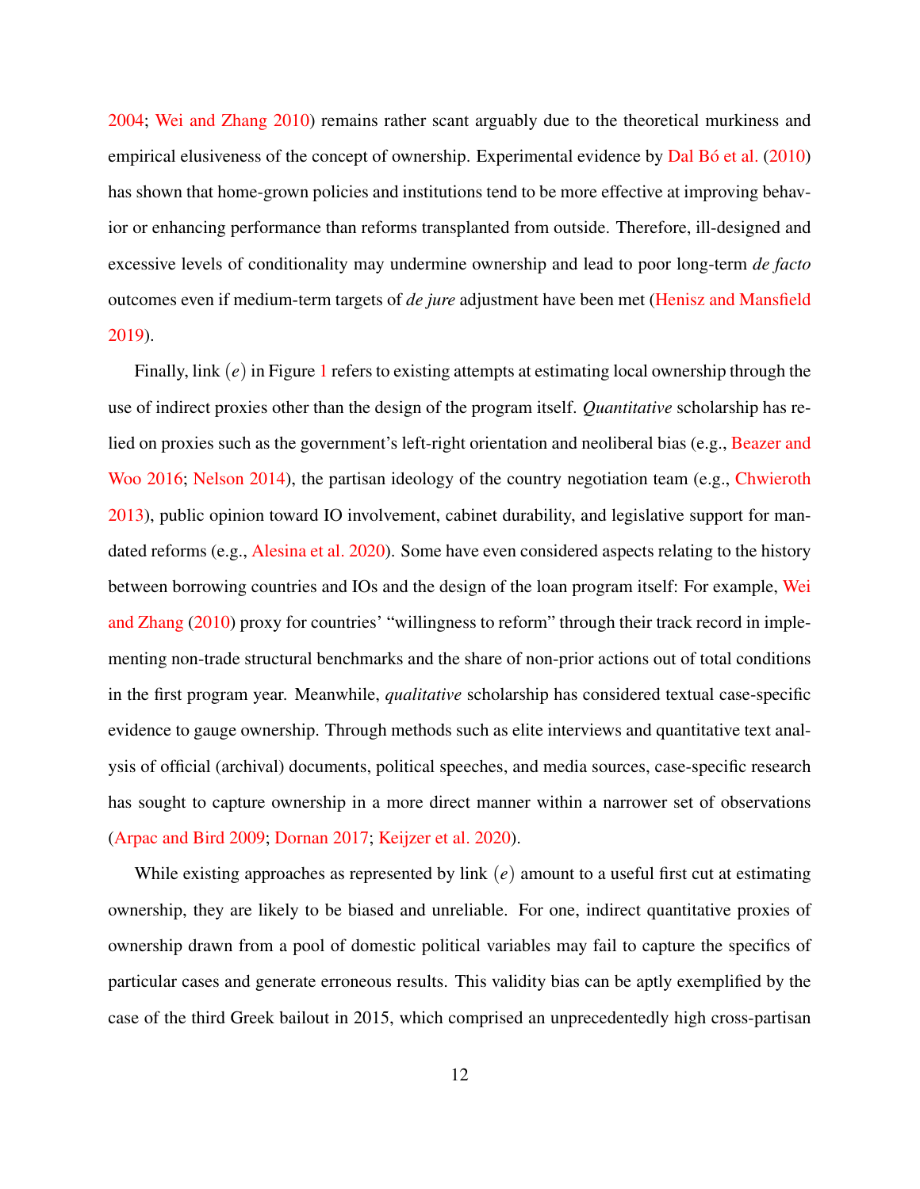2004; Wei and Zhang 2010) remains rather scant arguably due to the theoretical murkiness and empirical elusiveness of the concept of ownership. Experimental evidence by Dal Bó et al. (2010) has shown that home-grown policies and institutions tend to be more effective at improving behavior or enhancing performance than reforms transplanted from outside. Therefore, ill-designed and excessive levels of conditionality may undermine ownership and lead to poor long-term *de facto* outcomes even if medium-term targets of *de jure* adjustment have been met (Henisz and Mansfield 2019).

Finally, link $(e)$ in Figure 1 refers to existing attempts at estimating local ownership through the use of indirect proxies other than the design of the program itself. *Quantitative* scholarship has relied on proxies such as the government's left-right orientation and neoliberal bias (e.g., Beazer and Woo 2016; Nelson 2014), the partisan ideology of the country negotiation team (e.g., Chwieroth 2013), public opinion toward IO involvement, cabinet durability, and legislative support for mandated reforms (e.g., Alesina et al. 2020). Some have even considered aspects relating to the history between borrowing countries and IOs and the design of the loan program itself: For example, Wei and Zhang (2010) proxy for countries' "willingness to reform" through their track record in implementing non-trade structural benchmarks and the share of non-prior actions out of total conditions in the first program year. Meanwhile, *qualitative* scholarship has considered textual case-specific evidence to gauge ownership. Through methods such as elite interviews and quantitative text analysis of official (archival) documents, political speeches, and media sources, case-specific research has sought to capture ownership in a more direct manner within a narrower set of observations (Arpac and Bird 2009; Dornan 2017; Keijzer et al. 2020).

While existing approaches as represented by link $(e)$ amount to a useful first cut at estimating ownership, they are likely to be biased and unreliable. For one, indirect quantitative proxies of ownership drawn from a pool of domestic political variables may fail to capture the specifics of particular cases and generate erroneous results. This validity bias can be aptly exemplified by the case of the third Greek bailout in 2015, which comprised an unprecedentedly high cross-partisan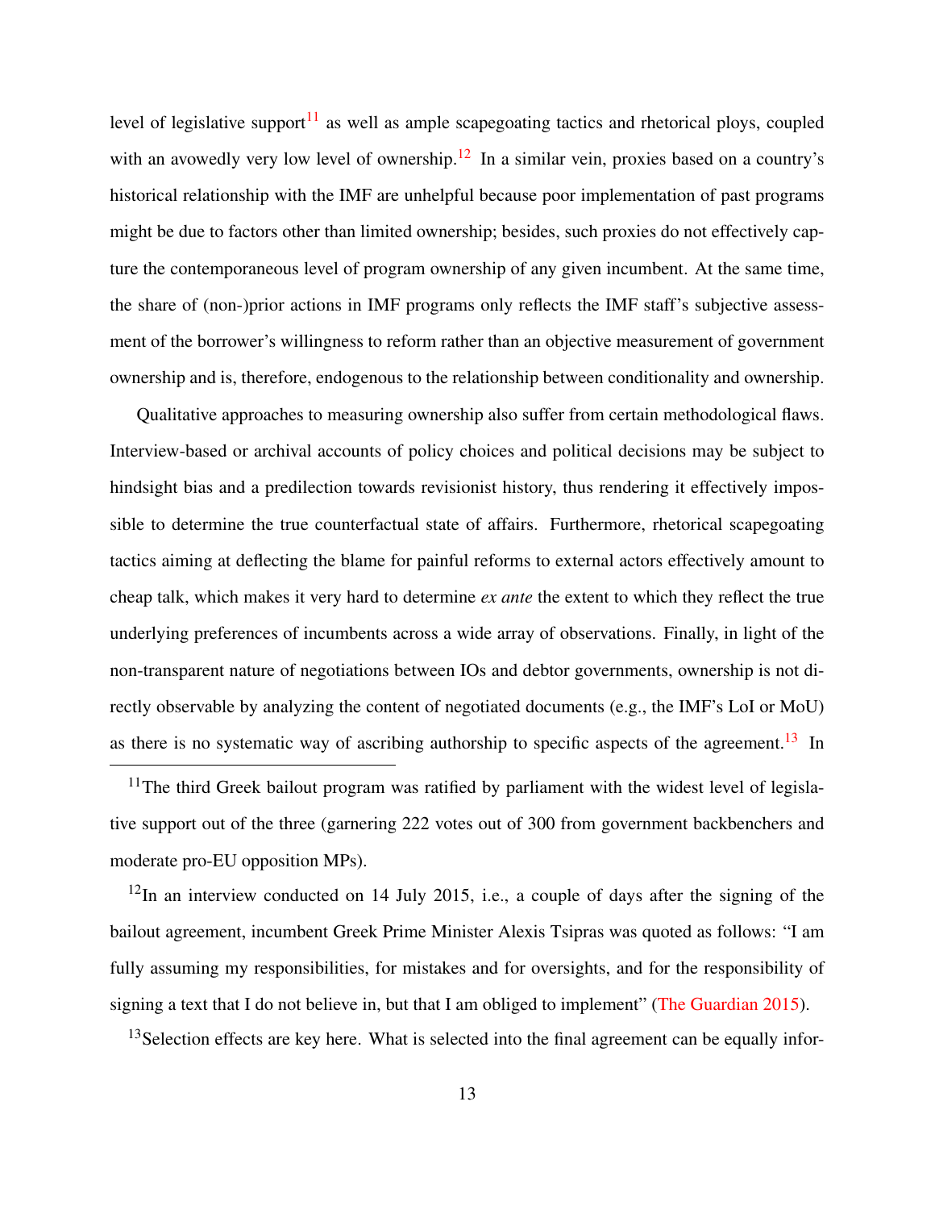level of legislative support[11] as well as ample scapegoating tactics and rhetorical ploys, coupled with an avowedly very low level of ownership.[12] In a similar vein, proxies based on a country's historical relationship with the IMF are unhelpful because poor implementation of past programs might be due to factors other than limited ownership; besides, such proxies do not effectively capture the contemporaneous level of program ownership of any given incumbent. At the same time, the share of (non-)prior actions in IMF programs only reflects the IMF staff's subjective assessment of the borrower's willingness to reform rather than an objective measurement of government ownership and is, therefore, endogenous to the relationship between conditionality and ownership.

Qualitative approaches to measuring ownership also suffer from certain methodological flaws. Interview-based or archival accounts of policy choices and political decisions may be subject to hindsight bias and a predilection towards revisionist history, thus rendering it effectively impossible to determine the true counterfactual state of affairs. Furthermore, rhetorical scapegoating tactics aiming at deflecting the blame for painful reforms to external actors effectively amount to cheap talk, which makes it very hard to determine *ex ante* the extent to which they reflect the true underlying preferences of incumbents across a wide array of observations. Finally, in light of the non-transparent nature of negotiations between IOs and debtor governments, ownership is not directly observable by analyzing the content of negotiated documents (e.g., the IMF's LoI or MoU) as there is no systematic way of ascribing authorship to specific aspects of the agreement.[13] In

[11] The third Greek bailout program was ratified by parliament with the widest level of legislative support out of the three (garnering 222 votes out of 300 from government backbenchers and moderate pro-EU opposition MPs).

[12] In an interview conducted on 14 July 2015, i.e., a couple of days after the signing of the bailout agreement, incumbent Greek Prime Minister Alexis Tsipras was quoted as follows: "I am fully assuming my responsibilities, for mistakes and for oversights, and for the responsibility of signing a text that I do not believe in, but that I am obliged to implement" (The Guardian 2015).

[13] Selection effects are key here. What is selected into the final agreement can be equally infor-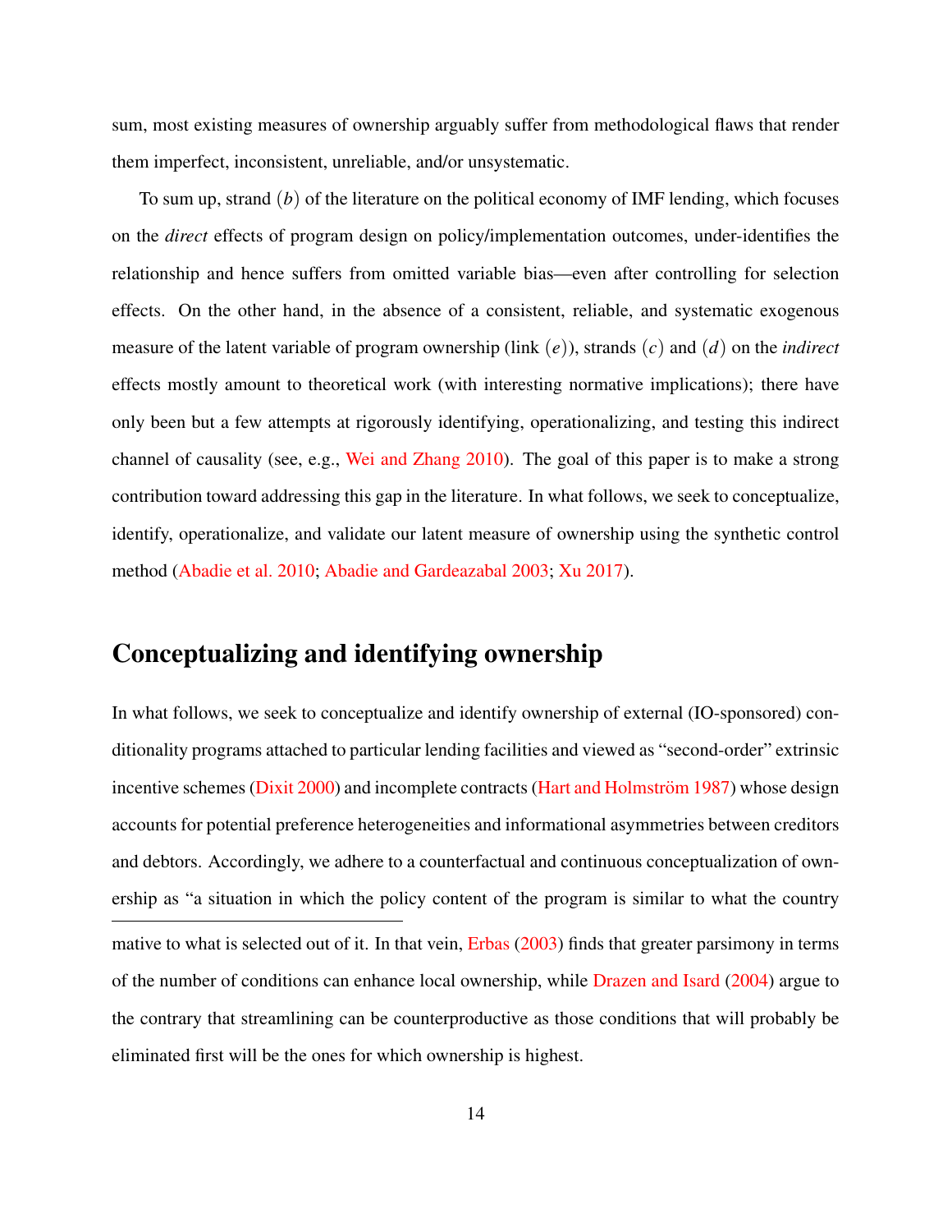sum, most existing measures of ownership arguably suffer from methodological flaws that render them imperfect, inconsistent, unreliable, and/or unsystematic.

To sum up, strand $(b)$ of the literature on the political economy of IMF lending, which focuses on the *direct* effects of program design on policy/implementation outcomes, under-identifies the relationship and hence suffers from omitted variable bias—even after controlling for selection effects. On the other hand, in the absence of a consistent, reliable, and systematic exogenous measure of the latent variable of program ownership (link $(e)$), strands $(c)$ and $(d)$ on the *indirect* effects mostly amount to theoretical work (with interesting normative implications); there have only been but a few attempts at rigorously identifying, operationalizing, and testing this indirect channel of causality (see, e.g., Wei and Zhang 2010). The goal of this paper is to make a strong contribution toward addressing this gap in the literature. In what follows, we seek to conceptualize, identify, operationalize, and validate our latent measure of ownership using the synthetic control method (Abadie et al. 2010; Abadie and Gardeazabal 2003; Xu 2017).

## Conceptualizing and identifying ownership

In what follows, we seek to conceptualize and identify ownership of external (IO-sponsored) conditionality programs attached to particular lending facilities and viewed as "second-order" extrinsic incentive schemes (Dixit 2000) and incomplete contracts (Hart and Holmström 1987) whose design accounts for potential preference heterogeneities and informational asymmetries between creditors and debtors. Accordingly, we adhere to a counterfactual and continuous conceptualization of ownership as "a situation in which the policy content of the program is similar to what the country

mative to what is selected out of it. In that vein, Erbas (2003) finds that greater parsimony in terms of the number of conditions can enhance local ownership, while Drazen and Isard (2004) argue to the contrary that streamlining can be counterproductive as those conditions that will probably be eliminated first will be the ones for which ownership is highest.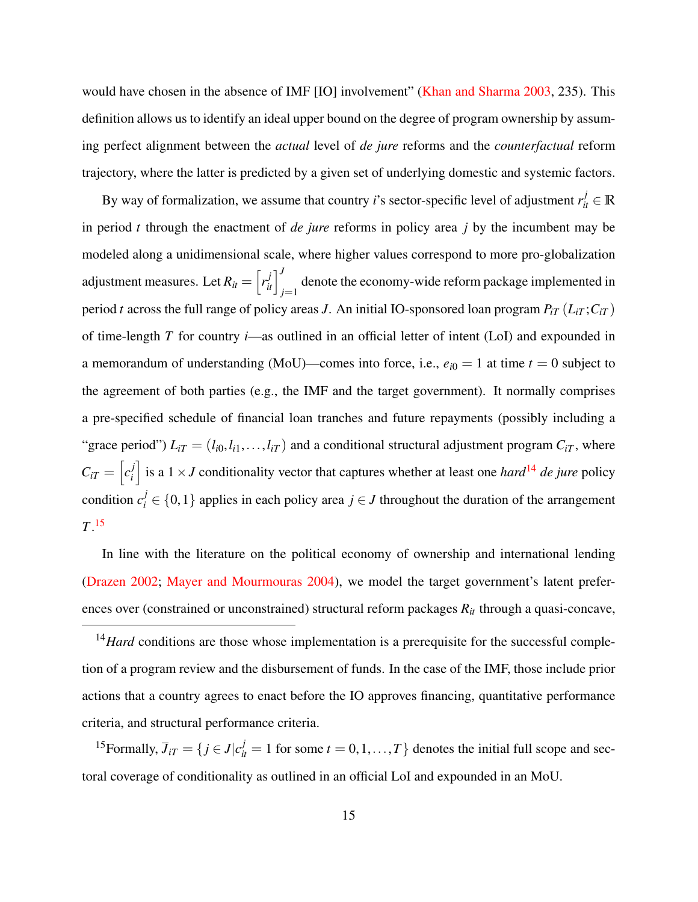would have chosen in the absence of IMF [IO] involvement" (Khan and Sharma 2003, 235). This definition allows us to identify an ideal upper bound on the degree of program ownership by assuming perfect alignment between the *actual* level of *de jure* reforms and the *counterfactual* reform trajectory, where the latter is predicted by a given set of underlying domestic and systemic factors.

By way of formalization, we assume that country $i$'s sector-specific level of adjustment $r_{it}^{j} \in \mathbb{R}$ in period $t$ through the enactment of *de jure* reforms in policy area $j$ by the incumbent may be modeled along a unidimensional scale, where higher values correspond to more pro-globalization adjustment measures. Let $R_{it} = \left[r_{it}^{j}\right]_{j=1}^{J}$ denote the economy-wide reform package implemented in period $t$ across the full range of policy areas $J$. An initial IO-sponsored loan program $P_{iT}\left(L_{iT};C_{iT}\right)$ of time-length $T$ for country $i$—as outlined in an official letter of intent (LoI) and expounded in a memorandum of understanding (MoU)—comes into force, i.e., $e_{i0} = 1$ at time $t = 0$ subject to the agreement of both parties (e.g., the IMF and the target government). It normally comprises a pre-specified schedule of financial loan tranches and future repayments (possibly including a "grace period") $L_{iT} = (l_{i0}, l_{i1}, \ldots, l_{iT})$ and a conditional structural adjustment program $C_{iT}$, where $C_{iT} = \left[c_{i}^{j}\right]$ is a $1 \times J$ conditionality vector that captures whether at least one *hard*[14] *de jure* policy condition $c_{i}^{j} \in \{0,1\}$ applies in each policy area $j \in J$ throughout the duration of the arrangement $T$.[15]

In line with the literature on the political economy of ownership and international lending (Drazen 2002; Mayer and Mourmouras 2004), we model the target government's latent preferences over (constrained or unconstrained) structural reform packages $R_{it}$ through a quasi-concave,

[14] *Hard* conditions are those whose implementation is a prerequisite for the successful completion of a program review and the disbursement of funds. In the case of the IMF, those include prior actions that a country agrees to enact before the IO approves financing, quantitative performance criteria, and structural performance criteria.

[15] Formally, $\overline{J}_{iT} = \{j \in J | c_{it}^{j} = 1 \text{ for some } t = 0, 1, \ldots, T\}$ denotes the initial full scope and sectoral coverage of conditionality as outlined in an official LoI and expounded in an MoU.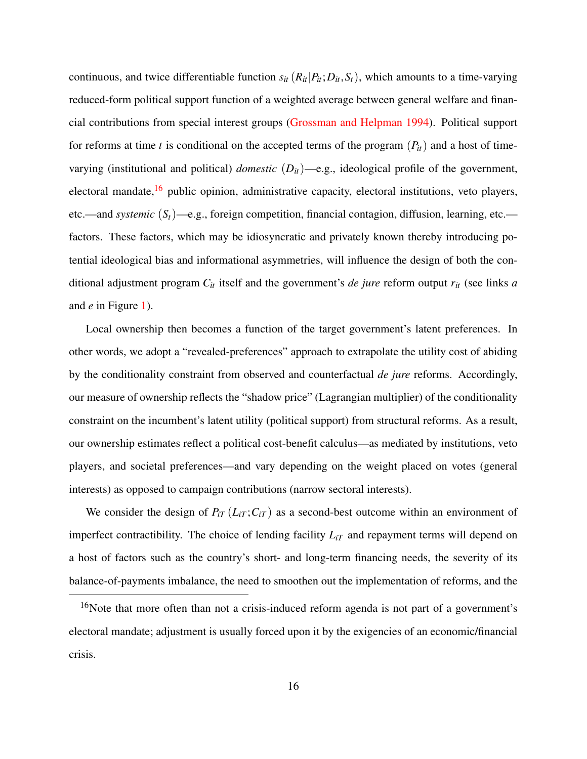continuous, and twice differentiable function $s_{it}(R_{it}|P_{it}; D_{it}, S_t)$, which amounts to a time-varying reduced-form political support function of a weighted average between general welfare and financial contributions from special interest groups (Grossman and Helpman 1994). Political support for reforms at time $t$ is conditional on the accepted terms of the program $(P_{it})$ and a host of time-varying (institutional and political) *domestic* $(D_{it})$—e.g., ideological profile of the government, electoral mandate,[16] public opinion, administrative capacity, electoral institutions, veto players, etc.—and *systemic* $(S_t)$—e.g., foreign competition, financial contagion, diffusion, learning, etc.—factors. These factors, which may be idiosyncratic and privately known thereby introducing potential ideological bias and informational asymmetries, will influence the design of both the conditional adjustment program $C_{it}$ itself and the government's *de jure* reform output $r_{it}$ (see links *a* and *e* in Figure 1).

Local ownership then becomes a function of the target government's latent preferences. In other words, we adopt a "revealed-preferences" approach to extrapolate the utility cost of abiding by the conditionality constraint from observed and counterfactual *de jure* reforms. Accordingly, our measure of ownership reflects the "shadow price" (Lagrangian multiplier) of the conditionality constraint on the incumbent's latent utility (political support) from structural reforms. As a result, our ownership estimates reflect a political cost-benefit calculus—as mediated by institutions, veto players, and societal preferences—and vary depending on the weight placed on votes (general interests) as opposed to campaign contributions (narrow sectoral interests).

We consider the design of $P_{iT}(L_{iT}; C_{iT})$ as a second-best outcome within an environment of imperfect contractibility. The choice of lending facility $L_{iT}$ and repayment terms will depend on a host of factors such as the country's short- and long-term financing needs, the severity of its balance-of-payments imbalance, the need to smoothen out the implementation of reforms, and the

[16] Note that more often than not a crisis-induced reform agenda is not part of a government's electoral mandate; adjustment is usually forced upon it by the exigencies of an economic/financial crisis.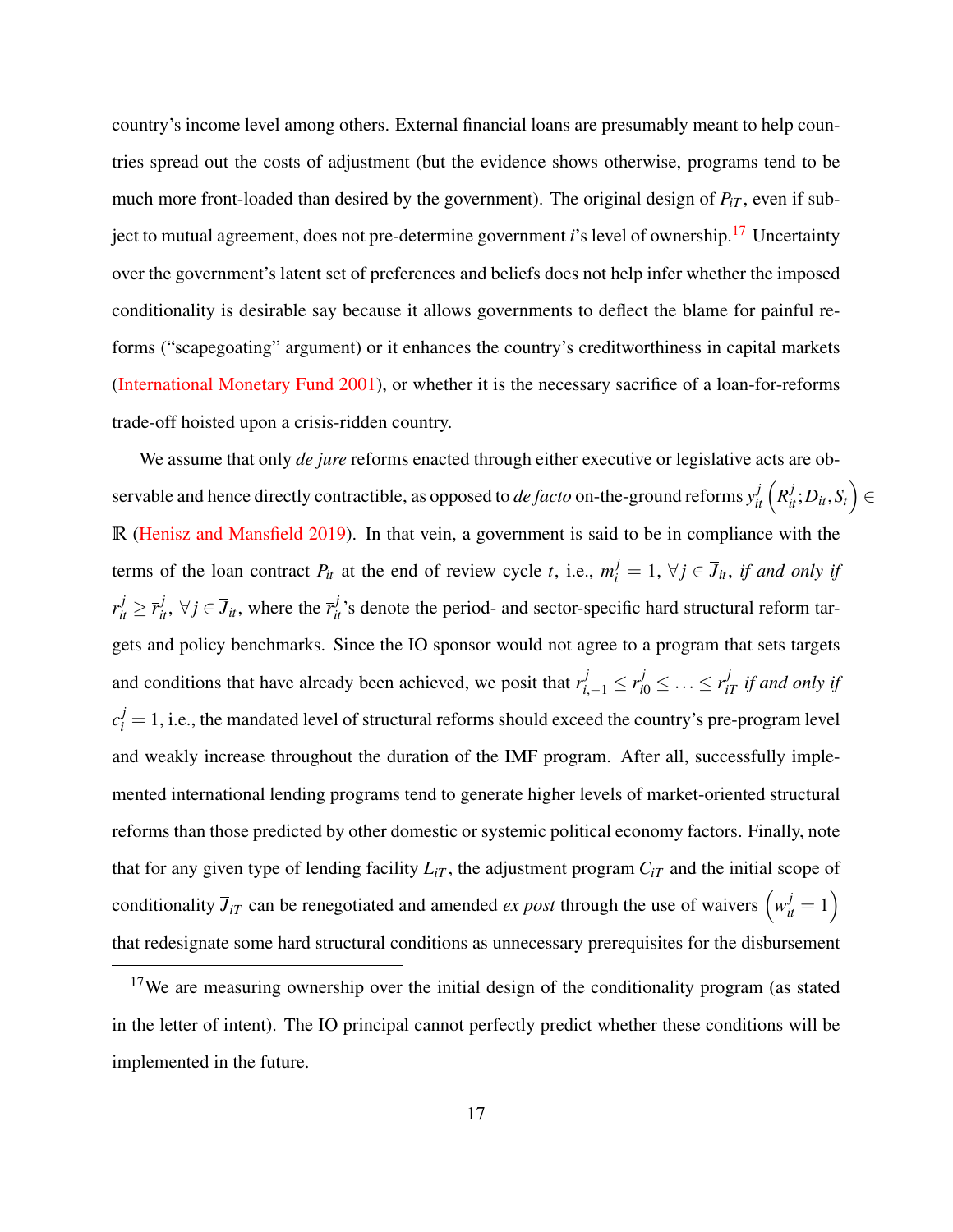country's income level among others. External financial loans are presumably meant to help countries spread out the costs of adjustment (but the evidence shows otherwise, programs tend to be much more front-loaded than desired by the government). The original design of $P_{iT}$, even if subject to mutual agreement, does not pre-determine government $i$'s level of ownership.[17] Uncertainty over the government's latent set of preferences and beliefs does not help infer whether the imposed conditionality is desirable say because it allows governments to deflect the blame for painful reforms ("scapegoating" argument) or it enhances the country's creditworthiness in capital markets (International Monetary Fund 2001), or whether it is the necessary sacrifice of a loan-for-reforms trade-off hoisted upon a crisis-ridden country.

We assume that only *de jure* reforms enacted through either executive or legislative acts are observable and hence directly contractible, as opposed to *de facto* on-the-ground reforms $y_{it}^{j}\left(R_{it}^{j}; D_{it}, S_{t}\right) \in \mathbb{R}$ (Henisz and Mansfield 2019). In that vein, a government is said to be in compliance with the terms of the loan contract $P_{it}$ at the end of review cycle $t$, i.e., $m_{i}^{j} = 1$, $\forall j \in \overline{J}_{it}$, *if and only if* $r_{it}^{j} \geq \overline{r}_{it}^{j}$, $\forall j \in \overline{J}_{it}$, where the $\overline{r}_{it}^{j}$'s denote the period- and sector-specific hard structural reform targets and policy benchmarks. Since the IO sponsor would not agree to a program that sets targets and conditions that have already been achieved, we posit that $r_{i,-1}^{j} \leq \overline{r}_{i0}^{j} \leq \ldots \leq \overline{r}_{iT}^{j}$ *if and only if* $c_{i}^{j} = 1$, i.e., the mandated level of structural reforms should exceed the country's pre-program level and weakly increase throughout the duration of the IMF program. After all, successfully implemented international lending programs tend to generate higher levels of market-oriented structural reforms than those predicted by other domestic or systemic political economy factors. Finally, note that for any given type of lending facility $L_{iT}$, the adjustment program $C_{iT}$ and the initial scope of conditionality $\overline{J}_{iT}$ can be renegotiated and amended *ex post* through the use of waivers $\left(w_{it}^{j} = 1\right)$ that redesignate some hard structural conditions as unnecessary prerequisites for the disbursement

[17] We are measuring ownership over the initial design of the conditionality program (as stated in the letter of intent). The IO principal cannot perfectly predict whether these conditions will be implemented in the future.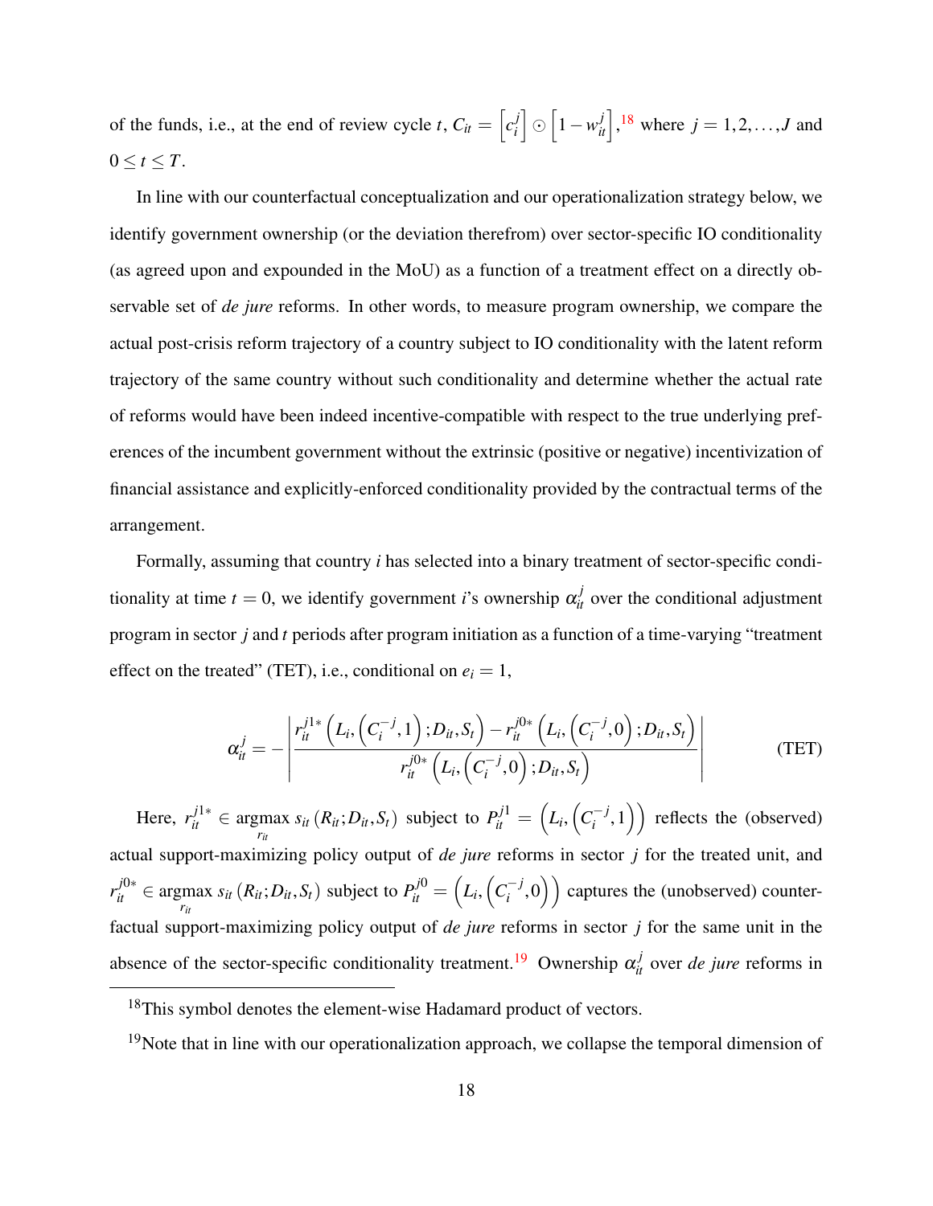of the funds, i.e., at the end of review cycle $t$, $C_{it} = \left[c_i^j\right] \odot \left[1 - w_{it}^j\right]$,[18] where $j = 1, 2, \ldots, J$ and $0 \leq t \leq T$.

In line with our counterfactual conceptualization and our operationalization strategy below, we identify government ownership (or the deviation therefrom) over sector-specific IO conditionality (as agreed upon and expounded in the MoU) as a function of a treatment effect on a directly observable set of *de jure* reforms. In other words, to measure program ownership, we compare the actual post-crisis reform trajectory of a country subject to IO conditionality with the latent reform trajectory of the same country without such conditionality and determine whether the actual rate of reforms would have been indeed incentive-compatible with respect to the true underlying preferences of the incumbent government without the extrinsic (positive or negative) incentivization of financial assistance and explicitly-enforced conditionality provided by the contractual terms of the arrangement.

Formally, assuming that country $i$ has selected into a binary treatment of sector-specific conditionality at time $t = 0$, we identify government $i$'s ownership $\alpha_{it}^j$ over the conditional adjustment program in sector $j$ and $t$ periods after program initiation as a function of a time-varying "treatment effect on the treated" (TET), i.e., conditional on $e_i = 1$,

$$\alpha_{it}^j = -\left| \frac{r_{it}^{j1*}\left(L_i, \left(C_i^{-j}, 1\right); D_{it}, S_t\right) - r_{it}^{j0*}\left(L_i, \left(C_i^{-j}, 0\right); D_{it}, S_t\right)}{r_{it}^{j0*}\left(L_i, \left(C_i^{-j}, 0\right); D_{it}, S_t\right)} \right| \tag{TET}$$

Here, $r_{it}^{j1*} \in \underset{r_{it}}{\text{argmax}}\, s_{it}\left(R_{it}; D_{it}, S_t\right)$ subject to $P_{it}^{j1} = \left(L_i, \left(C_i^{-j}, 1\right)\right)$ reflects the (observed) actual support-maximizing policy output of *de jure* reforms in sector $j$ for the treated unit, and $r_{it}^{j0*} \in \underset{r_{it}}{\text{argmax}}\, s_{it}\left(R_{it}; D_{it}, S_t\right)$ subject to $P_{it}^{j0} = \left(L_i, \left(C_i^{-j}, 0\right)\right)$ captures the (unobserved) counterfactual support-maximizing policy output of *de jure* reforms in sector $j$ for the same unit in the absence of the sector-specific conditionality treatment.[19] Ownership $\alpha_{it}^j$ over *de jure* reforms in

[18] This symbol denotes the element-wise Hadamard product of vectors.

[19] Note that in line with our operationalization approach, we collapse the temporal dimension of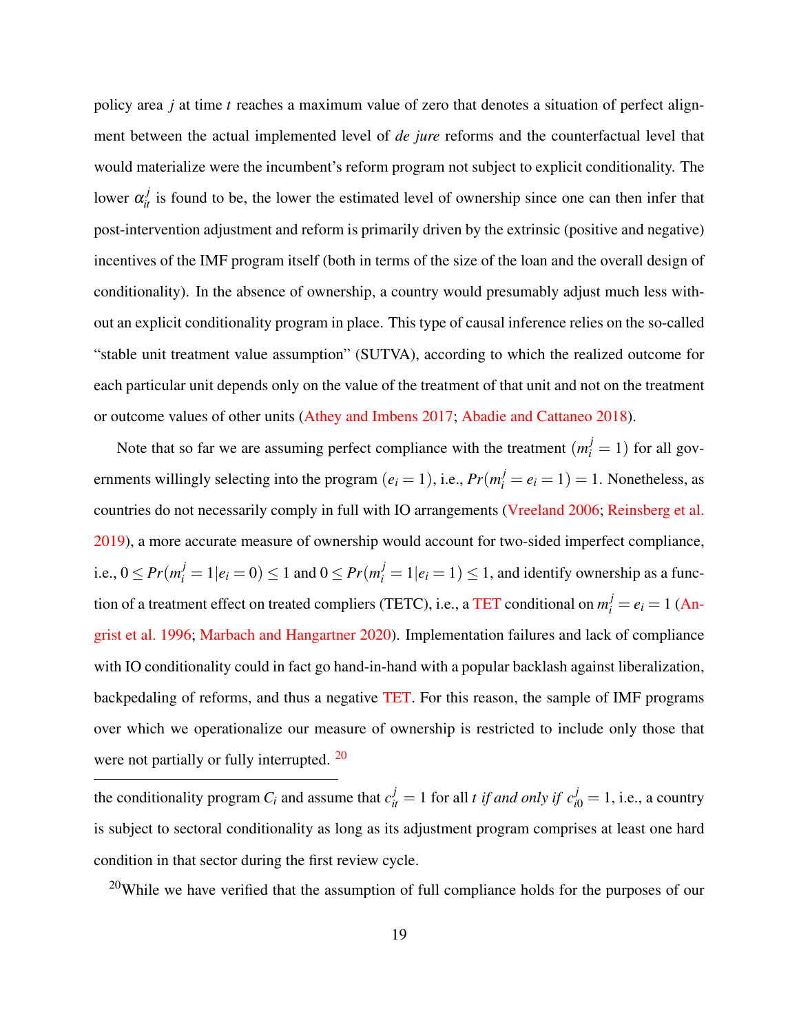policy area $j$ at time $t$ reaches a maximum value of zero that denotes a situation of perfect alignment between the actual implemented level of *de jure* reforms and the counterfactual level that would materialize were the incumbent's reform program not subject to explicit conditionality. The lower $\alpha_{it}^{j}$ is found to be, the lower the estimated level of ownership since one can then infer that post-intervention adjustment and reform is primarily driven by the extrinsic (positive and negative) incentives of the IMF program itself (both in terms of the size of the loan and the overall design of conditionality). In the absence of ownership, a country would presumably adjust much less without an explicit conditionality program in place. This type of causal inference relies on the so-called "stable unit treatment value assumption" (SUTVA), according to which the realized outcome for each particular unit depends only on the value of the treatment of that unit and not on the treatment or outcome values of other units (Athey and Imbens 2017; Abadie and Cattaneo 2018).

Note that so far we are assuming perfect compliance with the treatment $(m_i^j = 1)$ for all governments willingly selecting into the program $(e_i = 1)$, i.e., $Pr(m_i^j = e_i = 1) = 1$. Nonetheless, as countries do not necessarily comply in full with IO arrangements (Vreeland 2006; Reinsberg et al. 2019), a more accurate measure of ownership would account for two-sided imperfect compliance, i.e., $0 \leq Pr(m_i^j = 1|e_i = 0) \leq 1$ and $0 \leq Pr(m_i^j = 1|e_i = 1) \leq 1$, and identify ownership as a function of a treatment effect on treated compliers (TETC), i.e., a TET conditional on $m_i^j = e_i = 1$ (Angrist et al. 1996; Marbach and Hangartner 2020). Implementation failures and lack of compliance with IO conditionality could in fact go hand-in-hand with a popular backlash against liberalization, backpedaling of reforms, and thus a negative TET. For this reason, the sample of IMF programs over which we operationalize our measure of ownership is restricted to include only those that were not partially or fully interrupted. [20]

---

the conditionality program $C_i$ and assume that $c_{it}^j = 1$ for all $t$ *if and only if* $c_{i0}^j = 1$, i.e., a country is subject to sectoral conditionality as long as its adjustment program comprises at least one hard condition in that sector during the first review cycle.

[20]While we have verified that the assumption of full compliance holds for the purposes of our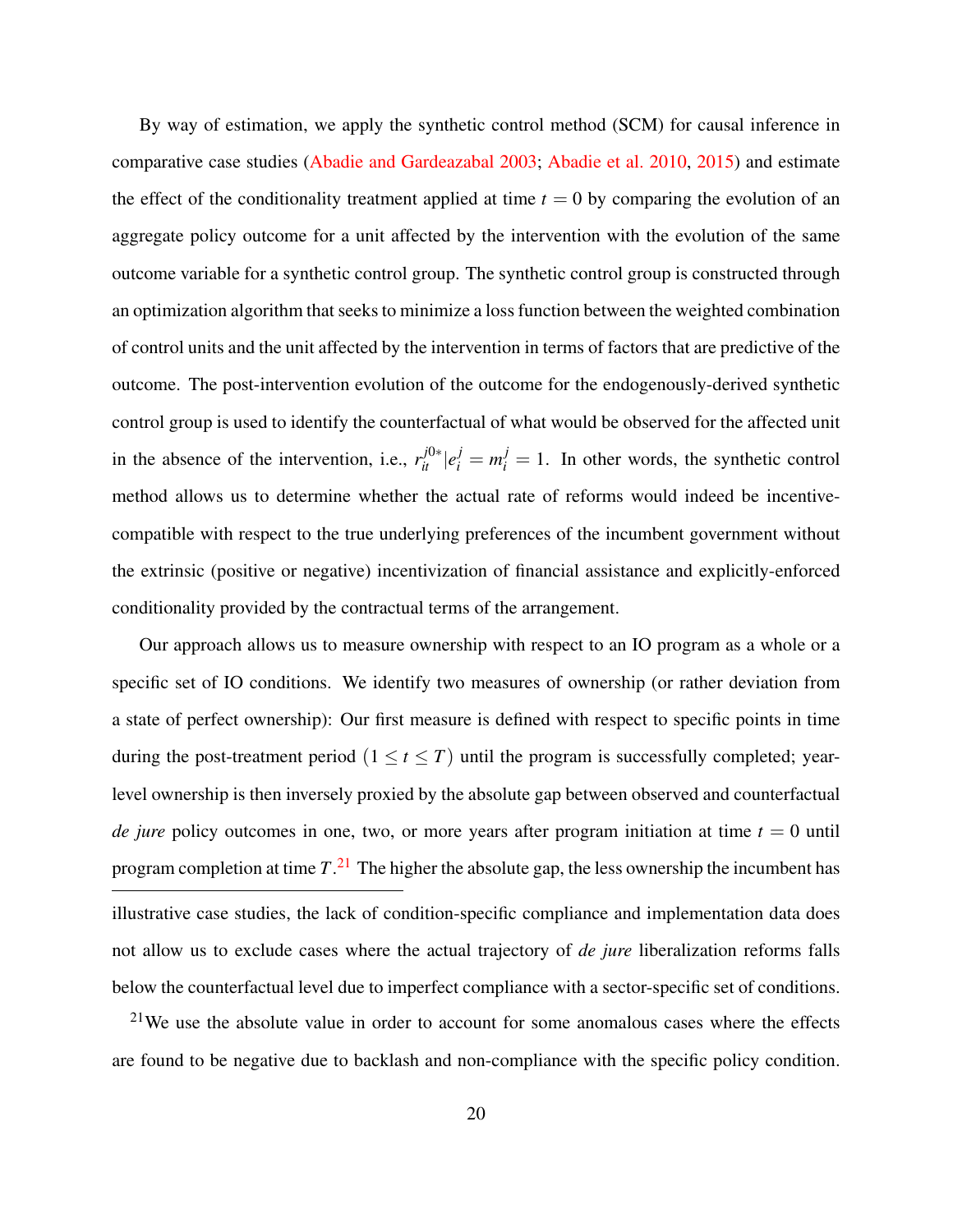By way of estimation, we apply the synthetic control method (SCM) for causal inference in comparative case studies (Abadie and Gardeazabal 2003; Abadie et al. 2010, 2015) and estimate the effect of the conditionality treatment applied at time $t = 0$ by comparing the evolution of an aggregate policy outcome for a unit affected by the intervention with the evolution of the same outcome variable for a synthetic control group. The synthetic control group is constructed through an optimization algorithm that seeks to minimize a loss function between the weighted combination of control units and the unit affected by the intervention in terms of factors that are predictive of the outcome. The post-intervention evolution of the outcome for the endogenously-derived synthetic control group is used to identify the counterfactual of what would be observed for the affected unit in the absence of the intervention, i.e., $r_{it}^{j0*}|e_i^j = m_i^j = 1$. In other words, the synthetic control method allows us to determine whether the actual rate of reforms would indeed be incentive-compatible with respect to the true underlying preferences of the incumbent government without the extrinsic (positive or negative) incentivization of financial assistance and explicitly-enforced conditionality provided by the contractual terms of the arrangement.

Our approach allows us to measure ownership with respect to an IO program as a whole or a specific set of IO conditions. We identify two measures of ownership (or rather deviation from a state of perfect ownership): Our first measure is defined with respect to specific points in time during the post-treatment period $(1 \leq t \leq T)$ until the program is successfully completed; year-level ownership is then inversely proxied by the absolute gap between observed and counterfactual *de jure* policy outcomes in one, two, or more years after program initiation at time $t = 0$ until program completion at time $T$.[21] The higher the absolute gap, the less ownership the incumbent has

illustrative case studies, the lack of condition-specific compliance and implementation data does not allow us to exclude cases where the actual trajectory of *de jure* liberalization reforms falls below the counterfactual level due to imperfect compliance with a sector-specific set of conditions.

[21] We use the absolute value in order to account for some anomalous cases where the effects are found to be negative due to backlash and non-compliance with the specific policy condition.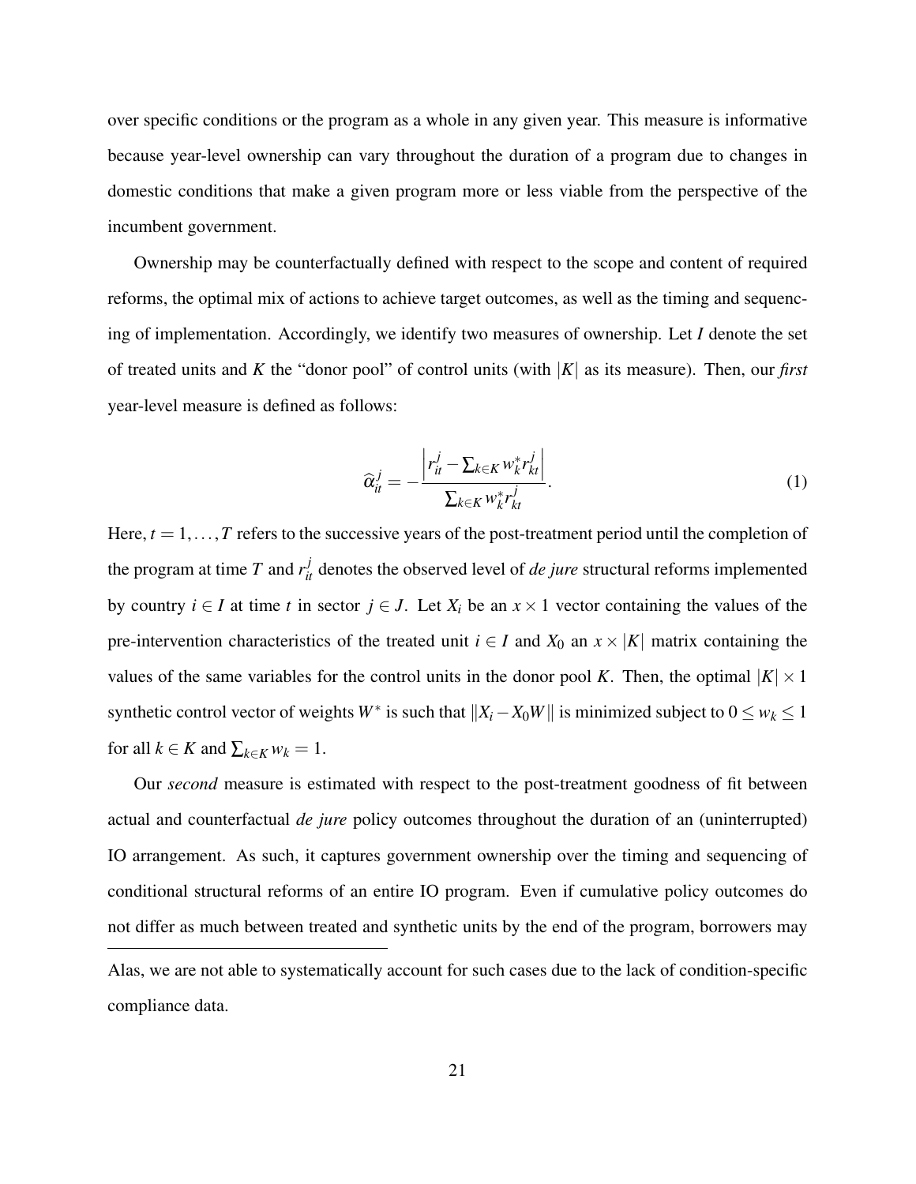over specific conditions or the program as a whole in any given year. This measure is informative because year-level ownership can vary throughout the duration of a program due to changes in domestic conditions that make a given program more or less viable from the perspective of the incumbent government.

Ownership may be counterfactually defined with respect to the scope and content of required reforms, the optimal mix of actions to achieve target outcomes, as well as the timing and sequencing of implementation. Accordingly, we identify two measures of ownership. Let $I$ denote the set of treated units and $K$ the "donor pool" of control units (with $|K|$ as its measure). Then, our *first* year-level measure is defined as follows:

$$\widehat{\alpha}_{it}^{j} = -\frac{\left| r_{it}^{j} - \sum_{k \in K} w_{k}^{*} r_{kt}^{j} \right|}{\sum_{k \in K} w_{k}^{*} r_{kt}^{j}}. \tag{1}$$

Here, $t = 1, \ldots, T$ refers to the successive years of the post-treatment period until the completion of the program at time $T$ and $r_{it}^{j}$ denotes the observed level of *de jure* structural reforms implemented by country $i \in I$ at time $t$ in sector $j \in J$. Let $X_i$ be an $x \times 1$ vector containing the values of the pre-intervention characteristics of the treated unit $i \in I$ and $X_0$ an $x \times |K|$ matrix containing the values of the same variables for the control units in the donor pool $K$. Then, the optimal $|K| \times 1$ synthetic control vector of weights $W^*$ is such that $\|X_i - X_0 W\|$ is minimized subject to $0 \leq w_k \leq 1$ for all $k \in K$ and $\sum_{k \in K} w_k = 1$.

Our *second* measure is estimated with respect to the post-treatment goodness of fit between actual and counterfactual *de jure* policy outcomes throughout the duration of an (uninterrupted) IO arrangement. As such, it captures government ownership over the timing and sequencing of conditional structural reforms of an entire IO program. Even if cumulative policy outcomes do not differ as much between treated and synthetic units by the end of the program, borrowers may

---

Alas, we are not able to systematically account for such cases due to the lack of condition-specific compliance data.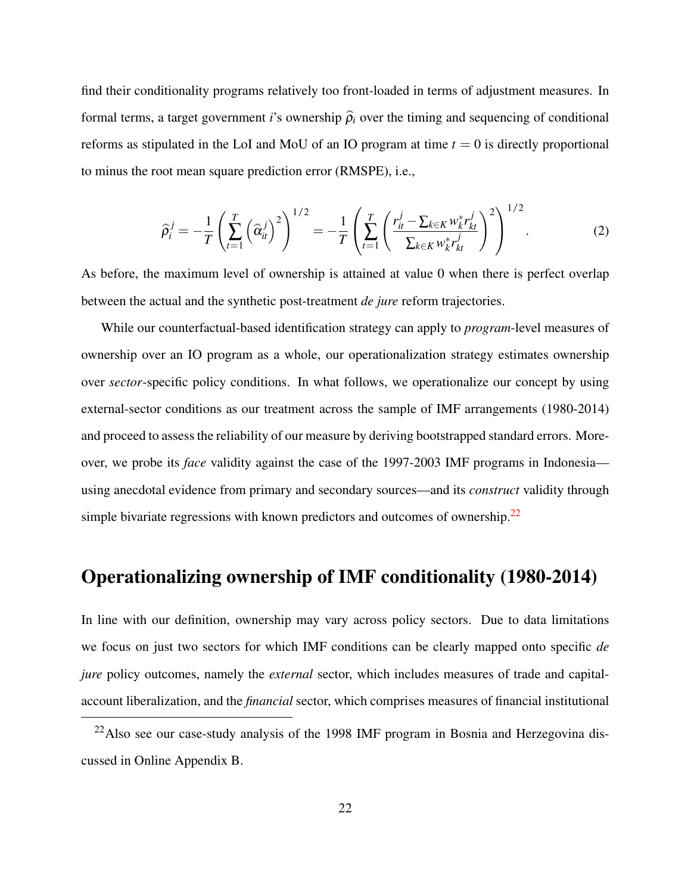find their conditionality programs relatively too front-loaded in terms of adjustment measures. In formal terms, a target government $i$'s ownership $\widehat{\rho}_i$ over the timing and sequencing of conditional reforms as stipulated in the LoI and MoU of an IO program at time $t = 0$ is directly proportional to minus the root mean square prediction error (RMSPE), i.e.,

$$\widehat{\rho}_i^j = -\frac{1}{T}\left(\sum_{t=1}^{T}\left(\widehat{\alpha}_{it}^j\right)^2\right)^{1/2} = -\frac{1}{T}\left(\sum_{t=1}^{T}\left(\frac{r_{it}^j - \sum_{k\in K} w_k^* r_{kt}^j}{\sum_{k\in K} w_k^* r_{kt}^j}\right)^2\right)^{1/2}. \tag{2}$$

As before, the maximum level of ownership is attained at value 0 when there is perfect overlap between the actual and the synthetic post-treatment *de jure* reform trajectories.

While our counterfactual-based identification strategy can apply to *program*-level measures of ownership over an IO program as a whole, our operationalization strategy estimates ownership over *sector*-specific policy conditions. In what follows, we operationalize our concept by using external-sector conditions as our treatment across the sample of IMF arrangements (1980-2014) and proceed to assess the reliability of our measure by deriving bootstrapped standard errors. Moreover, we probe its *face* validity against the case of the 1997-2003 IMF programs in Indonesia—using anecdotal evidence from primary and secondary sources—and its *construct* validity through simple bivariate regressions with known predictors and outcomes of ownership.[22]

## Operationalizing ownership of IMF conditionality (1980-2014)

In line with our definition, ownership may vary across policy sectors. Due to data limitations we focus on just two sectors for which IMF conditions can be clearly mapped onto specific *de jure* policy outcomes, namely the *external* sector, which includes measures of trade and capital-account liberalization, and the *financial* sector, which comprises measures of financial institutional

[22] Also see our case-study analysis of the 1998 IMF program in Bosnia and Herzegovina discussed in Online Appendix B.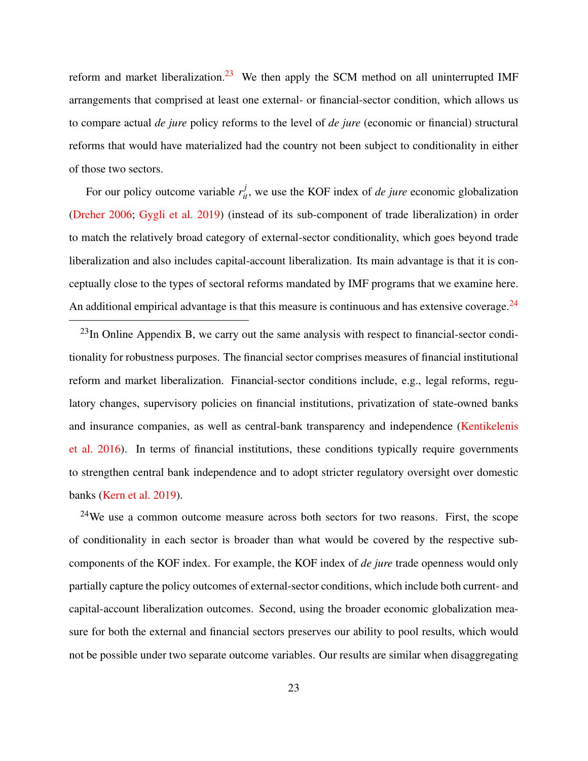reform and market liberalization.[23] We then apply the SCM method on all uninterrupted IMF arrangements that comprised at least one external- or financial-sector condition, which allows us to compare actual *de jure* policy reforms to the level of *de jure* (economic or financial) structural reforms that would have materialized had the country not been subject to conditionality in either of those two sectors.

For our policy outcome variable $r^j_{it}$, we use the KOF index of *de jure* economic globalization (Dreher 2006; Gygli et al. 2019) (instead of its sub-component of trade liberalization) in order to match the relatively broad category of external-sector conditionality, which goes beyond trade liberalization and also includes capital-account liberalization. Its main advantage is that it is conceptually close to the types of sectoral reforms mandated by IMF programs that we examine here. An additional empirical advantage is that this measure is continuous and has extensive coverage.[24]

[23] In Online Appendix B, we carry out the same analysis with respect to financial-sector conditionality for robustness purposes. The financial sector comprises measures of financial institutional reform and market liberalization. Financial-sector conditions include, e.g., legal reforms, regulatory changes, supervisory policies on financial institutions, privatization of state-owned banks and insurance companies, as well as central-bank transparency and independence (Kentikelenis et al. 2016). In terms of financial institutions, these conditions typically require governments to strengthen central bank independence and to adopt stricter regulatory oversight over domestic banks (Kern et al. 2019).

[24] We use a common outcome measure across both sectors for two reasons. First, the scope of conditionality in each sector is broader than what would be covered by the respective sub-components of the KOF index. For example, the KOF index of *de jure* trade openness would only partially capture the policy outcomes of external-sector conditions, which include both current- and capital-account liberalization outcomes. Second, using the broader economic globalization measure for both the external and financial sectors preserves our ability to pool results, which would not be possible under two separate outcome variables. Our results are similar when disaggregating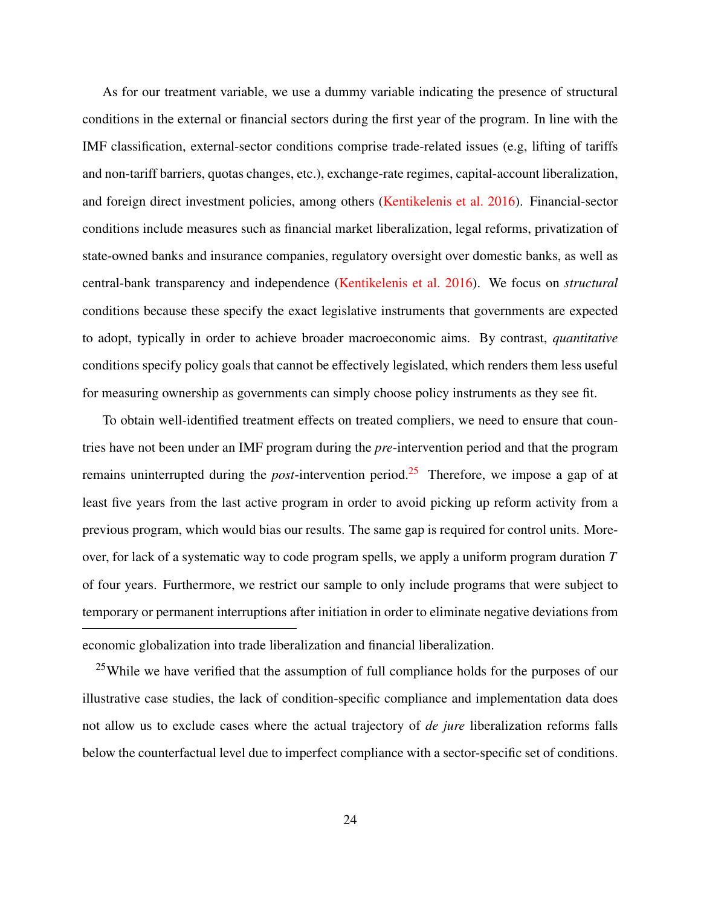As for our treatment variable, we use a dummy variable indicating the presence of structural conditions in the external or financial sectors during the first year of the program. In line with the IMF classification, external-sector conditions comprise trade-related issues (e.g, lifting of tariffs and non-tariff barriers, quotas changes, etc.), exchange-rate regimes, capital-account liberalization, and foreign direct investment policies, among others (Kentikelenis et al. 2016). Financial-sector conditions include measures such as financial market liberalization, legal reforms, privatization of state-owned banks and insurance companies, regulatory oversight over domestic banks, as well as central-bank transparency and independence (Kentikelenis et al. 2016). We focus on *structural* conditions because these specify the exact legislative instruments that governments are expected to adopt, typically in order to achieve broader macroeconomic aims. By contrast, *quantitative* conditions specify policy goals that cannot be effectively legislated, which renders them less useful for measuring ownership as governments can simply choose policy instruments as they see fit.

To obtain well-identified treatment effects on treated compliers, we need to ensure that countries have not been under an IMF program during the *pre*-intervention period and that the program remains uninterrupted during the *post*-intervention period.[25] Therefore, we impose a gap of at least five years from the last active program in order to avoid picking up reform activity from a previous program, which would bias our results. The same gap is required for control units. Moreover, for lack of a systematic way to code program spells, we apply a uniform program duration $T$ of four years. Furthermore, we restrict our sample to only include programs that were subject to temporary or permanent interruptions after initiation in order to eliminate negative deviations from

---

economic globalization into trade liberalization and financial liberalization.

[25]While we have verified that the assumption of full compliance holds for the purposes of our illustrative case studies, the lack of condition-specific compliance and implementation data does not allow us to exclude cases where the actual trajectory of *de jure* liberalization reforms falls below the counterfactual level due to imperfect compliance with a sector-specific set of conditions.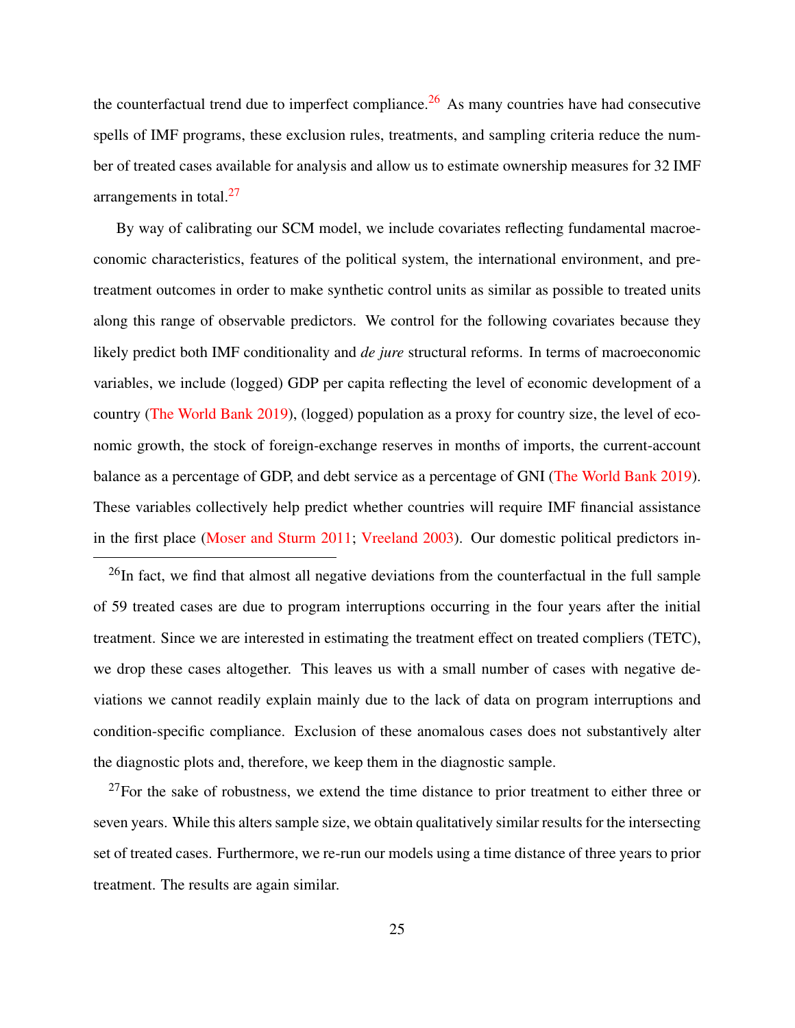the counterfactual trend due to imperfect compliance.[26] As many countries have had consecutive spells of IMF programs, these exclusion rules, treatments, and sampling criteria reduce the number of treated cases available for analysis and allow us to estimate ownership measures for 32 IMF arrangements in total.[27]

By way of calibrating our SCM model, we include covariates reflecting fundamental macroeconomic characteristics, features of the political system, the international environment, and pre-treatment outcomes in order to make synthetic control units as similar as possible to treated units along this range of observable predictors. We control for the following covariates because they likely predict both IMF conditionality and *de jure* structural reforms. In terms of macroeconomic variables, we include (logged) GDP per capita reflecting the level of economic development of a country (The World Bank 2019), (logged) population as a proxy for country size, the level of economic growth, the stock of foreign-exchange reserves in months of imports, the current-account balance as a percentage of GDP, and debt service as a percentage of GNI (The World Bank 2019). These variables collectively help predict whether countries will require IMF financial assistance in the first place (Moser and Sturm 2011; Vreeland 2003). Our domestic political predictors in-

[26] In fact, we find that almost all negative deviations from the counterfactual in the full sample of 59 treated cases are due to program interruptions occurring in the four years after the initial treatment. Since we are interested in estimating the treatment effect on treated compliers (TETC), we drop these cases altogether. This leaves us with a small number of cases with negative deviations we cannot readily explain mainly due to the lack of data on program interruptions and condition-specific compliance. Exclusion of these anomalous cases does not substantively alter the diagnostic plots and, therefore, we keep them in the diagnostic sample.

[27] For the sake of robustness, we extend the time distance to prior treatment to either three or seven years. While this alters sample size, we obtain qualitatively similar results for the intersecting set of treated cases. Furthermore, we re-run our models using a time distance of three years to prior treatment. The results are again similar.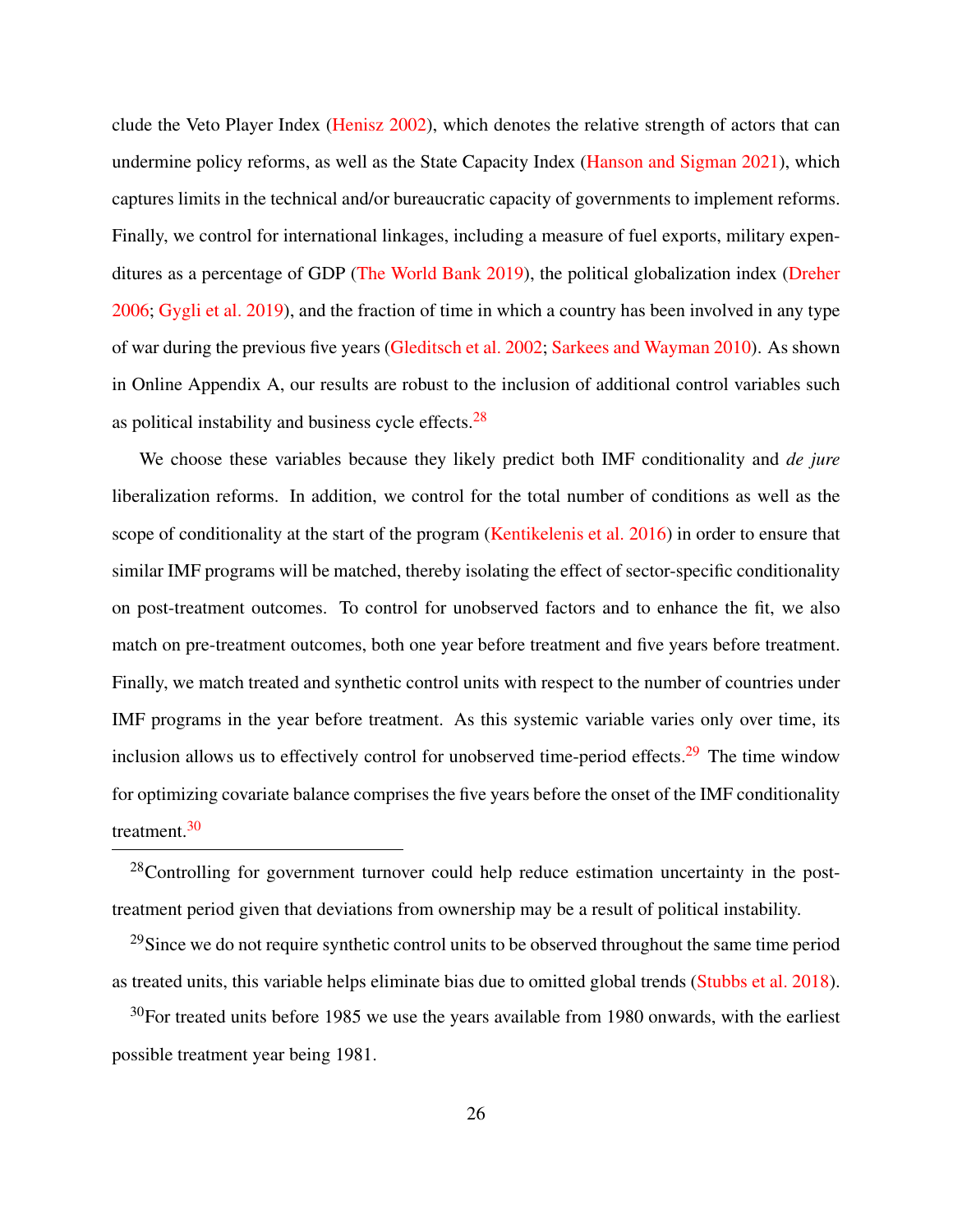clude the Veto Player Index (Henisz 2002), which denotes the relative strength of actors that can undermine policy reforms, as well as the State Capacity Index (Hanson and Sigman 2021), which captures limits in the technical and/or bureaucratic capacity of governments to implement reforms. Finally, we control for international linkages, including a measure of fuel exports, military expenditures as a percentage of GDP (The World Bank 2019), the political globalization index (Dreher 2006; Gygli et al. 2019), and the fraction of time in which a country has been involved in any type of war during the previous five years (Gleditsch et al. 2002; Sarkees and Wayman 2010). As shown in Online Appendix A, our results are robust to the inclusion of additional control variables such as political instability and business cycle effects.[28]

We choose these variables because they likely predict both IMF conditionality and *de jure* liberalization reforms. In addition, we control for the total number of conditions as well as the scope of conditionality at the start of the program (Kentikelenis et al. 2016) in order to ensure that similar IMF programs will be matched, thereby isolating the effect of sector-specific conditionality on post-treatment outcomes. To control for unobserved factors and to enhance the fit, we also match on pre-treatment outcomes, both one year before treatment and five years before treatment. Finally, we match treated and synthetic control units with respect to the number of countries under IMF programs in the year before treatment. As this systemic variable varies only over time, its inclusion allows us to effectively control for unobserved time-period effects.[29] The time window for optimizing covariate balance comprises the five years before the onset of the IMF conditionality treatment.[30]

[28] Controlling for government turnover could help reduce estimation uncertainty in the post-treatment period given that deviations from ownership may be a result of political instability.

[29] Since we do not require synthetic control units to be observed throughout the same time period as treated units, this variable helps eliminate bias due to omitted global trends (Stubbs et al. 2018).

[30] For treated units before 1985 we use the years available from 1980 onwards, with the earliest possible treatment year being 1981.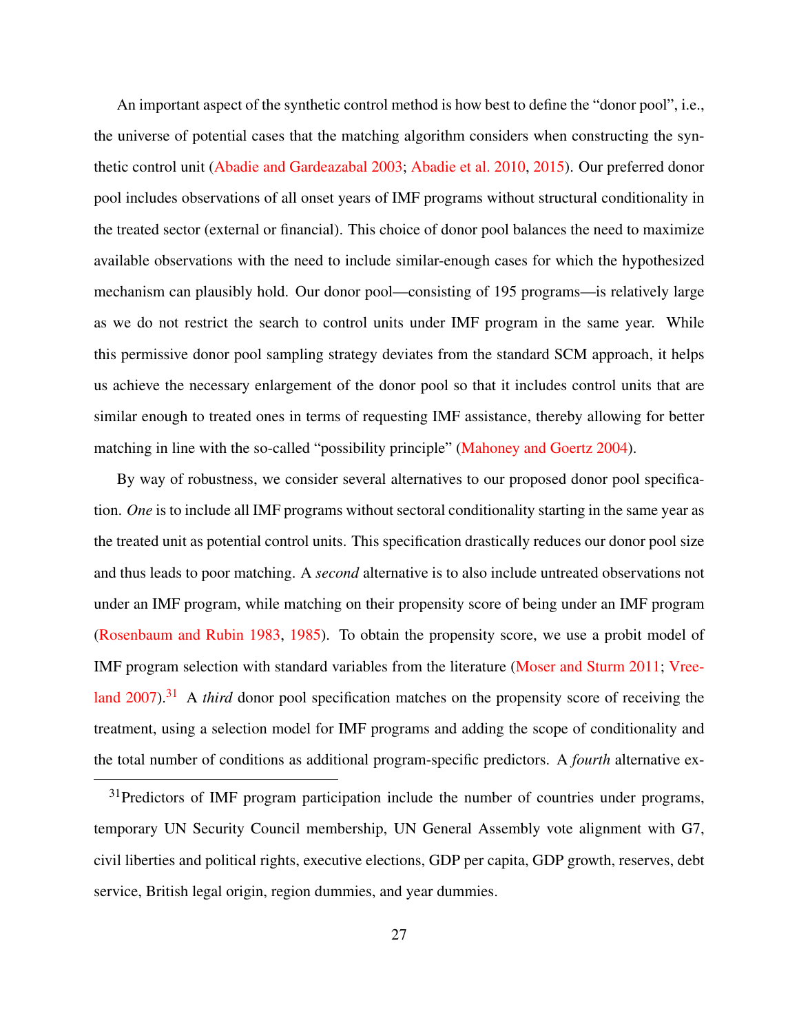An important aspect of the synthetic control method is how best to define the "donor pool", i.e., the universe of potential cases that the matching algorithm considers when constructing the synthetic control unit (Abadie and Gardeazabal 2003; Abadie et al. 2010, 2015). Our preferred donor pool includes observations of all onset years of IMF programs without structural conditionality in the treated sector (external or financial). This choice of donor pool balances the need to maximize available observations with the need to include similar-enough cases for which the hypothesized mechanism can plausibly hold. Our donor pool—consisting of 195 programs—is relatively large as we do not restrict the search to control units under IMF program in the same year. While this permissive donor pool sampling strategy deviates from the standard SCM approach, it helps us achieve the necessary enlargement of the donor pool so that it includes control units that are similar enough to treated ones in terms of requesting IMF assistance, thereby allowing for better matching in line with the so-called "possibility principle" (Mahoney and Goertz 2004).

By way of robustness, we consider several alternatives to our proposed donor pool specification. *One* is to include all IMF programs without sectoral conditionality starting in the same year as the treated unit as potential control units. This specification drastically reduces our donor pool size and thus leads to poor matching. A *second* alternative is to also include untreated observations not under an IMF program, while matching on their propensity score of being under an IMF program (Rosenbaum and Rubin 1983, 1985). To obtain the propensity score, we use a probit model of IMF program selection with standard variables from the literature (Moser and Sturm 2011; Vreeland 2007).[31] A *third* donor pool specification matches on the propensity score of receiving the treatment, using a selection model for IMF programs and adding the scope of conditionality and the total number of conditions as additional program-specific predictors. A *fourth* alternative ex-

[31] Predictors of IMF program participation include the number of countries under programs, temporary UN Security Council membership, UN General Assembly vote alignment with G7, civil liberties and political rights, executive elections, GDP per capita, GDP growth, reserves, debt service, British legal origin, region dummies, and year dummies.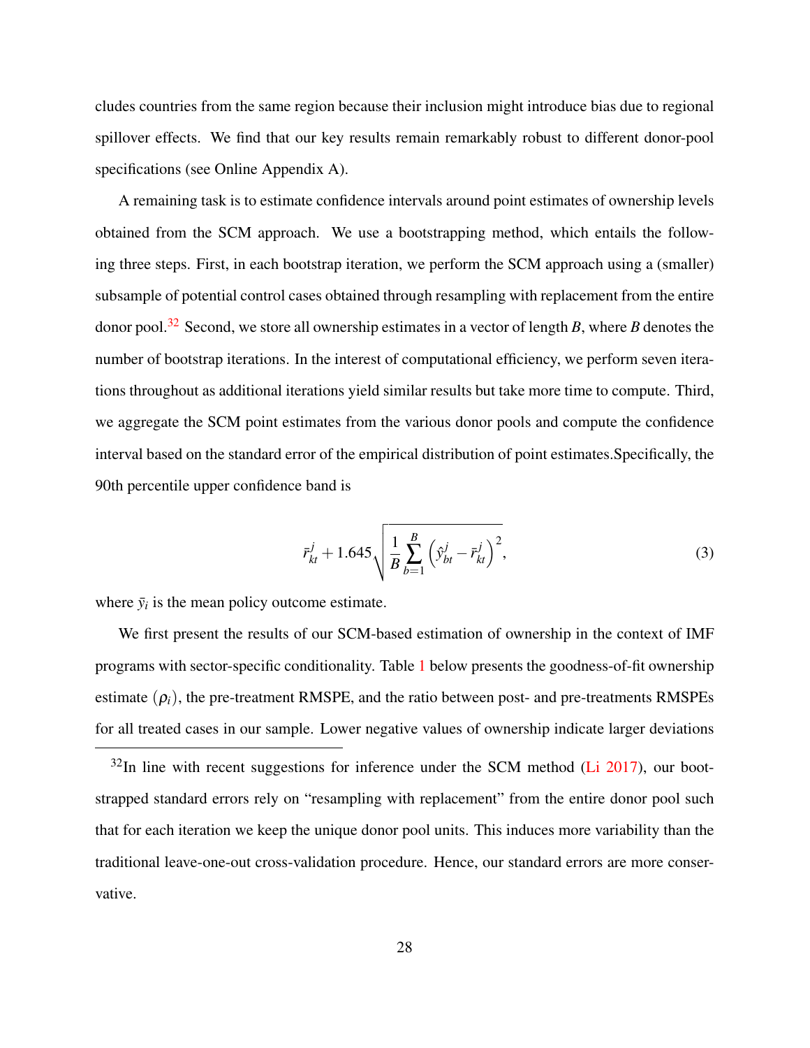cludes countries from the same region because their inclusion might introduce bias due to regional spillover effects. We find that our key results remain remarkably robust to different donor-pool specifications (see Online Appendix A).

A remaining task is to estimate confidence intervals around point estimates of ownership levels obtained from the SCM approach. We use a bootstrapping method, which entails the following three steps. First, in each bootstrap iteration, we perform the SCM approach using a (smaller) subsample of potential control cases obtained through resampling with replacement from the entire donor pool.[32] Second, we store all ownership estimates in a vector of length $B$, where $B$ denotes the number of bootstrap iterations. In the interest of computational efficiency, we perform seven iterations throughout as additional iterations yield similar results but take more time to compute. Third, we aggregate the SCM point estimates from the various donor pools and compute the confidence interval based on the standard error of the empirical distribution of point estimates.Specifically, the 90th percentile upper confidence band is

$$\bar{r}^{j}_{kt} + 1.645\sqrt{\frac{1}{B}\sum_{b=1}^{B}\left(\hat{y}^{j}_{bt} - \bar{r}^{j}_{kt}\right)^{2}}, \tag{3}$$

where $\bar{y}_i$ is the mean policy outcome estimate.

We first present the results of our SCM-based estimation of ownership in the context of IMF programs with sector-specific conditionality. Table 1 below presents the goodness-of-fit ownership estimate $(\rho_i)$, the pre-treatment RMSPE, and the ratio between post- and pre-treatments RMSPEs for all treated cases in our sample. Lower negative values of ownership indicate larger deviations

[32] In line with recent suggestions for inference under the SCM method (Li 2017), our bootstrapped standard errors rely on "resampling with replacement" from the entire donor pool such that for each iteration we keep the unique donor pool units. This induces more variability than the traditional leave-one-out cross-validation procedure. Hence, our standard errors are more conservative.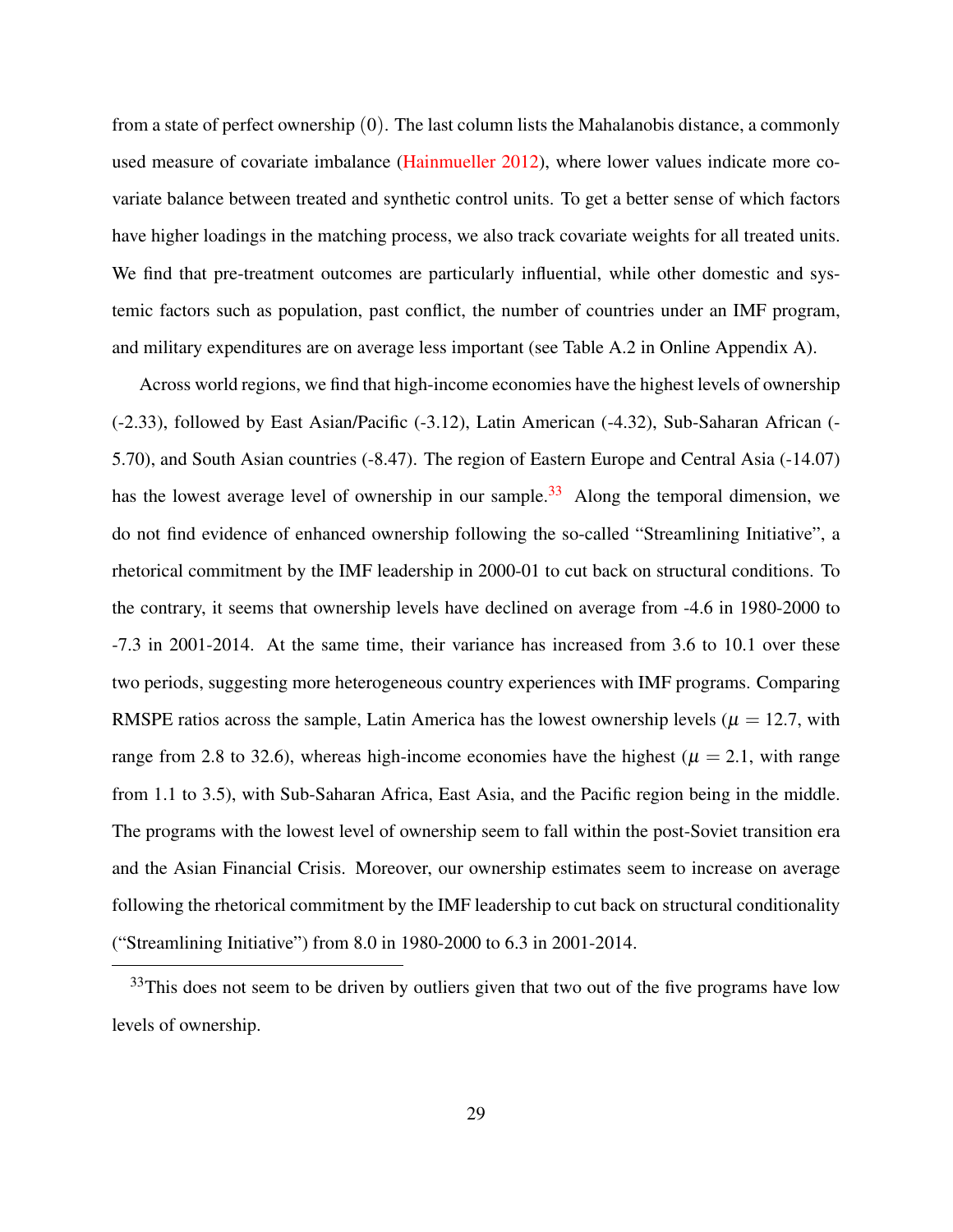from a state of perfect ownership $(0)$. The last column lists the Mahalanobis distance, a commonly used measure of covariate imbalance (Hainmueller 2012), where lower values indicate more covariate balance between treated and synthetic control units. To get a better sense of which factors have higher loadings in the matching process, we also track covariate weights for all treated units. We find that pre-treatment outcomes are particularly influential, while other domestic and systemic factors such as population, past conflict, the number of countries under an IMF program, and military expenditures are on average less important (see Table A.2 in Online Appendix A).

Across world regions, we find that high-income economies have the highest levels of ownership (-2.33), followed by East Asian/Pacific (-3.12), Latin American (-4.32), Sub-Saharan African (-5.70), and South Asian countries (-8.47). The region of Eastern Europe and Central Asia (-14.07) has the lowest average level of ownership in our sample.[33] Along the temporal dimension, we do not find evidence of enhanced ownership following the so-called "Streamlining Initiative", a rhetorical commitment by the IMF leadership in 2000-01 to cut back on structural conditions. To the contrary, it seems that ownership levels have declined on average from -4.6 in 1980-2000 to -7.3 in 2001-2014. At the same time, their variance has increased from 3.6 to 10.1 over these two periods, suggesting more heterogeneous country experiences with IMF programs. Comparing RMSPE ratios across the sample, Latin America has the lowest ownership levels ($\mu = 12.7$, with range from 2.8 to 32.6), whereas high-income economies have the highest ($\mu = 2.1$, with range from 1.1 to 3.5), with Sub-Saharan Africa, East Asia, and the Pacific region being in the middle. The programs with the lowest level of ownership seem to fall within the post-Soviet transition era and the Asian Financial Crisis. Moreover, our ownership estimates seem to increase on average following the rhetorical commitment by the IMF leadership to cut back on structural conditionality ("Streamlining Initiative") from 8.0 in 1980-2000 to 6.3 in 2001-2014.

[33] This does not seem to be driven by outliers given that two out of the five programs have low levels of ownership.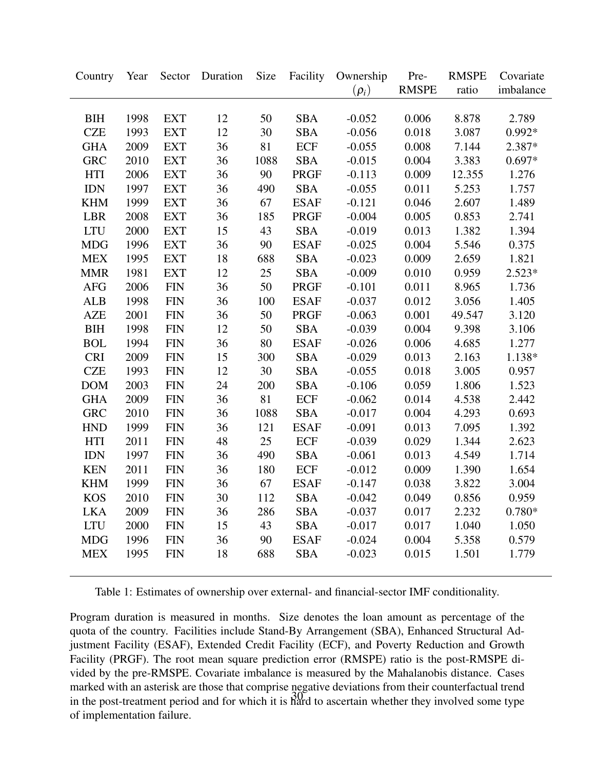| Country | Year | Sector | Duration | Size | Facility | Ownership ($\rho_i$) | Pre-RMSPE | RMSPE ratio | Covariate imbalance |
|---|---|---|---|---|---|---|---|---|---|
| BIH | 1998 | EXT | 12 | 50 | SBA | -0.052 | 0.006 | 8.878 | 2.789 |
| CZE | 1993 | EXT | 12 | 30 | SBA | -0.056 | 0.018 | 3.087 | 0.992* |
| GHA | 2009 | EXT | 36 | 81 | ECF | -0.055 | 0.008 | 7.144 | 2.387* |
| GRC | 2010 | EXT | 36 | 1088 | SBA | -0.015 | 0.004 | 3.383 | 0.697* |
| HTI | 2006 | EXT | 36 | 90 | PRGF | -0.113 | 0.009 | 12.355 | 1.276 |
| IDN | 1997 | EXT | 36 | 490 | SBA | -0.055 | 0.011 | 5.253 | 1.757 |
| KHM | 1999 | EXT | 36 | 67 | ESAF | -0.121 | 0.046 | 2.607 | 1.489 |
| LBR | 2008 | EXT | 36 | 185 | PRGF | -0.004 | 0.005 | 0.853 | 2.741 |
| LTU | 2000 | EXT | 15 | 43 | SBA | -0.019 | 0.013 | 1.382 | 1.394 |
| MDG | 1996 | EXT | 36 | 90 | ESAF | -0.025 | 0.004 | 5.546 | 0.375 |
| MEX | 1995 | EXT | 18 | 688 | SBA | -0.023 | 0.009 | 2.659 | 1.821 |
| MMR | 1981 | EXT | 12 | 25 | SBA | -0.009 | 0.010 | 0.959 | 2.523* |
| AFG | 2006 | FIN | 36 | 50 | PRGF | -0.101 | 0.011 | 8.965 | 1.736 |
| ALB | 1998 | FIN | 36 | 100 | ESAF | -0.037 | 0.012 | 3.056 | 1.405 |
| AZE | 2001 | FIN | 36 | 50 | PRGF | -0.063 | 0.001 | 49.547 | 3.120 |
| BIH | 1998 | FIN | 12 | 50 | SBA | -0.039 | 0.004 | 9.398 | 3.106 |
| BOL | 1994 | FIN | 36 | 80 | ESAF | -0.026 | 0.006 | 4.685 | 1.277 |
| CRI | 2009 | FIN | 15 | 300 | SBA | -0.029 | 0.013 | 2.163 | 1.138* |
| CZE | 1993 | FIN | 12 | 30 | SBA | -0.055 | 0.018 | 3.005 | 0.957 |
| DOM | 2003 | FIN | 24 | 200 | SBA | -0.106 | 0.059 | 1.806 | 1.523 |
| GHA | 2009 | FIN | 36 | 81 | ECF | -0.062 | 0.014 | 4.538 | 2.442 |
| GRC | 2010 | FIN | 36 | 1088 | SBA | -0.017 | 0.004 | 4.293 | 0.693 |
| HND | 1999 | FIN | 36 | 121 | ESAF | -0.091 | 0.013 | 7.095 | 1.392 |
| HTI | 2011 | FIN | 48 | 25 | ECF | -0.039 | 0.029 | 1.344 | 2.623 |
| IDN | 1997 | FIN | 36 | 490 | SBA | -0.061 | 0.013 | 4.549 | 1.714 |
| KEN | 2011 | FIN | 36 | 180 | ECF | -0.012 | 0.009 | 1.390 | 1.654 |
| KHM | 1999 | FIN | 36 | 67 | ESAF | -0.147 | 0.038 | 3.822 | 3.004 |
| KOS | 2010 | FIN | 30 | 112 | SBA | -0.042 | 0.049 | 0.856 | 0.959 |
| LKA | 2009 | FIN | 36 | 286 | SBA | -0.037 | 0.017 | 2.232 | 0.780* |
| LTU | 2000 | FIN | 15 | 43 | SBA | -0.017 | 0.017 | 1.040 | 1.050 |
| MDG | 1996 | FIN | 36 | 90 | ESAF | -0.024 | 0.004 | 5.358 | 0.579 |
| MEX | 1995 | FIN | 18 | 688 | SBA | -0.023 | 0.015 | 1.501 | 1.779 |

Table 1: Estimates of ownership over external- and financial-sector IMF conditionality.

Program duration is measured in months. Size denotes the loan amount as percentage of the quota of the country. Facilities include Stand-By Arrangement (SBA), Enhanced Structural Adjustment Facility (ESAF), Extended Credit Facility (ECF), and Poverty Reduction and Growth Facility (PRGF). The root mean square prediction error (RMSPE) ratio is the post-RMSPE divided by the pre-RMSPE. Covariate imbalance is measured by the Mahalanobis distance. Cases marked with an asterisk are those that comprise negative deviations from their counterfactual trend in the post-treatment period and for which it is hard to ascertain whether they involved some type of implementation failure.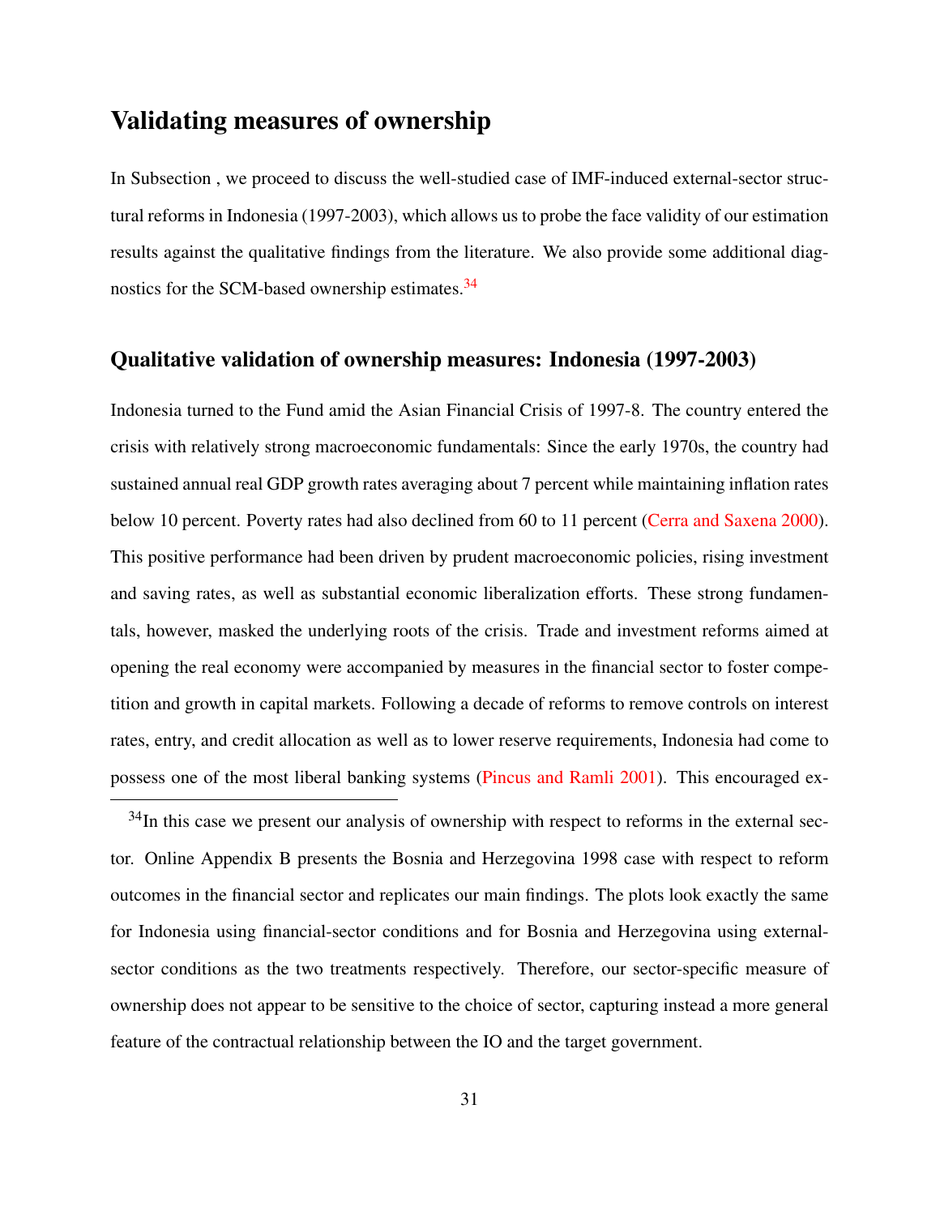## Validating measures of ownership

In Subsection , we proceed to discuss the well-studied case of IMF-induced external-sector structural reforms in Indonesia (1997-2003), which allows us to probe the face validity of our estimation results against the qualitative findings from the literature. We also provide some additional diagnostics for the SCM-based ownership estimates.[34]

### Qualitative validation of ownership measures: Indonesia (1997-2003)

Indonesia turned to the Fund amid the Asian Financial Crisis of 1997-8. The country entered the crisis with relatively strong macroeconomic fundamentals: Since the early 1970s, the country had sustained annual real GDP growth rates averaging about 7 percent while maintaining inflation rates below 10 percent. Poverty rates had also declined from 60 to 11 percent (Cerra and Saxena 2000). This positive performance had been driven by prudent macroeconomic policies, rising investment and saving rates, as well as substantial economic liberalization efforts. These strong fundamentals, however, masked the underlying roots of the crisis. Trade and investment reforms aimed at opening the real economy were accompanied by measures in the financial sector to foster competition and growth in capital markets. Following a decade of reforms to remove controls on interest rates, entry, and credit allocation as well as to lower reserve requirements, Indonesia had come to possess one of the most liberal banking systems (Pincus and Ramli 2001). This encouraged ex-

[34] In this case we present our analysis of ownership with respect to reforms in the external sector. Online Appendix B presents the Bosnia and Herzegovina 1998 case with respect to reform outcomes in the financial sector and replicates our main findings. The plots look exactly the same for Indonesia using financial-sector conditions and for Bosnia and Herzegovina using external-sector conditions as the two treatments respectively. Therefore, our sector-specific measure of ownership does not appear to be sensitive to the choice of sector, capturing instead a more general feature of the contractual relationship between the IO and the target government.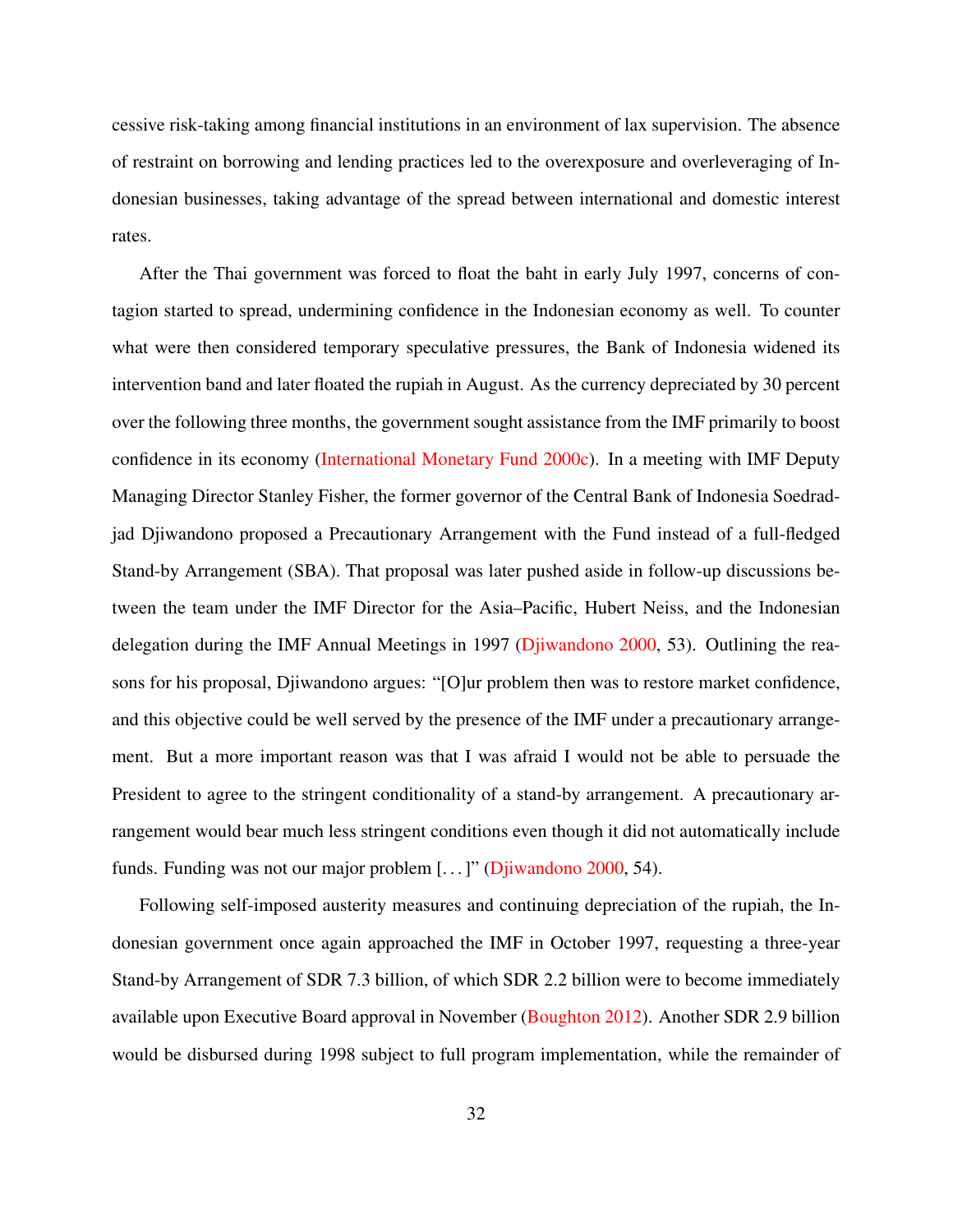cessive risk-taking among financial institutions in an environment of lax supervision. The absence of restraint on borrowing and lending practices led to the overexposure and overleveraging of Indonesian businesses, taking advantage of the spread between international and domestic interest rates.

After the Thai government was forced to float the baht in early July 1997, concerns of contagion started to spread, undermining confidence in the Indonesian economy as well. To counter what were then considered temporary speculative pressures, the Bank of Indonesia widened its intervention band and later floated the rupiah in August. As the currency depreciated by 30 percent over the following three months, the government sought assistance from the IMF primarily to boost confidence in its economy (International Monetary Fund 2000c). In a meeting with IMF Deputy Managing Director Stanley Fisher, the former governor of the Central Bank of Indonesia Soedradjad Djiwandono proposed a Precautionary Arrangement with the Fund instead of a full-fledged Stand-by Arrangement (SBA). That proposal was later pushed aside in follow-up discussions between the team under the IMF Director for the Asia–Pacific, Hubert Neiss, and the Indonesian delegation during the IMF Annual Meetings in 1997 (Djiwandono 2000, 53). Outlining the reasons for his proposal, Djiwandono argues: "[O]ur problem then was to restore market confidence, and this objective could be well served by the presence of the IMF under a precautionary arrangement. But a more important reason was that I was afraid I would not be able to persuade the President to agree to the stringent conditionality of a stand-by arrangement. A precautionary arrangement would bear much less stringent conditions even though it did not automatically include funds. Funding was not our major problem [...]" (Djiwandono 2000, 54).

Following self-imposed austerity measures and continuing depreciation of the rupiah, the Indonesian government once again approached the IMF in October 1997, requesting a three-year Stand-by Arrangement of SDR 7.3 billion, of which SDR 2.2 billion were to become immediately available upon Executive Board approval in November (Boughton 2012). Another SDR 2.9 billion would be disbursed during 1998 subject to full program implementation, while the remainder of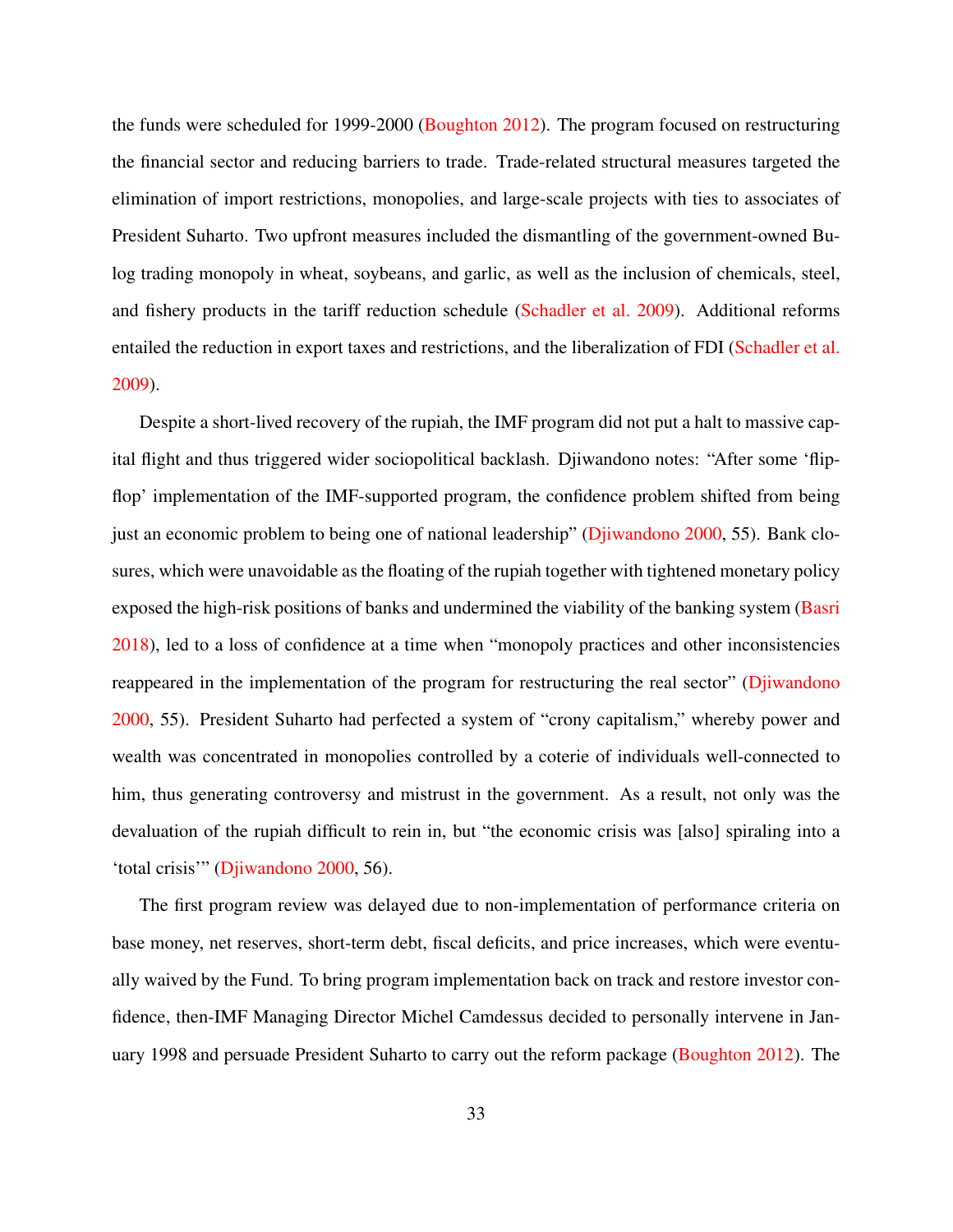the funds were scheduled for 1999-2000 (Boughton 2012). The program focused on restructuring the financial sector and reducing barriers to trade. Trade-related structural measures targeted the elimination of import restrictions, monopolies, and large-scale projects with ties to associates of President Suharto. Two upfront measures included the dismantling of the government-owned Bulog trading monopoly in wheat, soybeans, and garlic, as well as the inclusion of chemicals, steel, and fishery products in the tariff reduction schedule (Schadler et al. 2009). Additional reforms entailed the reduction in export taxes and restrictions, and the liberalization of FDI (Schadler et al. 2009).

Despite a short-lived recovery of the rupiah, the IMF program did not put a halt to massive capital flight and thus triggered wider sociopolitical backlash. Djiwandono notes: "After some 'flip-flop' implementation of the IMF-supported program, the confidence problem shifted from being just an economic problem to being one of national leadership" (Djiwandono 2000, 55). Bank closures, which were unavoidable as the floating of the rupiah together with tightened monetary policy exposed the high-risk positions of banks and undermined the viability of the banking system (Basri 2018), led to a loss of confidence at a time when "monopoly practices and other inconsistencies reappeared in the implementation of the program for restructuring the real sector" (Djiwandono 2000, 55). President Suharto had perfected a system of "crony capitalism," whereby power and wealth was concentrated in monopolies controlled by a coterie of individuals well-connected to him, thus generating controversy and mistrust in the government. As a result, not only was the devaluation of the rupiah difficult to rein in, but "the economic crisis was [also] spiraling into a 'total crisis'" (Djiwandono 2000, 56).

The first program review was delayed due to non-implementation of performance criteria on base money, net reserves, short-term debt, fiscal deficits, and price increases, which were eventually waived by the Fund. To bring program implementation back on track and restore investor confidence, then-IMF Managing Director Michel Camdessus decided to personally intervene in January 1998 and persuade President Suharto to carry out the reform package (Boughton 2012). The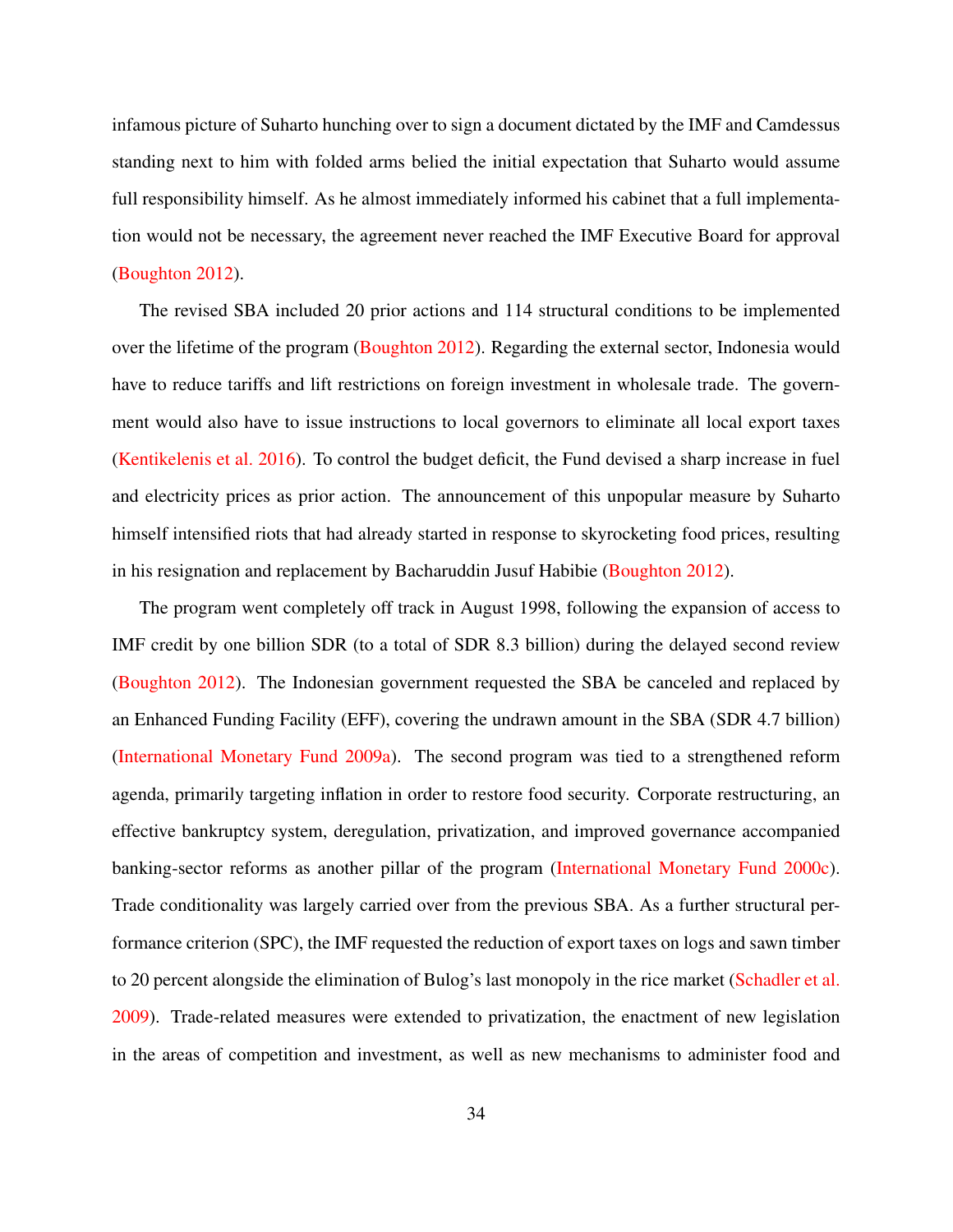infamous picture of Suharto hunching over to sign a document dictated by the IMF and Camdessus standing next to him with folded arms belied the initial expectation that Suharto would assume full responsibility himself. As he almost immediately informed his cabinet that a full implementation would not be necessary, the agreement never reached the IMF Executive Board for approval (Boughton 2012).

The revised SBA included 20 prior actions and 114 structural conditions to be implemented over the lifetime of the program (Boughton 2012). Regarding the external sector, Indonesia would have to reduce tariffs and lift restrictions on foreign investment in wholesale trade. The government would also have to issue instructions to local governors to eliminate all local export taxes (Kentikelenis et al. 2016). To control the budget deficit, the Fund devised a sharp increase in fuel and electricity prices as prior action. The announcement of this unpopular measure by Suharto himself intensified riots that had already started in response to skyrocketing food prices, resulting in his resignation and replacement by Bacharuddin Jusuf Habibie (Boughton 2012).

The program went completely off track in August 1998, following the expansion of access to IMF credit by one billion SDR (to a total of SDR 8.3 billion) during the delayed second review (Boughton 2012). The Indonesian government requested the SBA be canceled and replaced by an Enhanced Funding Facility (EFF), covering the undrawn amount in the SBA (SDR 4.7 billion) (International Monetary Fund 2009a). The second program was tied to a strengthened reform agenda, primarily targeting inflation in order to restore food security. Corporate restructuring, an effective bankruptcy system, deregulation, privatization, and improved governance accompanied banking-sector reforms as another pillar of the program (International Monetary Fund 2000c). Trade conditionality was largely carried over from the previous SBA. As a further structural performance criterion (SPC), the IMF requested the reduction of export taxes on logs and sawn timber to 20 percent alongside the elimination of Bulog's last monopoly in the rice market (Schadler et al. 2009). Trade-related measures were extended to privatization, the enactment of new legislation in the areas of competition and investment, as well as new mechanisms to administer food and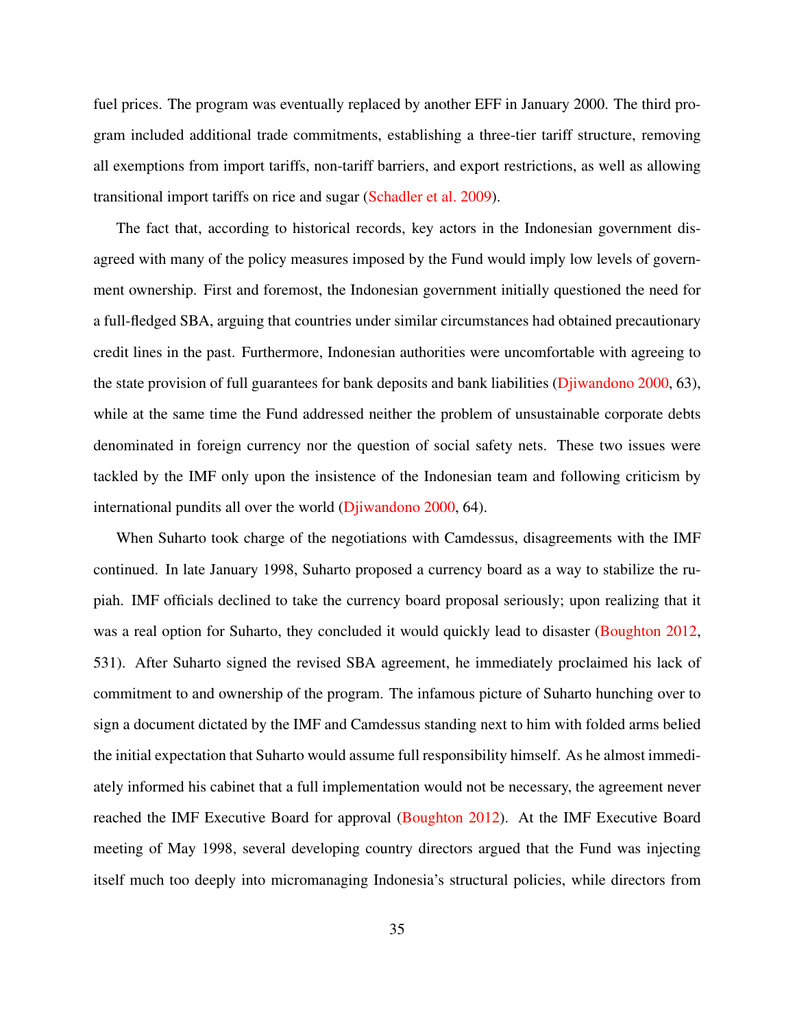fuel prices. The program was eventually replaced by another EFF in January 2000. The third program included additional trade commitments, establishing a three-tier tariff structure, removing all exemptions from import tariffs, non-tariff barriers, and export restrictions, as well as allowing transitional import tariffs on rice and sugar (Schadler et al. 2009).

The fact that, according to historical records, key actors in the Indonesian government disagreed with many of the policy measures imposed by the Fund would imply low levels of government ownership. First and foremost, the Indonesian government initially questioned the need for a full-fledged SBA, arguing that countries under similar circumstances had obtained precautionary credit lines in the past. Furthermore, Indonesian authorities were uncomfortable with agreeing to the state provision of full guarantees for bank deposits and bank liabilities (Djiwandono 2000, 63), while at the same time the Fund addressed neither the problem of unsustainable corporate debts denominated in foreign currency nor the question of social safety nets. These two issues were tackled by the IMF only upon the insistence of the Indonesian team and following criticism by international pundits all over the world (Djiwandono 2000, 64).

When Suharto took charge of the negotiations with Camdessus, disagreements with the IMF continued. In late January 1998, Suharto proposed a currency board as a way to stabilize the rupiah. IMF officials declined to take the currency board proposal seriously; upon realizing that it was a real option for Suharto, they concluded it would quickly lead to disaster (Boughton 2012, 531). After Suharto signed the revised SBA agreement, he immediately proclaimed his lack of commitment to and ownership of the program. The infamous picture of Suharto hunching over to sign a document dictated by the IMF and Camdessus standing next to him with folded arms belied the initial expectation that Suharto would assume full responsibility himself. As he almost immediately informed his cabinet that a full implementation would not be necessary, the agreement never reached the IMF Executive Board for approval (Boughton 2012). At the IMF Executive Board meeting of May 1998, several developing country directors argued that the Fund was injecting itself much too deeply into micromanaging Indonesia's structural policies, while directors from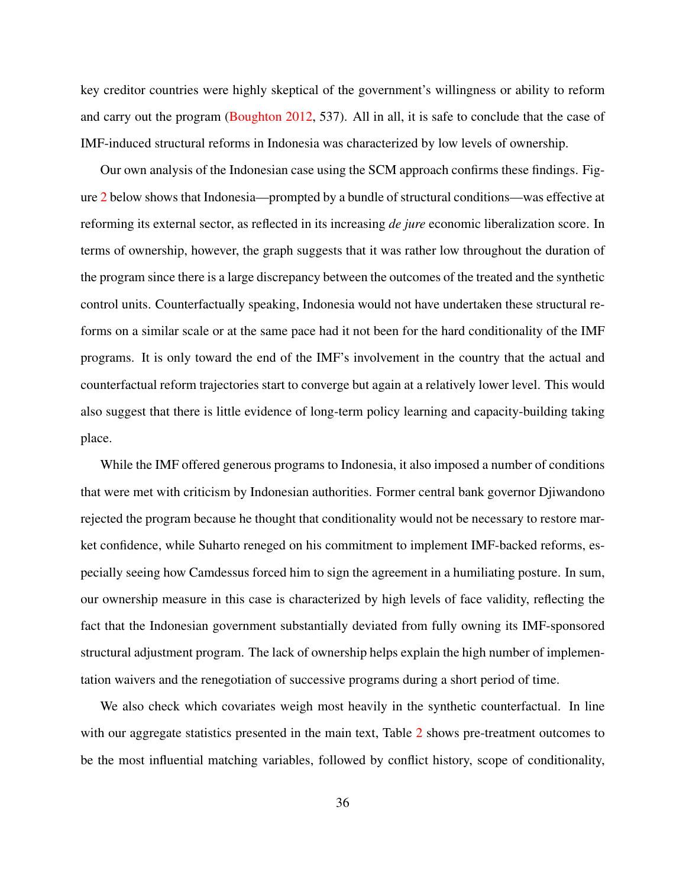key creditor countries were highly skeptical of the government's willingness or ability to reform and carry out the program (Boughton 2012, 537). All in all, it is safe to conclude that the case of IMF-induced structural reforms in Indonesia was characterized by low levels of ownership.

Our own analysis of the Indonesian case using the SCM approach confirms these findings. Figure 2 below shows that Indonesia—prompted by a bundle of structural conditions—was effective at reforming its external sector, as reflected in its increasing *de jure* economic liberalization score. In terms of ownership, however, the graph suggests that it was rather low throughout the duration of the program since there is a large discrepancy between the outcomes of the treated and the synthetic control units. Counterfactually speaking, Indonesia would not have undertaken these structural reforms on a similar scale or at the same pace had it not been for the hard conditionality of the IMF programs. It is only toward the end of the IMF's involvement in the country that the actual and counterfactual reform trajectories start to converge but again at a relatively lower level. This would also suggest that there is little evidence of long-term policy learning and capacity-building taking place.

While the IMF offered generous programs to Indonesia, it also imposed a number of conditions that were met with criticism by Indonesian authorities. Former central bank governor Djiwandono rejected the program because he thought that conditionality would not be necessary to restore market confidence, while Suharto reneged on his commitment to implement IMF-backed reforms, especially seeing how Camdessus forced him to sign the agreement in a humiliating posture. In sum, our ownership measure in this case is characterized by high levels of face validity, reflecting the fact that the Indonesian government substantially deviated from fully owning its IMF-sponsored structural adjustment program. The lack of ownership helps explain the high number of implementation waivers and the renegotiation of successive programs during a short period of time.

We also check which covariates weigh most heavily in the synthetic counterfactual. In line with our aggregate statistics presented in the main text, Table 2 shows pre-treatment outcomes to be the most influential matching variables, followed by conflict history, scope of conditionality,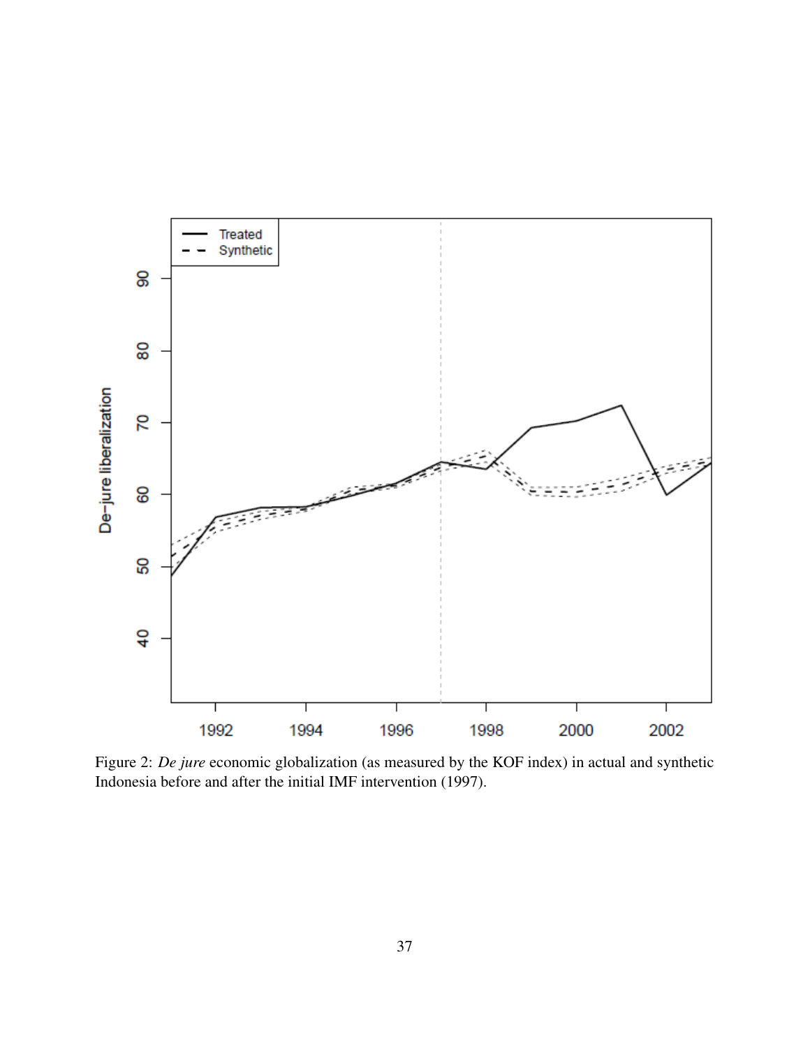Figure 2: *De jure* economic globalization (as measured by the KOF index) in actual and synthetic Indonesia before and after the initial IMF intervention (1997).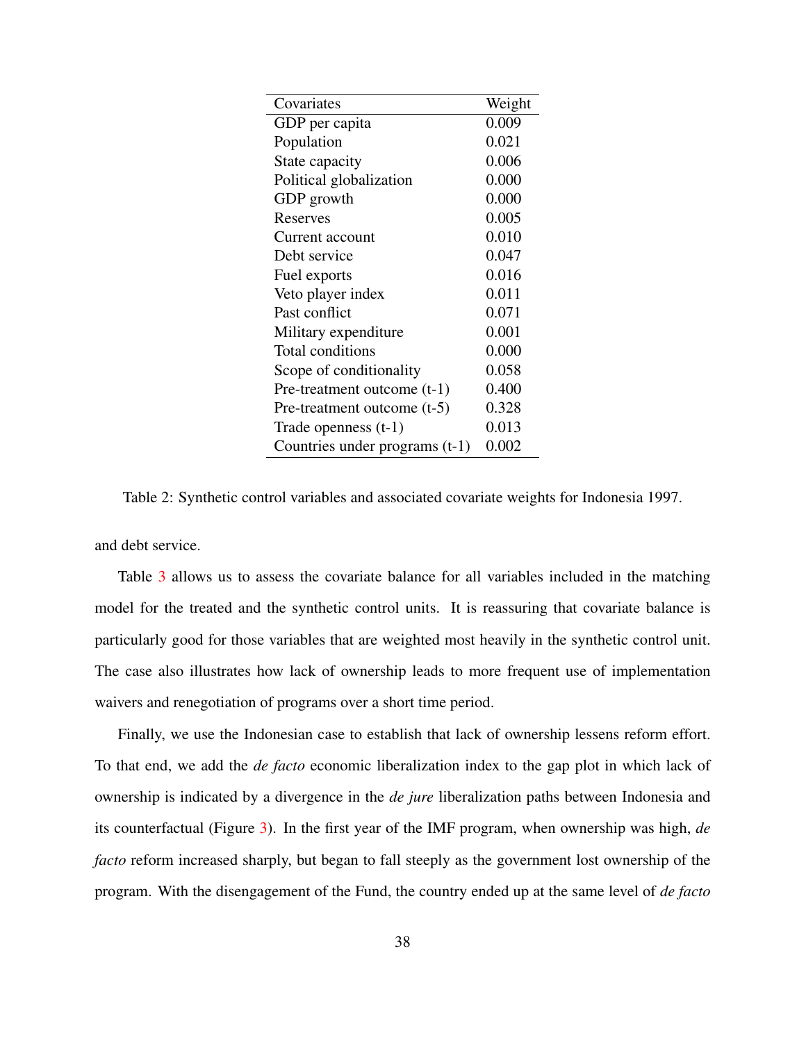| Covariates | Weight |
|---|---|
| GDP per capita | 0.009 |
| Population | 0.021 |
| State capacity | 0.006 |
| Political globalization | 0.000 |
| GDP growth | 0.000 |
| Reserves | 0.005 |
| Current account | 0.010 |
| Debt service | 0.047 |
| Fuel exports | 0.016 |
| Veto player index | 0.011 |
| Past conflict | 0.071 |
| Military expenditure | 0.001 |
| Total conditions | 0.000 |
| Scope of conditionality | 0.058 |
| Pre-treatment outcome (t-1) | 0.400 |
| Pre-treatment outcome (t-5) | 0.328 |
| Trade openness (t-1) | 0.013 |
| Countries under programs (t-1) | 0.002 |

Table 2: Synthetic control variables and associated covariate weights for Indonesia 1997.

and debt service.

Table 3 allows us to assess the covariate balance for all variables included in the matching model for the treated and the synthetic control units. It is reassuring that covariate balance is particularly good for those variables that are weighted most heavily in the synthetic control unit. The case also illustrates how lack of ownership leads to more frequent use of implementation waivers and renegotiation of programs over a short time period.

Finally, we use the Indonesian case to establish that lack of ownership lessens reform effort. To that end, we add the *de facto* economic liberalization index to the gap plot in which lack of ownership is indicated by a divergence in the *de jure* liberalization paths between Indonesia and its counterfactual (Figure 3). In the first year of the IMF program, when ownership was high, *de facto* reform increased sharply, but began to fall steeply as the government lost ownership of the program. With the disengagement of the Fund, the country ended up at the same level of *de facto*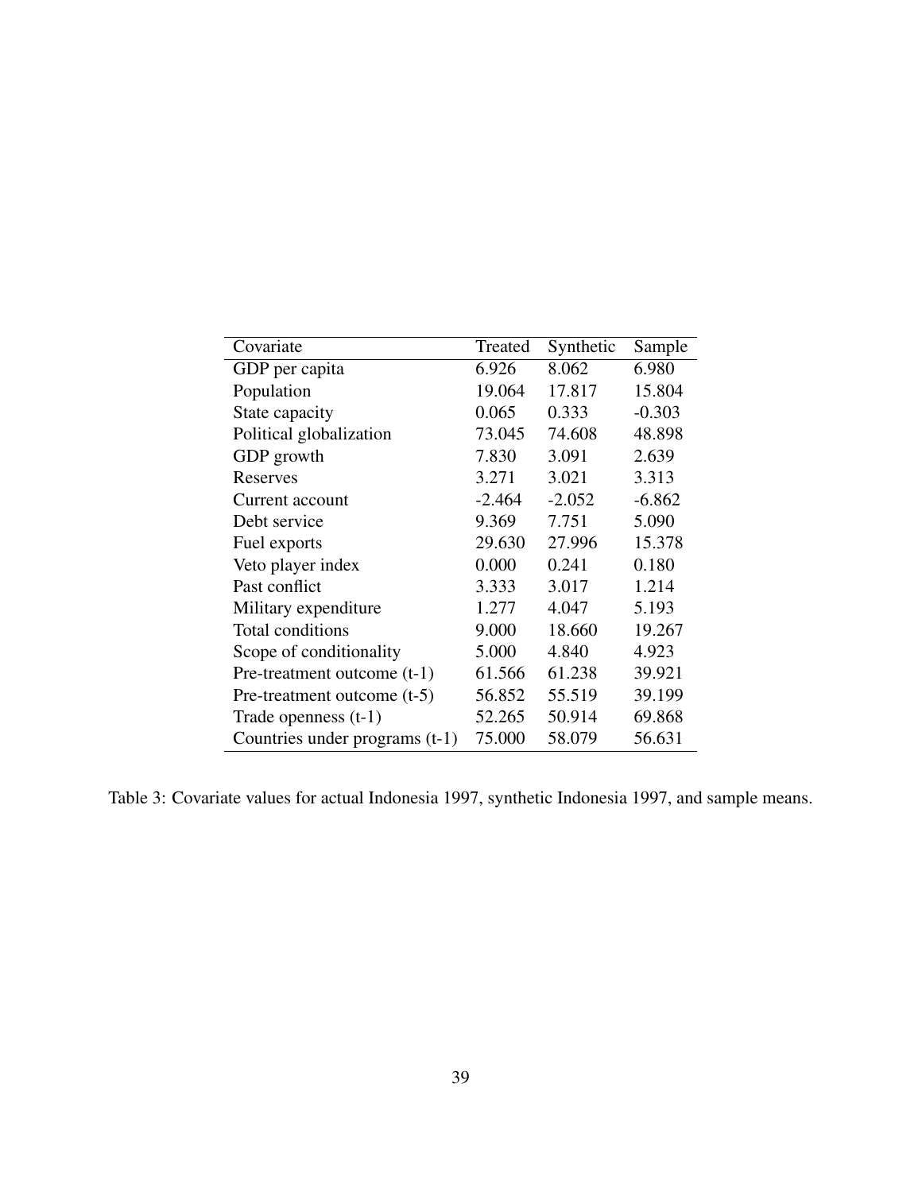| Covariate | Treated | Synthetic | Sample |
|---|---|---|---|
| GDP per capita | 6.926 | 8.062 | 6.980 |
| Population | 19.064 | 17.817 | 15.804 |
| State capacity | 0.065 | 0.333 | -0.303 |
| Political globalization | 73.045 | 74.608 | 48.898 |
| GDP growth | 7.830 | 3.091 | 2.639 |
| Reserves | 3.271 | 3.021 | 3.313 |
| Current account | -2.464 | -2.052 | -6.862 |
| Debt service | 9.369 | 7.751 | 5.090 |
| Fuel exports | 29.630 | 27.996 | 15.378 |
| Veto player index | 0.000 | 0.241 | 0.180 |
| Past conflict | 3.333 | 3.017 | 1.214 |
| Military expenditure | 1.277 | 4.047 | 5.193 |
| Total conditions | 9.000 | 18.660 | 19.267 |
| Scope of conditionality | 5.000 | 4.840 | 4.923 |
| Pre-treatment outcome (t-1) | 61.566 | 61.238 | 39.921 |
| Pre-treatment outcome (t-5) | 56.852 | 55.519 | 39.199 |
| Trade openness (t-1) | 52.265 | 50.914 | 69.868 |
| Countries under programs (t-1) | 75.000 | 58.079 | 56.631 |

Table 3: Covariate values for actual Indonesia 1997, synthetic Indonesia 1997, and sample means.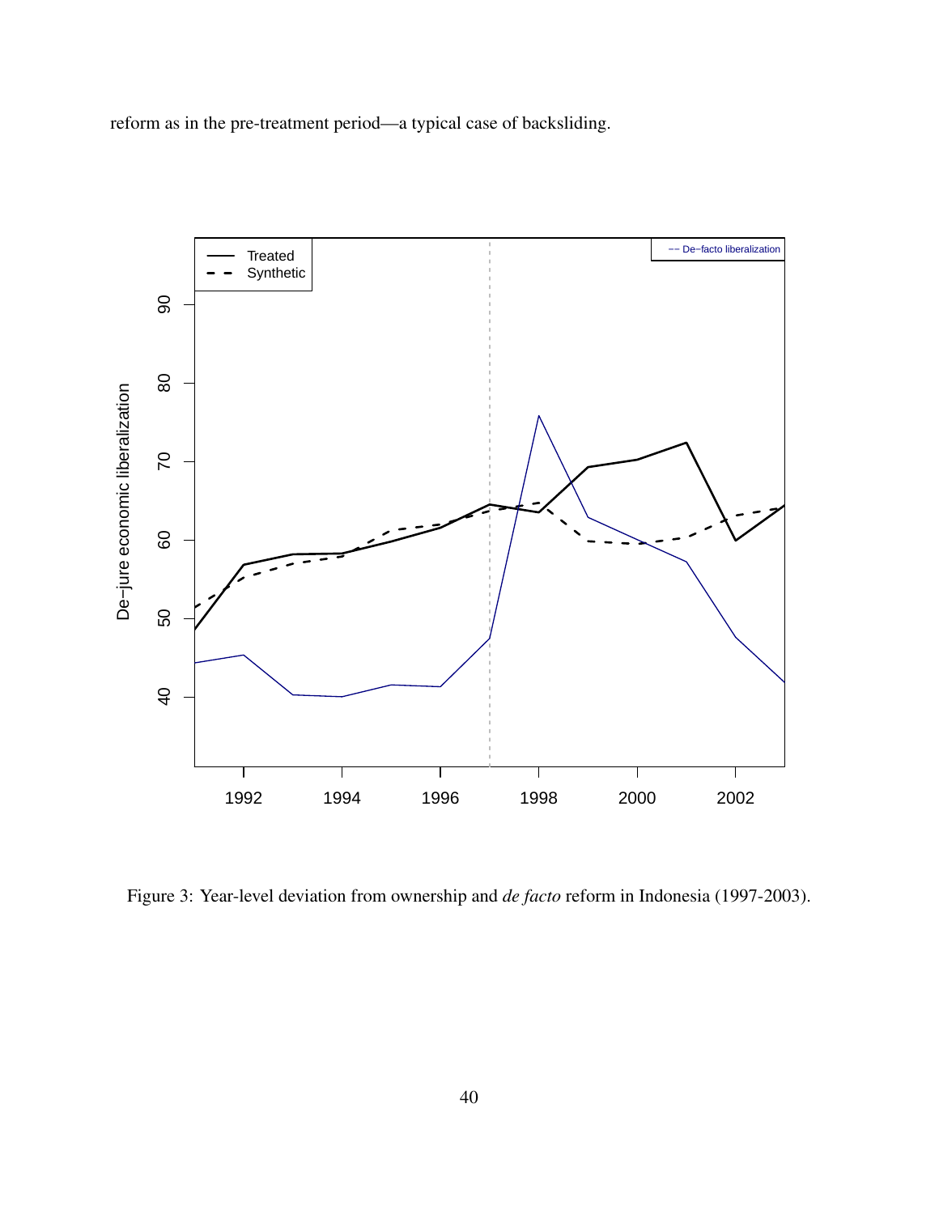reform as in the pre-treatment period—a typical case of backsliding.

Figure 3: Year-level deviation from ownership and *de facto* reform in Indonesia (1997-2003).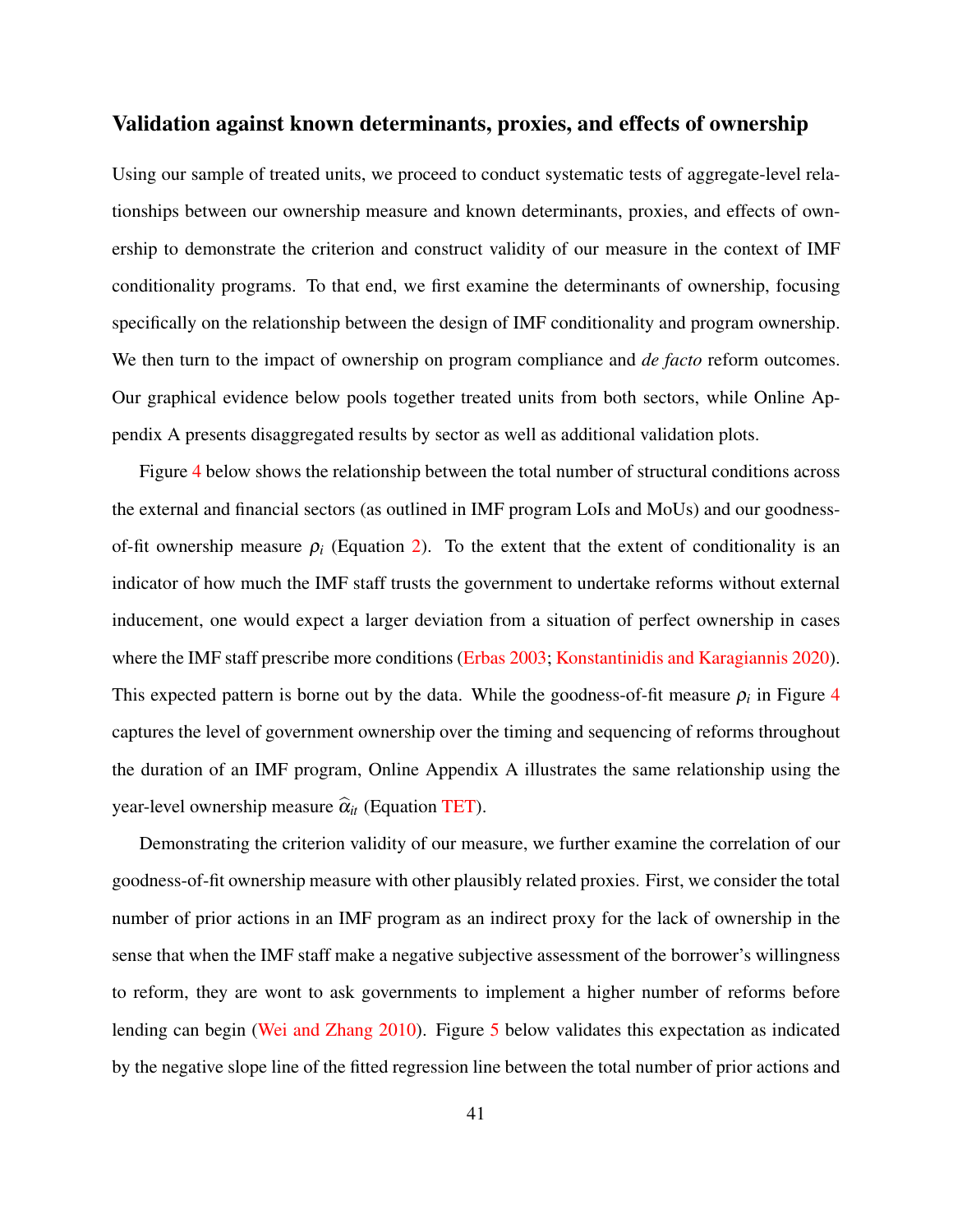### Validation against known determinants, proxies, and effects of ownership

Using our sample of treated units, we proceed to conduct systematic tests of aggregate-level relationships between our ownership measure and known determinants, proxies, and effects of ownership to demonstrate the criterion and construct validity of our measure in the context of IMF conditionality programs. To that end, we first examine the determinants of ownership, focusing specifically on the relationship between the design of IMF conditionality and program ownership. We then turn to the impact of ownership on program compliance and *de facto* reform outcomes. Our graphical evidence below pools together treated units from both sectors, while Online Appendix A presents disaggregated results by sector as well as additional validation plots.

Figure 4 below shows the relationship between the total number of structural conditions across the external and financial sectors (as outlined in IMF program LoIs and MoUs) and our goodness-of-fit ownership measure $\rho_i$ (Equation 2). To the extent that the extent of conditionality is an indicator of how much the IMF staff trusts the government to undertake reforms without external inducement, one would expect a larger deviation from a situation of perfect ownership in cases where the IMF staff prescribe more conditions (Erbas 2003; Konstantinidis and Karagiannis 2020). This expected pattern is borne out by the data. While the goodness-of-fit measure $\rho_i$ in Figure 4 captures the level of government ownership over the timing and sequencing of reforms throughout the duration of an IMF program, Online Appendix A illustrates the same relationship using the year-level ownership measure $\widehat{\alpha}_{it}$ (Equation TET).

Demonstrating the criterion validity of our measure, we further examine the correlation of our goodness-of-fit ownership measure with other plausibly related proxies. First, we consider the total number of prior actions in an IMF program as an indirect proxy for the lack of ownership in the sense that when the IMF staff make a negative subjective assessment of the borrower's willingness to reform, they are wont to ask governments to implement a higher number of reforms before lending can begin (Wei and Zhang 2010). Figure 5 below validates this expectation as indicated by the negative slope line of the fitted regression line between the total number of prior actions and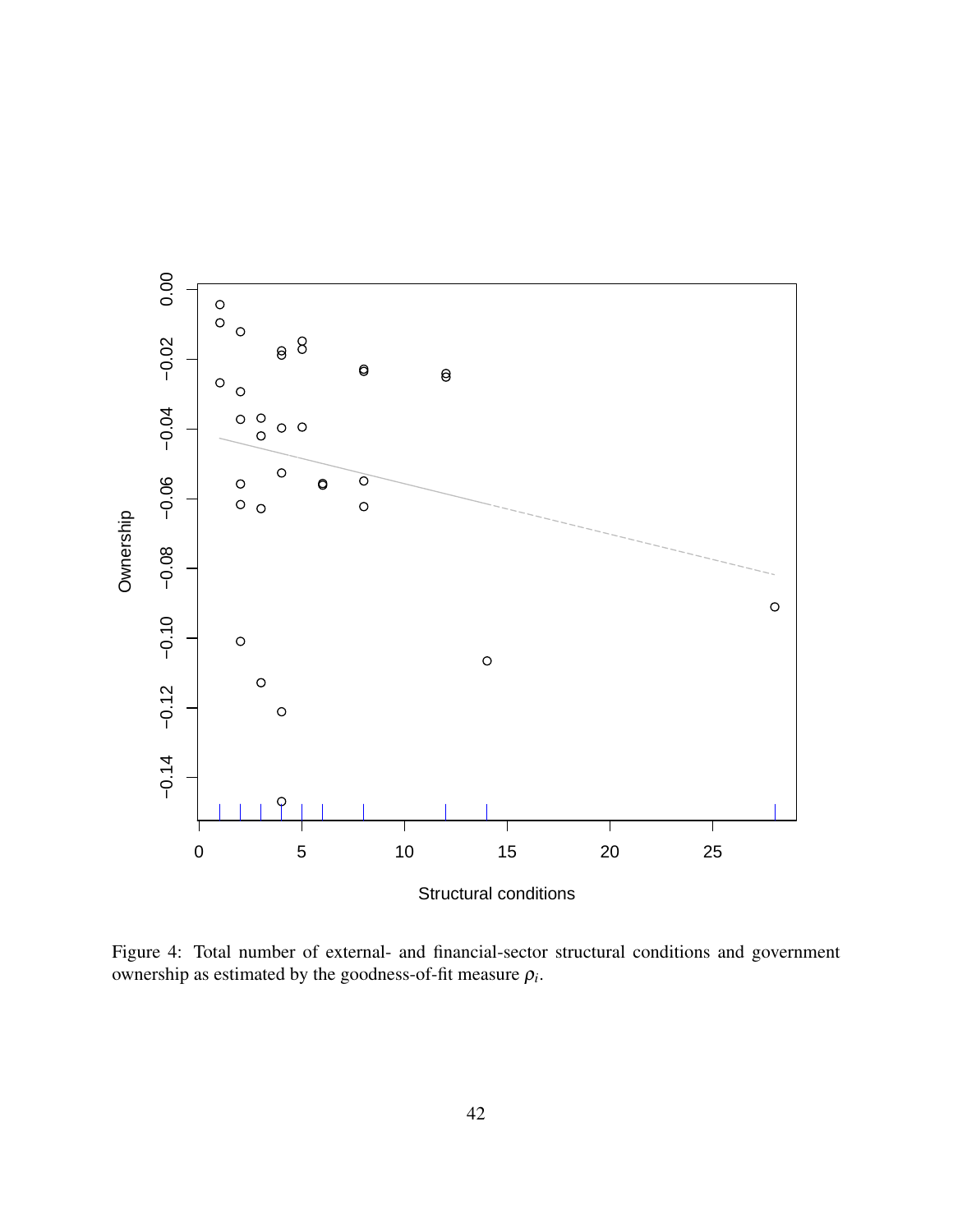Figure 4: Total number of external- and financial-sector structural conditions and government ownership as estimated by the goodness-of-fit measure $\rho_i$.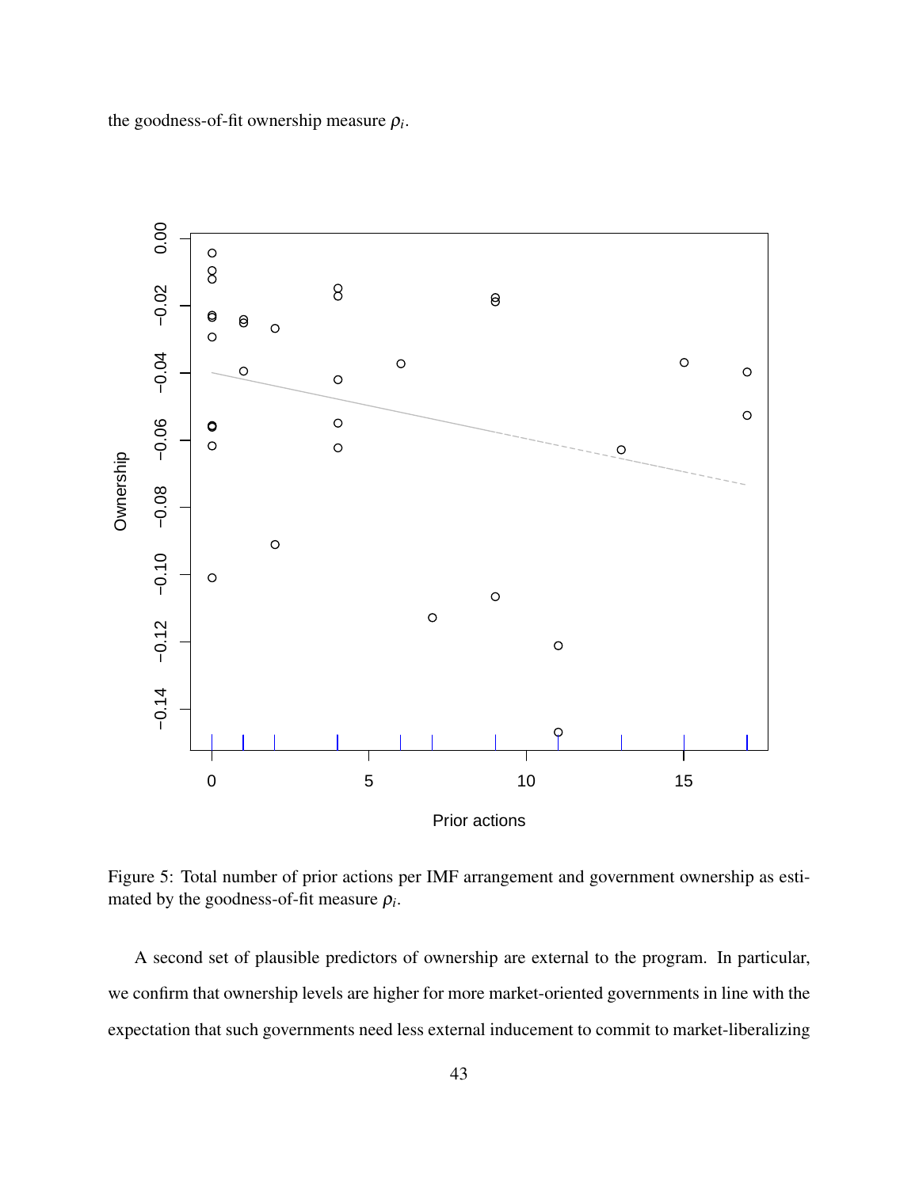the goodness-of-fit ownership measure $\rho_i$.

Figure 5: Total number of prior actions per IMF arrangement and government ownership as estimated by the goodness-of-fit measure $\rho_i$.

A second set of plausible predictors of ownership are external to the program. In particular, we confirm that ownership levels are higher for more market-oriented governments in line with the expectation that such governments need less external inducement to commit to market-liberalizing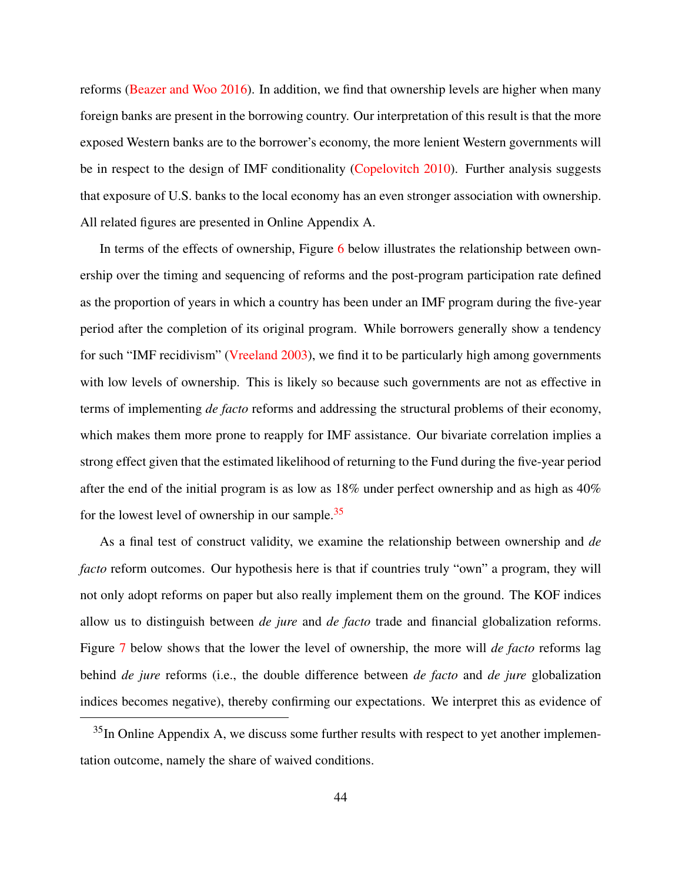reforms (Beazer and Woo 2016). In addition, we find that ownership levels are higher when many foreign banks are present in the borrowing country. Our interpretation of this result is that the more exposed Western banks are to the borrower's economy, the more lenient Western governments will be in respect to the design of IMF conditionality (Copelovitch 2010). Further analysis suggests that exposure of U.S. banks to the local economy has an even stronger association with ownership. All related figures are presented in Online Appendix A.

In terms of the effects of ownership, Figure 6 below illustrates the relationship between ownership over the timing and sequencing of reforms and the post-program participation rate defined as the proportion of years in which a country has been under an IMF program during the five-year period after the completion of its original program. While borrowers generally show a tendency for such "IMF recidivism" (Vreeland 2003), we find it to be particularly high among governments with low levels of ownership. This is likely so because such governments are not as effective in terms of implementing *de facto* reforms and addressing the structural problems of their economy, which makes them more prone to reapply for IMF assistance. Our bivariate correlation implies a strong effect given that the estimated likelihood of returning to the Fund during the five-year period after the end of the initial program is as low as 18% under perfect ownership and as high as 40% for the lowest level of ownership in our sample.[35]

As a final test of construct validity, we examine the relationship between ownership and *de facto* reform outcomes. Our hypothesis here is that if countries truly "own" a program, they will not only adopt reforms on paper but also really implement them on the ground. The KOF indices allow us to distinguish between *de jure* and *de facto* trade and financial globalization reforms. Figure 7 below shows that the lower the level of ownership, the more will *de facto* reforms lag behind *de jure* reforms (i.e., the double difference between *de facto* and *de jure* globalization indices becomes negative), thereby confirming our expectations. We interpret this as evidence of

[35] In Online Appendix A, we discuss some further results with respect to yet another implementation outcome, namely the share of waived conditions.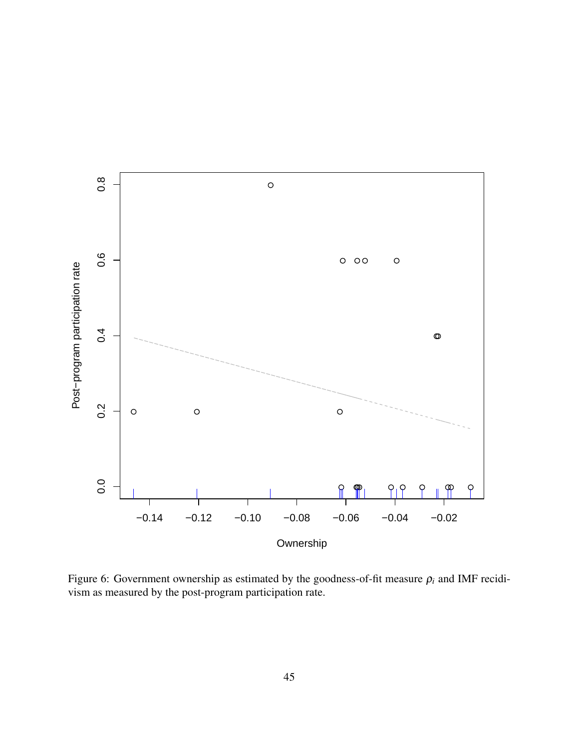Figure 6: Government ownership as estimated by the goodness-of-fit measure $\rho_i$ and IMF recidivism as measured by the post-program participation rate.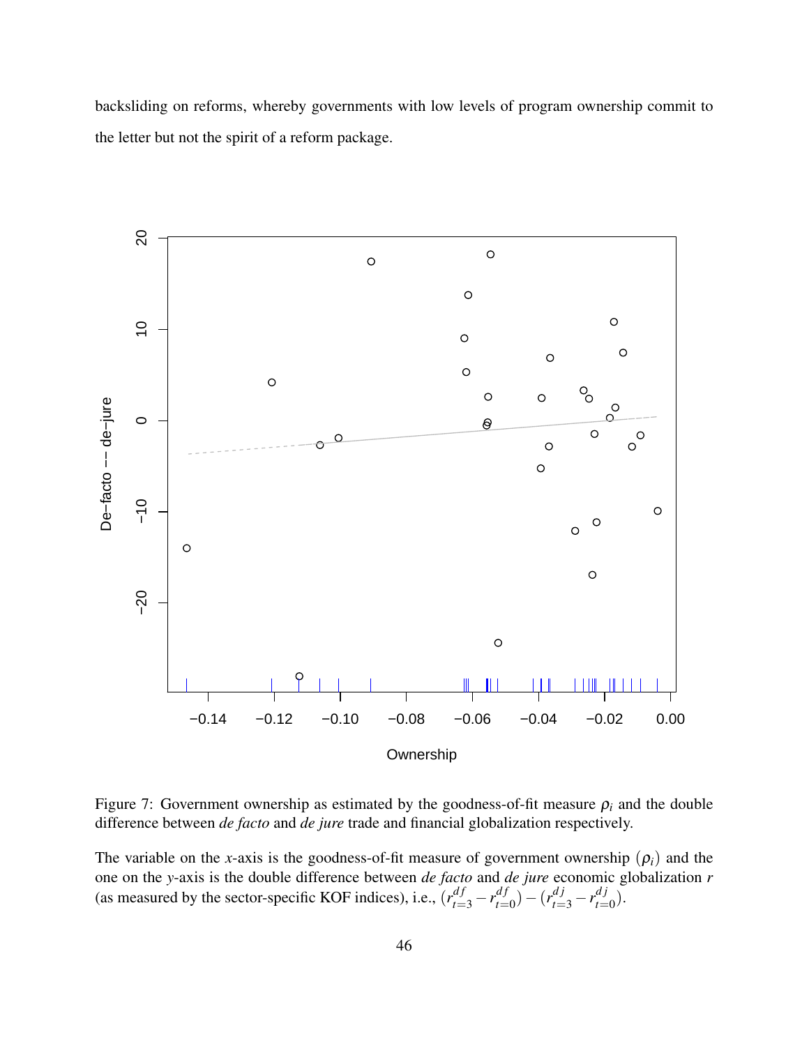backsliding on reforms, whereby governments with low levels of program ownership commit to the letter but not the spirit of a reform package.

Figure 7: Government ownership as estimated by the goodness-of-fit measure $\rho_i$ and the double difference between *de facto* and *de jure* trade and financial globalization respectively.

The variable on the *x*-axis is the goodness-of-fit measure of government ownership $(\rho_i)$ and the one on the *y*-axis is the double difference between *de facto* and *de jure* economic globalization $r$ (as measured by the sector-specific KOF indices), i.e., $(r^{df}_{t=3} - r^{df}_{t=0}) - (r^{dj}_{t=3} - r^{dj}_{t=0})$.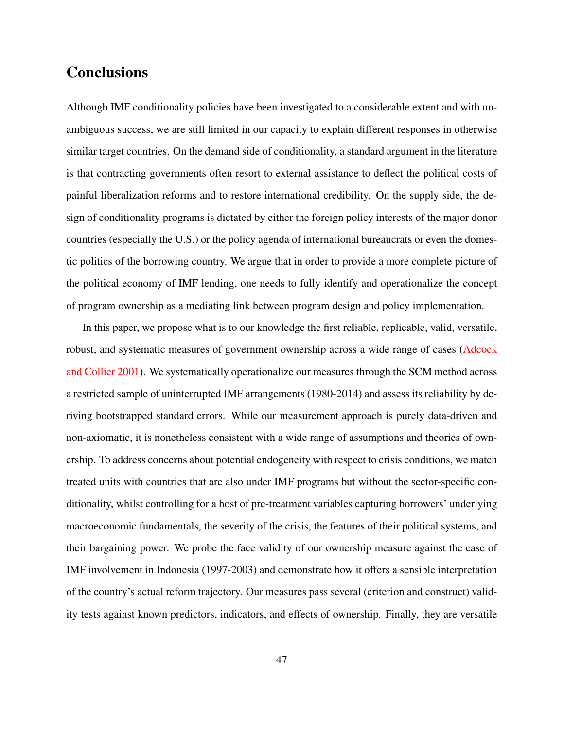## Conclusions

Although IMF conditionality policies have been investigated to a considerable extent and with unambiguous success, we are still limited in our capacity to explain different responses in otherwise similar target countries. On the demand side of conditionality, a standard argument in the literature is that contracting governments often resort to external assistance to deflect the political costs of painful liberalization reforms and to restore international credibility. On the supply side, the design of conditionality programs is dictated by either the foreign policy interests of the major donor countries (especially the U.S.) or the policy agenda of international bureaucrats or even the domestic politics of the borrowing country. We argue that in order to provide a more complete picture of the political economy of IMF lending, one needs to fully identify and operationalize the concept of program ownership as a mediating link between program design and policy implementation.

In this paper, we propose what is to our knowledge the first reliable, replicable, valid, versatile, robust, and systematic measures of government ownership across a wide range of cases (Adcock and Collier 2001). We systematically operationalize our measures through the SCM method across a restricted sample of uninterrupted IMF arrangements (1980-2014) and assess its reliability by deriving bootstrapped standard errors. While our measurement approach is purely data-driven and non-axiomatic, it is nonetheless consistent with a wide range of assumptions and theories of ownership. To address concerns about potential endogeneity with respect to crisis conditions, we match treated units with countries that are also under IMF programs but without the sector-specific conditionality, whilst controlling for a host of pre-treatment variables capturing borrowers' underlying macroeconomic fundamentals, the severity of the crisis, the features of their political systems, and their bargaining power. We probe the face validity of our ownership measure against the case of IMF involvement in Indonesia (1997-2003) and demonstrate how it offers a sensible interpretation of the country's actual reform trajectory. Our measures pass several (criterion and construct) validity tests against known predictors, indicators, and effects of ownership. Finally, they are versatile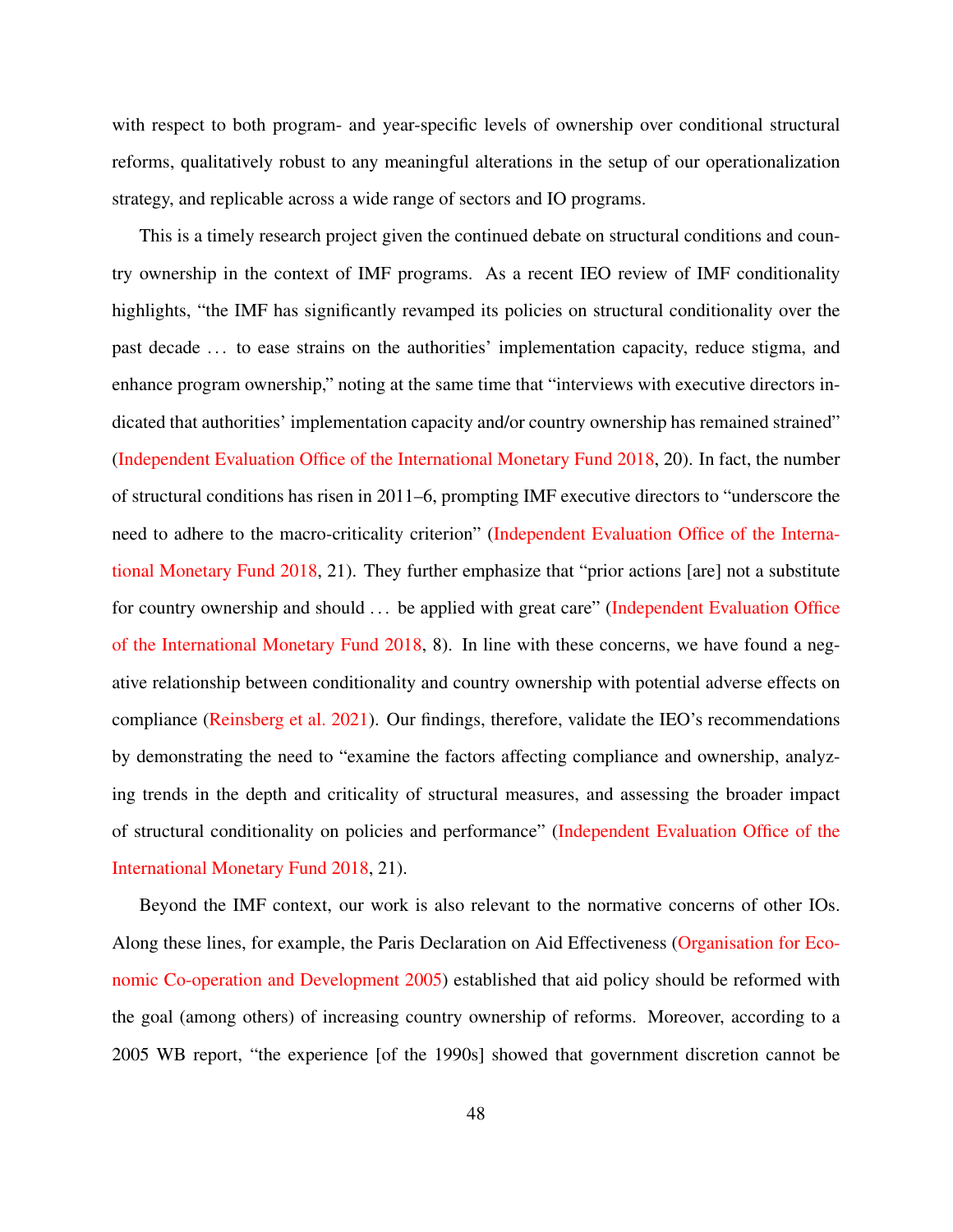with respect to both program- and year-specific levels of ownership over conditional structural reforms, qualitatively robust to any meaningful alterations in the setup of our operationalization strategy, and replicable across a wide range of sectors and IO programs.

This is a timely research project given the continued debate on structural conditions and country ownership in the context of IMF programs. As a recent IEO review of IMF conditionality highlights, "the IMF has significantly revamped its policies on structural conditionality over the past decade … to ease strains on the authorities' implementation capacity, reduce stigma, and enhance program ownership," noting at the same time that "interviews with executive directors indicated that authorities' implementation capacity and/or country ownership has remained strained" (Independent Evaluation Office of the International Monetary Fund 2018, 20). In fact, the number of structural conditions has risen in 2011–6, prompting IMF executive directors to "underscore the need to adhere to the macro-criticality criterion" (Independent Evaluation Office of the International Monetary Fund 2018, 21). They further emphasize that "prior actions [are] not a substitute for country ownership and should … be applied with great care" (Independent Evaluation Office of the International Monetary Fund 2018, 8). In line with these concerns, we have found a negative relationship between conditionality and country ownership with potential adverse effects on compliance (Reinsberg et al. 2021). Our findings, therefore, validate the IEO's recommendations by demonstrating the need to "examine the factors affecting compliance and ownership, analyzing trends in the depth and criticality of structural measures, and assessing the broader impact of structural conditionality on policies and performance" (Independent Evaluation Office of the International Monetary Fund 2018, 21).

Beyond the IMF context, our work is also relevant to the normative concerns of other IOs. Along these lines, for example, the Paris Declaration on Aid Effectiveness (Organisation for Economic Co-operation and Development 2005) established that aid policy should be reformed with the goal (among others) of increasing country ownership of reforms. Moreover, according to a 2005 WB report, "the experience [of the 1990s] showed that government discretion cannot be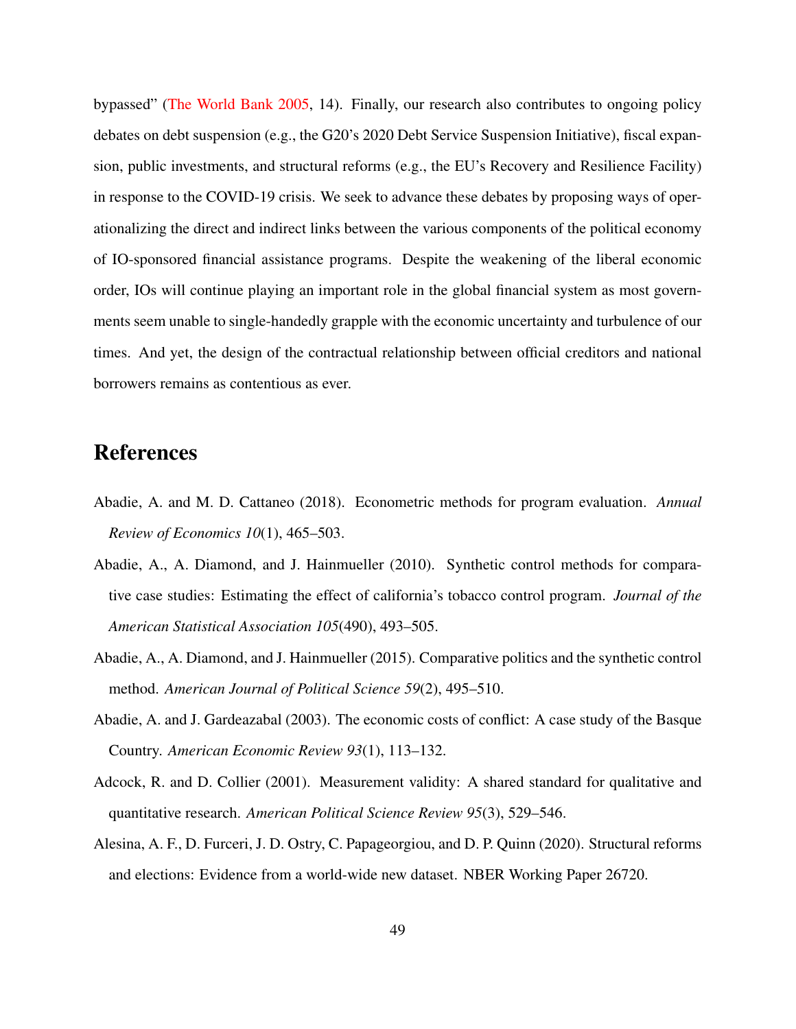bypassed" (The World Bank 2005, 14). Finally, our research also contributes to ongoing policy debates on debt suspension (e.g., the G20's 2020 Debt Service Suspension Initiative), fiscal expansion, public investments, and structural reforms (e.g., the EU's Recovery and Resilience Facility) in response to the COVID-19 crisis. We seek to advance these debates by proposing ways of operationalizing the direct and indirect links between the various components of the political economy of IO-sponsored financial assistance programs. Despite the weakening of the liberal economic order, IOs will continue playing an important role in the global financial system as most governments seem unable to single-handedly grapple with the economic uncertainty and turbulence of our times. And yet, the design of the contractual relationship between official creditors and national borrowers remains as contentious as ever.

# References

Abadie, A. and M. D. Cattaneo (2018). Econometric methods for program evaluation. *Annual Review of Economics 10*(1), 465–503.

Abadie, A., A. Diamond, and J. Hainmueller (2010). Synthetic control methods for comparative case studies: Estimating the effect of california's tobacco control program. *Journal of the American Statistical Association 105*(490), 493–505.

Abadie, A., A. Diamond, and J. Hainmueller (2015). Comparative politics and the synthetic control method. *American Journal of Political Science 59*(2), 495–510.

Abadie, A. and J. Gardeazabal (2003). The economic costs of conflict: A case study of the Basque Country. *American Economic Review 93*(1), 113–132.

Adcock, R. and D. Collier (2001). Measurement validity: A shared standard for qualitative and quantitative research. *American Political Science Review 95*(3), 529–546.

Alesina, A. F., D. Furceri, J. D. Ostry, C. Papageorgiou, and D. P. Quinn (2020). Structural reforms and elections: Evidence from a world-wide new dataset. NBER Working Paper 26720.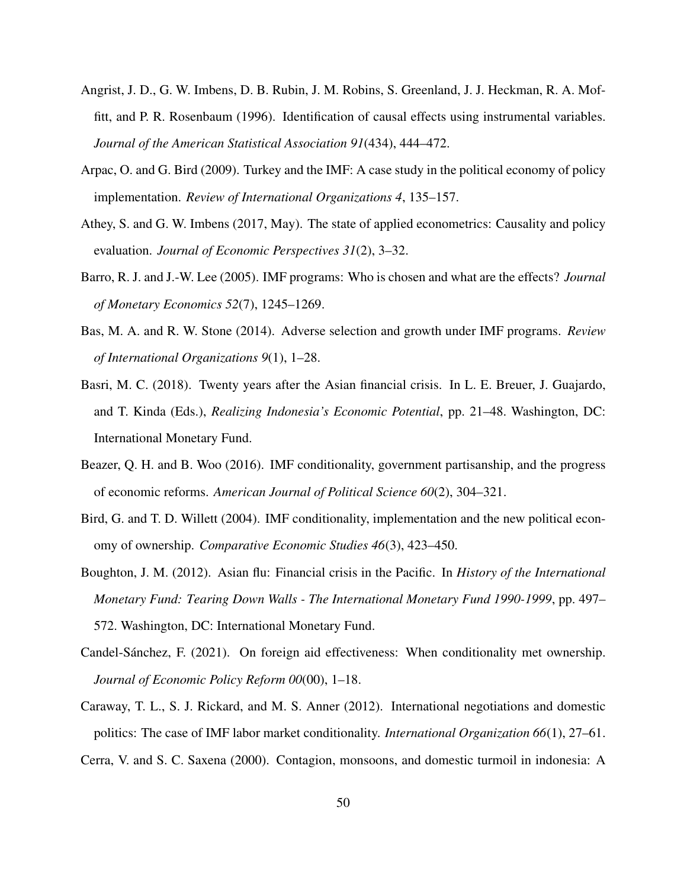Angrist, J. D., G. W. Imbens, D. B. Rubin, J. M. Robins, S. Greenland, J. J. Heckman, R. A. Moffitt, and P. R. Rosenbaum (1996). Identification of causal effects using instrumental variables. *Journal of the American Statistical Association 91*(434), 444–472.

Arpac, O. and G. Bird (2009). Turkey and the IMF: A case study in the political economy of policy implementation. *Review of International Organizations 4*, 135–157.

Athey, S. and G. W. Imbens (2017, May). The state of applied econometrics: Causality and policy evaluation. *Journal of Economic Perspectives 31*(2), 3–32.

Barro, R. J. and J.-W. Lee (2005). IMF programs: Who is chosen and what are the effects? *Journal of Monetary Economics 52*(7), 1245–1269.

Bas, M. A. and R. W. Stone (2014). Adverse selection and growth under IMF programs. *Review of International Organizations 9*(1), 1–28.

Basri, M. C. (2018). Twenty years after the Asian financial crisis. In L. E. Breuer, J. Guajardo, and T. Kinda (Eds.), *Realizing Indonesia's Economic Potential*, pp. 21–48. Washington, DC: International Monetary Fund.

Beazer, Q. H. and B. Woo (2016). IMF conditionality, government partisanship, and the progress of economic reforms. *American Journal of Political Science 60*(2), 304–321.

Bird, G. and T. D. Willett (2004). IMF conditionality, implementation and the new political economy of ownership. *Comparative Economic Studies 46*(3), 423–450.

Boughton, J. M. (2012). Asian flu: Financial crisis in the Pacific. In *History of the International Monetary Fund: Tearing Down Walls - The International Monetary Fund 1990-1999*, pp. 497–572. Washington, DC: International Monetary Fund.

Candel-Sánchez, F. (2021). On foreign aid effectiveness: When conditionality met ownership. *Journal of Economic Policy Reform 00*(00), 1–18.

Caraway, T. L., S. J. Rickard, and M. S. Anner (2012). International negotiations and domestic politics: The case of IMF labor market conditionality. *International Organization 66*(1), 27–61.

Cerra, V. and S. C. Saxena (2000). Contagion, monsoons, and domestic turmoil in indonesia: A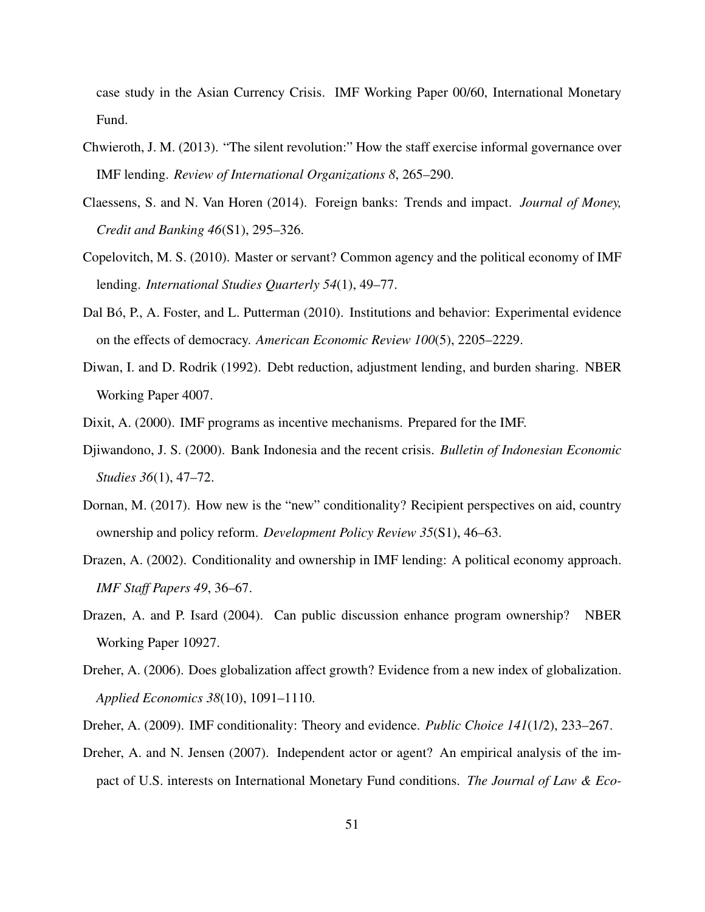case study in the Asian Currency Crisis. IMF Working Paper 00/60, International Monetary Fund.

Chwieroth, J. M. (2013). "The silent revolution:" How the staff exercise informal governance over IMF lending. *Review of International Organizations 8*, 265–290.

Claessens, S. and N. Van Horen (2014). Foreign banks: Trends and impact. *Journal of Money, Credit and Banking 46*(S1), 295–326.

Copelovitch, M. S. (2010). Master or servant? Common agency and the political economy of IMF lending. *International Studies Quarterly 54*(1), 49–77.

Dal Bó, P., A. Foster, and L. Putterman (2010). Institutions and behavior: Experimental evidence on the effects of democracy. *American Economic Review 100*(5), 2205–2229.

Diwan, I. and D. Rodrik (1992). Debt reduction, adjustment lending, and burden sharing. NBER Working Paper 4007.

Dixit, A. (2000). IMF programs as incentive mechanisms. Prepared for the IMF.

Djiwandono, J. S. (2000). Bank Indonesia and the recent crisis. *Bulletin of Indonesian Economic Studies 36*(1), 47–72.

Dornan, M. (2017). How new is the "new" conditionality? Recipient perspectives on aid, country ownership and policy reform. *Development Policy Review 35*(S1), 46–63.

Drazen, A. (2002). Conditionality and ownership in IMF lending: A political economy approach. *IMF Staff Papers 49*, 36–67.

Drazen, A. and P. Isard (2004). Can public discussion enhance program ownership? NBER Working Paper 10927.

Dreher, A. (2006). Does globalization affect growth? Evidence from a new index of globalization. *Applied Economics 38*(10), 1091–1110.

Dreher, A. (2009). IMF conditionality: Theory and evidence. *Public Choice 141*(1/2), 233–267.

Dreher, A. and N. Jensen (2007). Independent actor or agent? An empirical analysis of the impact of U.S. interests on International Monetary Fund conditions. *The Journal of Law & Eco-*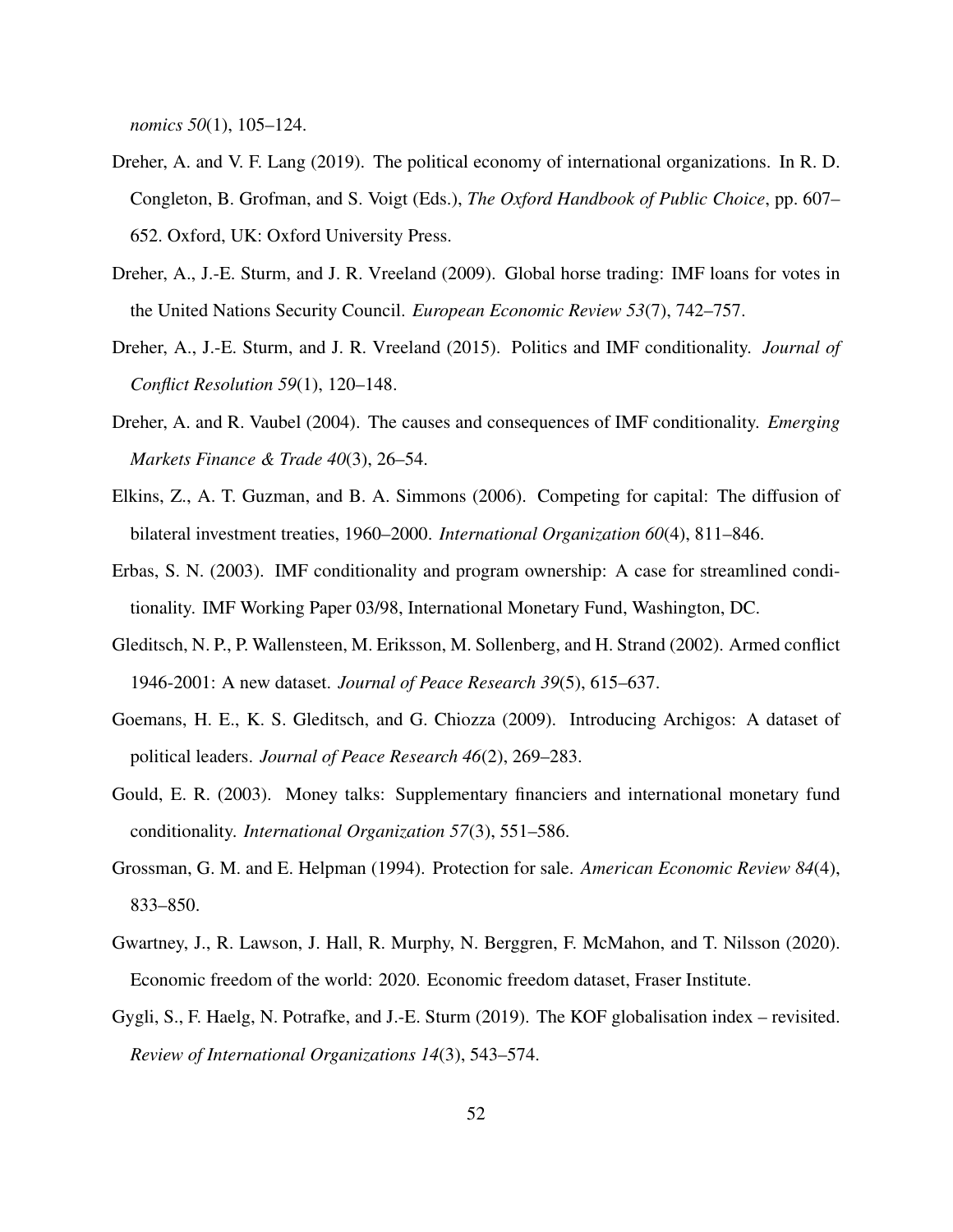*nomics 50*(1), 105–124.

Dreher, A. and V. F. Lang (2019). The political economy of international organizations. In R. D. Congleton, B. Grofman, and S. Voigt (Eds.), *The Oxford Handbook of Public Choice*, pp. 607–652. Oxford, UK: Oxford University Press.

Dreher, A., J.-E. Sturm, and J. R. Vreeland (2009). Global horse trading: IMF loans for votes in the United Nations Security Council. *European Economic Review 53*(7), 742–757.

Dreher, A., J.-E. Sturm, and J. R. Vreeland (2015). Politics and IMF conditionality. *Journal of Conflict Resolution 59*(1), 120–148.

Dreher, A. and R. Vaubel (2004). The causes and consequences of IMF conditionality. *Emerging Markets Finance & Trade 40*(3), 26–54.

Elkins, Z., A. T. Guzman, and B. A. Simmons (2006). Competing for capital: The diffusion of bilateral investment treaties, 1960–2000. *International Organization 60*(4), 811–846.

Erbas, S. N. (2003). IMF conditionality and program ownership: A case for streamlined conditionality. IMF Working Paper 03/98, International Monetary Fund, Washington, DC.

Gleditsch, N. P., P. Wallensteen, M. Eriksson, M. Sollenberg, and H. Strand (2002). Armed conflict 1946-2001: A new dataset. *Journal of Peace Research 39*(5), 615–637.

Goemans, H. E., K. S. Gleditsch, and G. Chiozza (2009). Introducing Archigos: A dataset of political leaders. *Journal of Peace Research 46*(2), 269–283.

Gould, E. R. (2003). Money talks: Supplementary financiers and international monetary fund conditionality. *International Organization 57*(3), 551–586.

Grossman, G. M. and E. Helpman (1994). Protection for sale. *American Economic Review 84*(4), 833–850.

Gwartney, J., R. Lawson, J. Hall, R. Murphy, N. Berggren, F. McMahon, and T. Nilsson (2020). Economic freedom of the world: 2020. Economic freedom dataset, Fraser Institute.

Gygli, S., F. Haelg, N. Potrafke, and J.-E. Sturm (2019). The KOF globalisation index – revisited. *Review of International Organizations 14*(3), 543–574.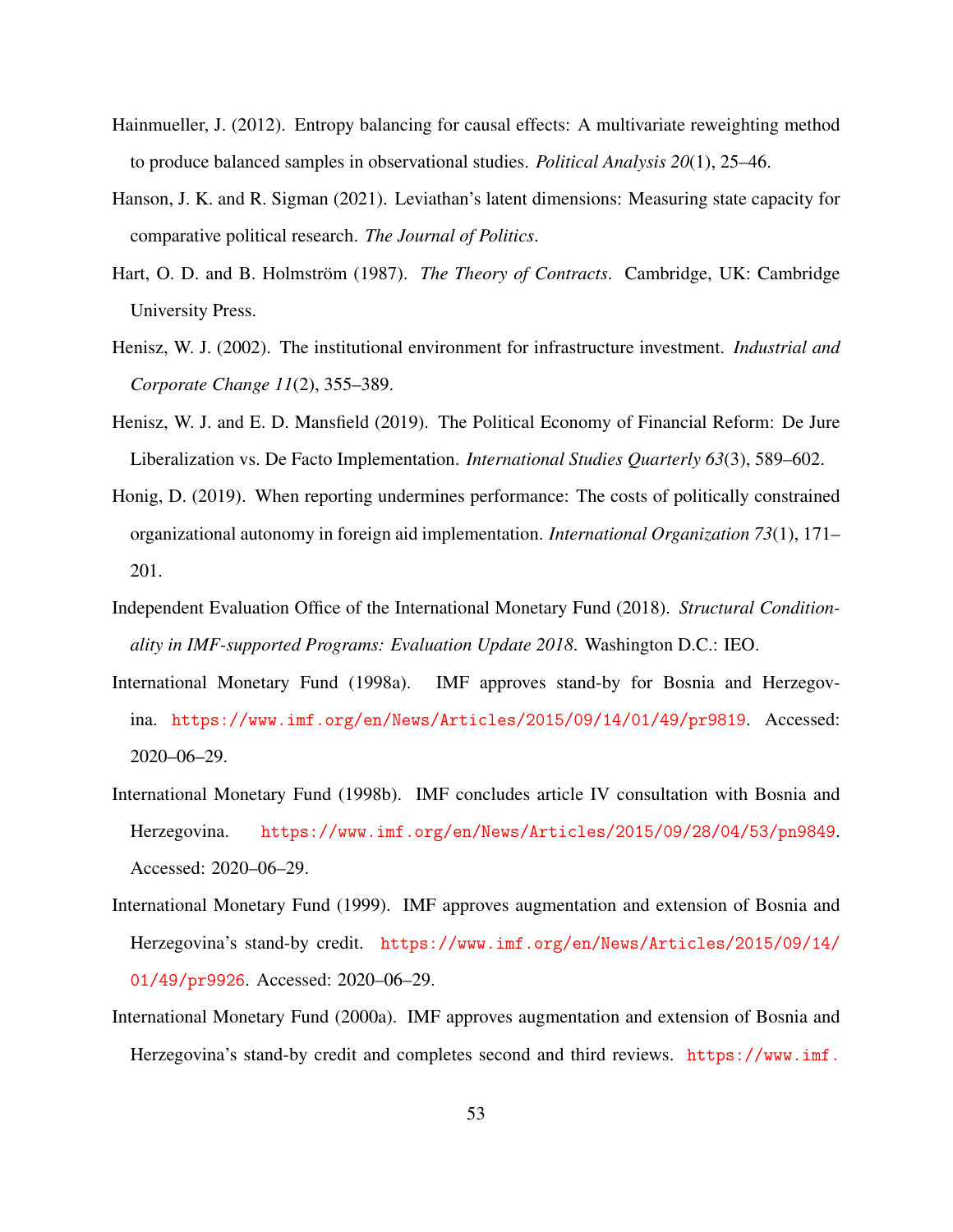Hainmueller, J. (2012). Entropy balancing for causal effects: A multivariate reweighting method to produce balanced samples in observational studies. *Political Analysis 20*(1), 25–46.

Hanson, J. K. and R. Sigman (2021). Leviathan's latent dimensions: Measuring state capacity for comparative political research. *The Journal of Politics*.

Hart, O. D. and B. Holmström (1987). *The Theory of Contracts*. Cambridge, UK: Cambridge University Press.

Henisz, W. J. (2002). The institutional environment for infrastructure investment. *Industrial and Corporate Change 11*(2), 355–389.

Henisz, W. J. and E. D. Mansfield (2019). The Political Economy of Financial Reform: De Jure Liberalization vs. De Facto Implementation. *International Studies Quarterly 63*(3), 589–602.

Honig, D. (2019). When reporting undermines performance: The costs of politically constrained organizational autonomy in foreign aid implementation. *International Organization 73*(1), 171–201.

Independent Evaluation Office of the International Monetary Fund (2018). *Structural Conditionality in IMF-supported Programs: Evaluation Update 2018*. Washington D.C.: IEO.

International Monetary Fund (1998a). IMF approves stand-by for Bosnia and Herzegovina. https://www.imf.org/en/News/Articles/2015/09/14/01/49/pr9819. Accessed: 2020–06–29.

International Monetary Fund (1998b). IMF concludes article IV consultation with Bosnia and Herzegovina. https://www.imf.org/en/News/Articles/2015/09/28/04/53/pn9849. Accessed: 2020–06–29.

International Monetary Fund (1999). IMF approves augmentation and extension of Bosnia and Herzegovina's stand-by credit. https://www.imf.org/en/News/Articles/2015/09/14/01/49/pr9926. Accessed: 2020–06–29.

International Monetary Fund (2000a). IMF approves augmentation and extension of Bosnia and Herzegovina's stand-by credit and completes second and third reviews. https://www.imf.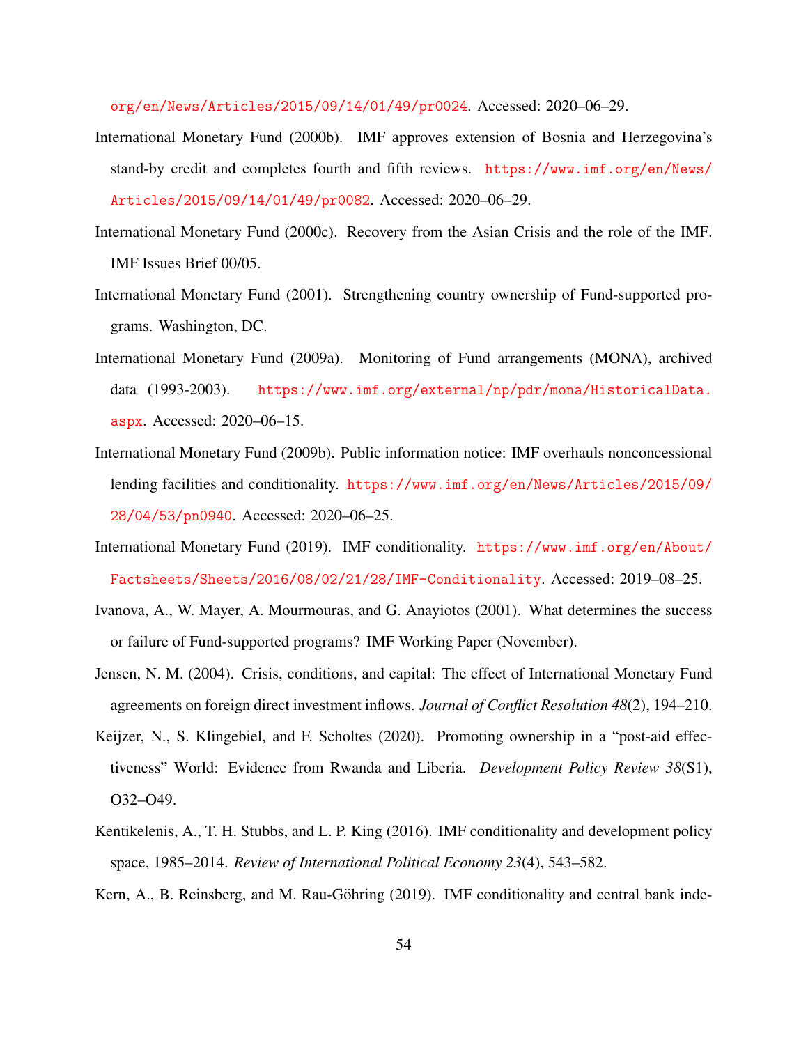org/en/News/Articles/2015/09/14/01/49/pr0024. Accessed: 2020–06–29.

International Monetary Fund (2000b). IMF approves extension of Bosnia and Herzegovina's stand-by credit and completes fourth and fifth reviews. https://www.imf.org/en/News/Articles/2015/09/14/01/49/pr0082. Accessed: 2020–06–29.

International Monetary Fund (2000c). Recovery from the Asian Crisis and the role of the IMF. IMF Issues Brief 00/05.

International Monetary Fund (2001). Strengthening country ownership of Fund-supported programs. Washington, DC.

International Monetary Fund (2009a). Monitoring of Fund arrangements (MONA), archived data (1993-2003). https://www.imf.org/external/np/pdr/mona/HistoricalData.aspx. Accessed: 2020–06–15.

International Monetary Fund (2009b). Public information notice: IMF overhauls nonconcessional lending facilities and conditionality. https://www.imf.org/en/News/Articles/2015/09/28/04/53/pn0940. Accessed: 2020–06–25.

International Monetary Fund (2019). IMF conditionality. https://www.imf.org/en/About/Factsheets/Sheets/2016/08/02/21/28/IMF-Conditionality. Accessed: 2019–08–25.

Ivanova, A., W. Mayer, A. Mourmouras, and G. Anayiotos (2001). What determines the success or failure of Fund-supported programs? IMF Working Paper (November).

Jensen, N. M. (2004). Crisis, conditions, and capital: The effect of International Monetary Fund agreements on foreign direct investment inflows. *Journal of Conflict Resolution 48*(2), 194–210.

Keijzer, N., S. Klingebiel, and F. Scholtes (2020). Promoting ownership in a "post-aid effectiveness" World: Evidence from Rwanda and Liberia. *Development Policy Review 38*(S1), O32–O49.

Kentikelenis, A., T. H. Stubbs, and L. P. King (2016). IMF conditionality and development policy space, 1985–2014. *Review of International Political Economy 23*(4), 543–582.

Kern, A., B. Reinsberg, and M. Rau-Göhring (2019). IMF conditionality and central bank inde-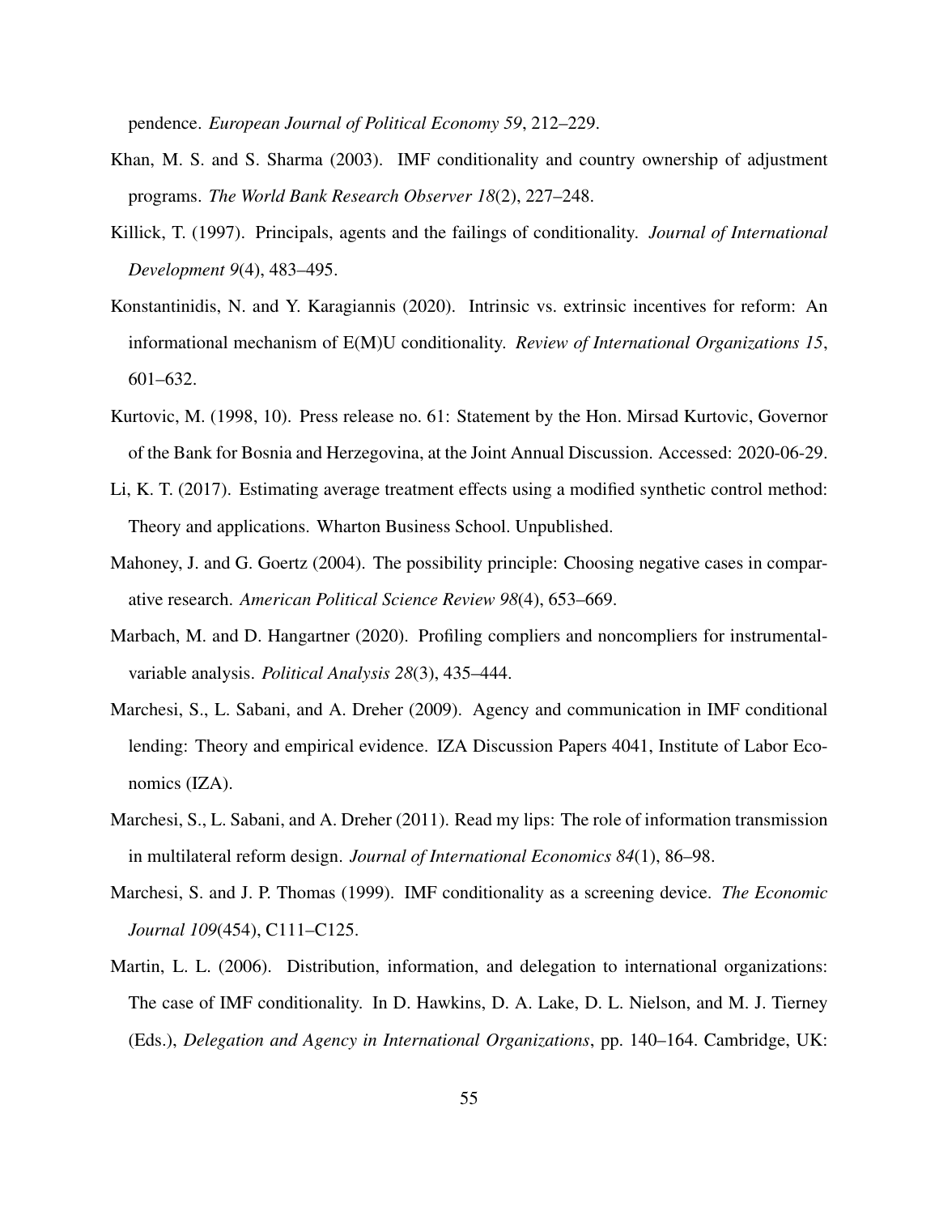pendence. *European Journal of Political Economy 59*, 212–229.

Khan, M. S. and S. Sharma (2003). IMF conditionality and country ownership of adjustment programs. *The World Bank Research Observer 18*(2), 227–248.

Killick, T. (1997). Principals, agents and the failings of conditionality. *Journal of International Development 9*(4), 483–495.

Konstantinidis, N. and Y. Karagiannis (2020). Intrinsic vs. extrinsic incentives for reform: An informational mechanism of E(M)U conditionality. *Review of International Organizations 15*, 601–632.

Kurtovic, M. (1998, 10). Press release no. 61: Statement by the Hon. Mirsad Kurtovic, Governor of the Bank for Bosnia and Herzegovina, at the Joint Annual Discussion. Accessed: 2020-06-29.

Li, K. T. (2017). Estimating average treatment effects using a modified synthetic control method: Theory and applications. Wharton Business School. Unpublished.

Mahoney, J. and G. Goertz (2004). The possibility principle: Choosing negative cases in comparative research. *American Political Science Review 98*(4), 653–669.

Marbach, M. and D. Hangartner (2020). Profiling compliers and noncompliers for instrumental-variable analysis. *Political Analysis 28*(3), 435–444.

Marchesi, S., L. Sabani, and A. Dreher (2009). Agency and communication in IMF conditional lending: Theory and empirical evidence. IZA Discussion Papers 4041, Institute of Labor Economics (IZA).

Marchesi, S., L. Sabani, and A. Dreher (2011). Read my lips: The role of information transmission in multilateral reform design. *Journal of International Economics 84*(1), 86–98.

Marchesi, S. and J. P. Thomas (1999). IMF conditionality as a screening device. *The Economic Journal 109*(454), C111–C125.

Martin, L. L. (2006). Distribution, information, and delegation to international organizations: The case of IMF conditionality. In D. Hawkins, D. A. Lake, D. L. Nielson, and M. J. Tierney (Eds.), *Delegation and Agency in International Organizations*, pp. 140–164. Cambridge, UK: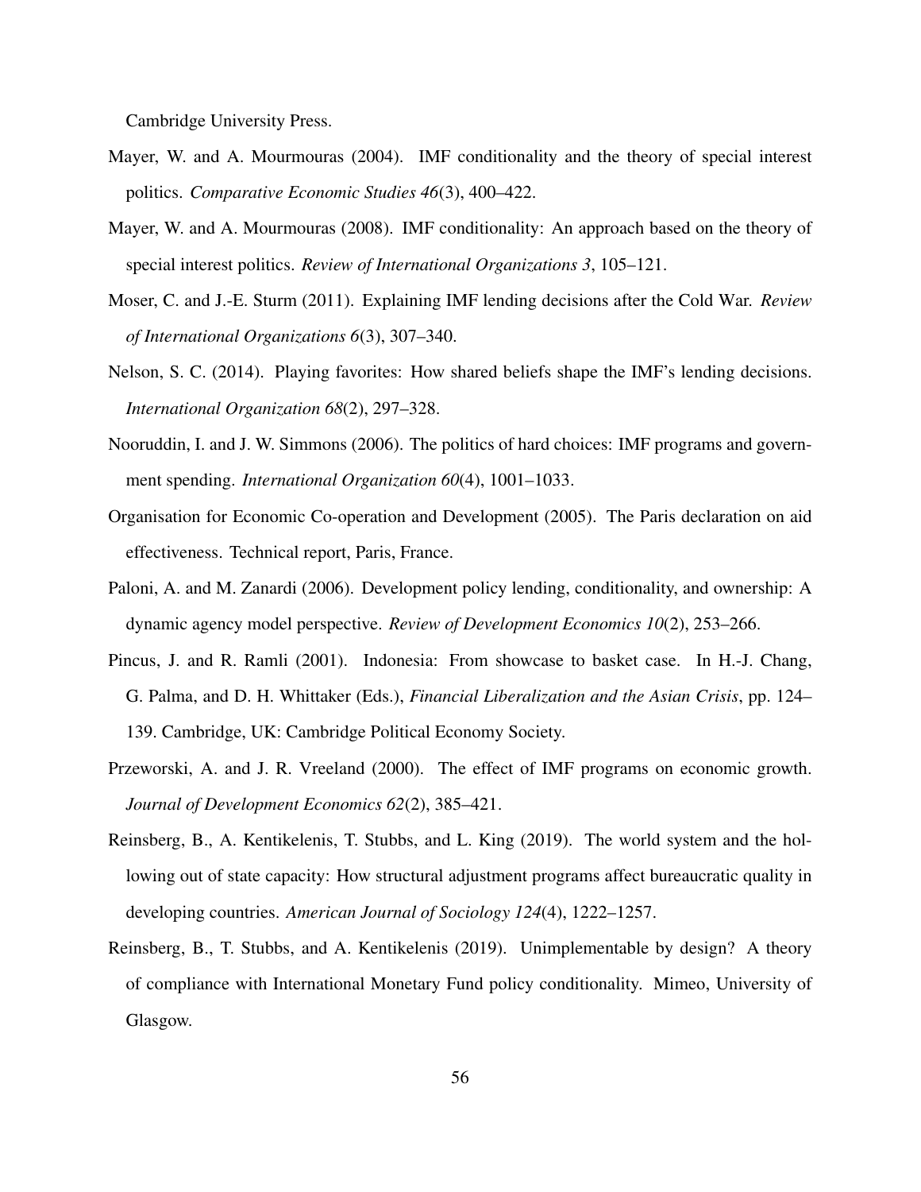Cambridge University Press.

Mayer, W. and A. Mourmouras (2004). IMF conditionality and the theory of special interest politics. *Comparative Economic Studies 46*(3), 400–422.

Mayer, W. and A. Mourmouras (2008). IMF conditionality: An approach based on the theory of special interest politics. *Review of International Organizations 3*, 105–121.

Moser, C. and J.-E. Sturm (2011). Explaining IMF lending decisions after the Cold War. *Review of International Organizations 6*(3), 307–340.

Nelson, S. C. (2014). Playing favorites: How shared beliefs shape the IMF's lending decisions. *International Organization 68*(2), 297–328.

Nooruddin, I. and J. W. Simmons (2006). The politics of hard choices: IMF programs and government spending. *International Organization 60*(4), 1001–1033.

Organisation for Economic Co-operation and Development (2005). The Paris declaration on aid effectiveness. Technical report, Paris, France.

Paloni, A. and M. Zanardi (2006). Development policy lending, conditionality, and ownership: A dynamic agency model perspective. *Review of Development Economics 10*(2), 253–266.

Pincus, J. and R. Ramli (2001). Indonesia: From showcase to basket case. In H.-J. Chang, G. Palma, and D. H. Whittaker (Eds.), *Financial Liberalization and the Asian Crisis*, pp. 124–139. Cambridge, UK: Cambridge Political Economy Society.

Przeworski, A. and J. R. Vreeland (2000). The effect of IMF programs on economic growth. *Journal of Development Economics 62*(2), 385–421.

Reinsberg, B., A. Kentikelenis, T. Stubbs, and L. King (2019). The world system and the hollowing out of state capacity: How structural adjustment programs affect bureaucratic quality in developing countries. *American Journal of Sociology 124*(4), 1222–1257.

Reinsberg, B., T. Stubbs, and A. Kentikelenis (2019). Unimplementable by design? A theory of compliance with International Monetary Fund policy conditionality. Mimeo, University of Glasgow.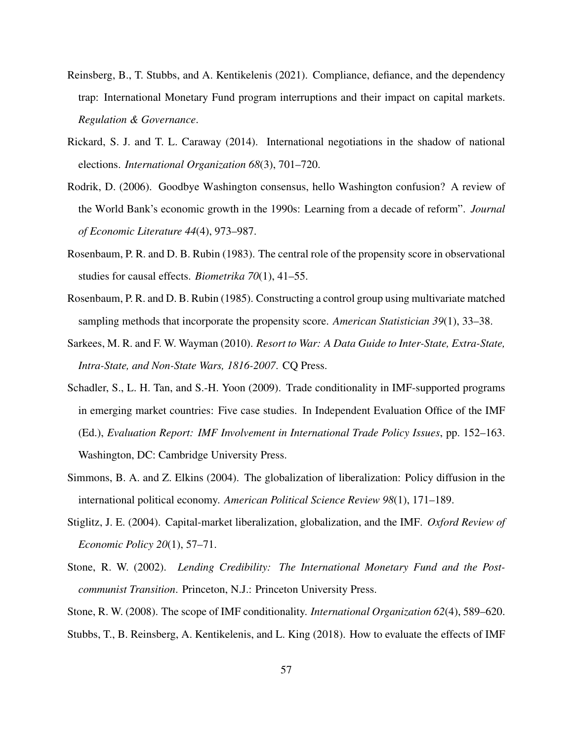Reinsberg, B., T. Stubbs, and A. Kentikelenis (2021). Compliance, defiance, and the dependency trap: International Monetary Fund program interruptions and their impact on capital markets. *Regulation & Governance*.

Rickard, S. J. and T. L. Caraway (2014). International negotiations in the shadow of national elections. *International Organization 68*(3), 701–720.

Rodrik, D. (2006). Goodbye Washington consensus, hello Washington confusion? A review of the World Bank's economic growth in the 1990s: Learning from a decade of reform". *Journal of Economic Literature 44*(4), 973–987.

Rosenbaum, P. R. and D. B. Rubin (1983). The central role of the propensity score in observational studies for causal effects. *Biometrika 70*(1), 41–55.

Rosenbaum, P. R. and D. B. Rubin (1985). Constructing a control group using multivariate matched sampling methods that incorporate the propensity score. *American Statistician 39*(1), 33–38.

Sarkees, M. R. and F. W. Wayman (2010). *Resort to War: A Data Guide to Inter-State, Extra-State, Intra-State, and Non-State Wars, 1816-2007*. CQ Press.

Schadler, S., L. H. Tan, and S.-H. Yoon (2009). Trade conditionality in IMF-supported programs in emerging market countries: Five case studies. In Independent Evaluation Office of the IMF (Ed.), *Evaluation Report: IMF Involvement in International Trade Policy Issues*, pp. 152–163. Washington, DC: Cambridge University Press.

Simmons, B. A. and Z. Elkins (2004). The globalization of liberalization: Policy diffusion in the international political economy. *American Political Science Review 98*(1), 171–189.

Stiglitz, J. E. (2004). Capital-market liberalization, globalization, and the IMF. *Oxford Review of Economic Policy 20*(1), 57–71.

Stone, R. W. (2002). *Lending Credibility: The International Monetary Fund and the Post-communist Transition*. Princeton, N.J.: Princeton University Press.

Stone, R. W. (2008). The scope of IMF conditionality. *International Organization 62*(4), 589–620.

Stubbs, T., B. Reinsberg, A. Kentikelenis, and L. King (2018). How to evaluate the effects of IMF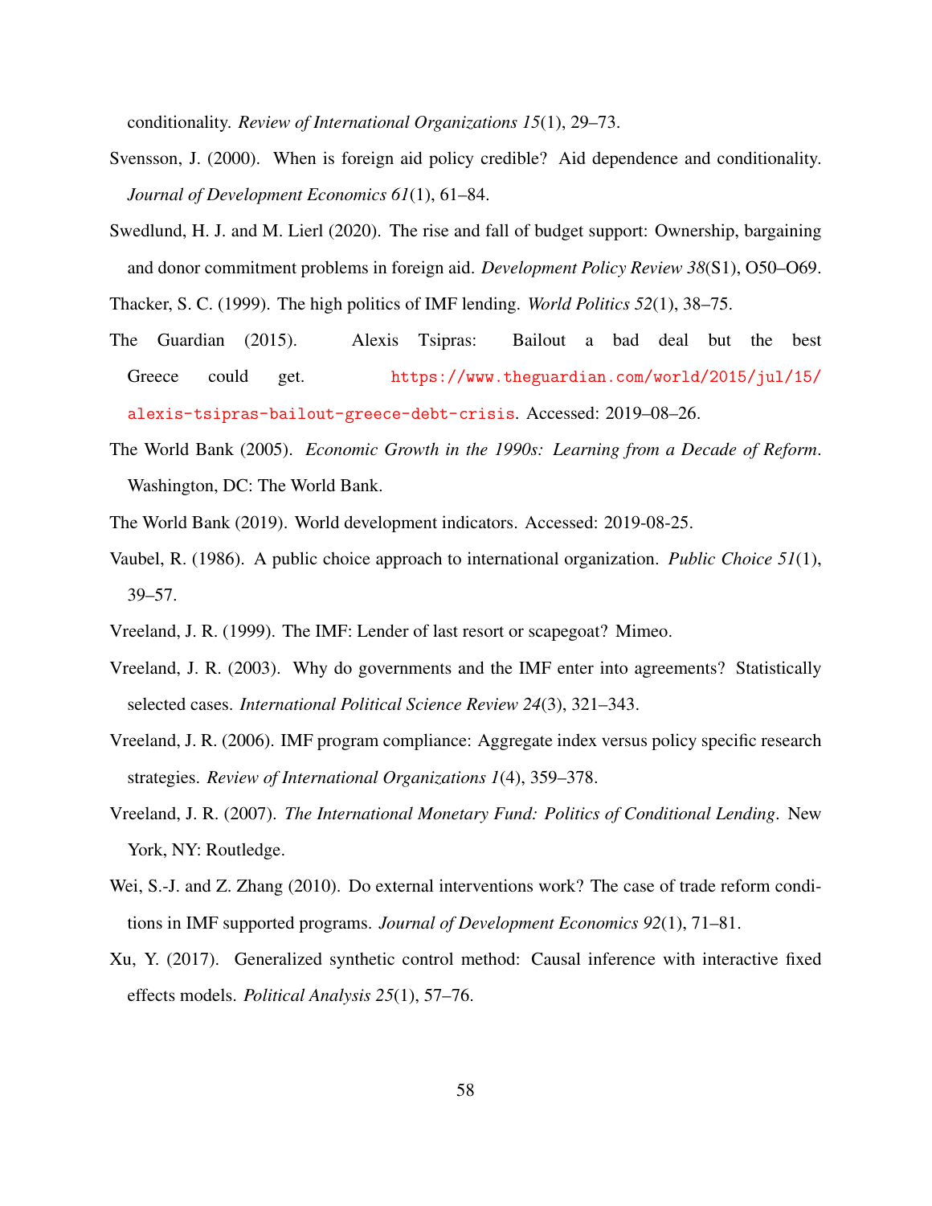conditionality. *Review of International Organizations 15*(1), 29–73.

Svensson, J. (2000). When is foreign aid policy credible? Aid dependence and conditionality. *Journal of Development Economics 61*(1), 61–84.

Swedlund, H. J. and M. Lierl (2020). The rise and fall of budget support: Ownership, bargaining and donor commitment problems in foreign aid. *Development Policy Review 38*(S1), O50–O69.

Thacker, S. C. (1999). The high politics of IMF lending. *World Politics 52*(1), 38–75.

The Guardian (2015). Alexis Tsipras: Bailout a bad deal but the best Greece could get. https://www.theguardian.com/world/2015/jul/15/alexis-tsipras-bailout-greece-debt-crisis. Accessed: 2019–08–26.

The World Bank (2005). *Economic Growth in the 1990s: Learning from a Decade of Reform*. Washington, DC: The World Bank.

The World Bank (2019). World development indicators. Accessed: 2019-08-25.

Vaubel, R. (1986). A public choice approach to international organization. *Public Choice 51*(1), 39–57.

Vreeland, J. R. (1999). The IMF: Lender of last resort or scapegoat? Mimeo.

Vreeland, J. R. (2003). Why do governments and the IMF enter into agreements? Statistically selected cases. *International Political Science Review 24*(3), 321–343.

Vreeland, J. R. (2006). IMF program compliance: Aggregate index versus policy specific research strategies. *Review of International Organizations 1*(4), 359–378.

Vreeland, J. R. (2007). *The International Monetary Fund: Politics of Conditional Lending*. New York, NY: Routledge.

Wei, S.-J. and Z. Zhang (2010). Do external interventions work? The case of trade reform conditions in IMF supported programs. *Journal of Development Economics 92*(1), 71–81.

Xu, Y. (2017). Generalized synthetic control method: Causal inference with interactive fixed effects models. *Political Analysis 25*(1), 57–76.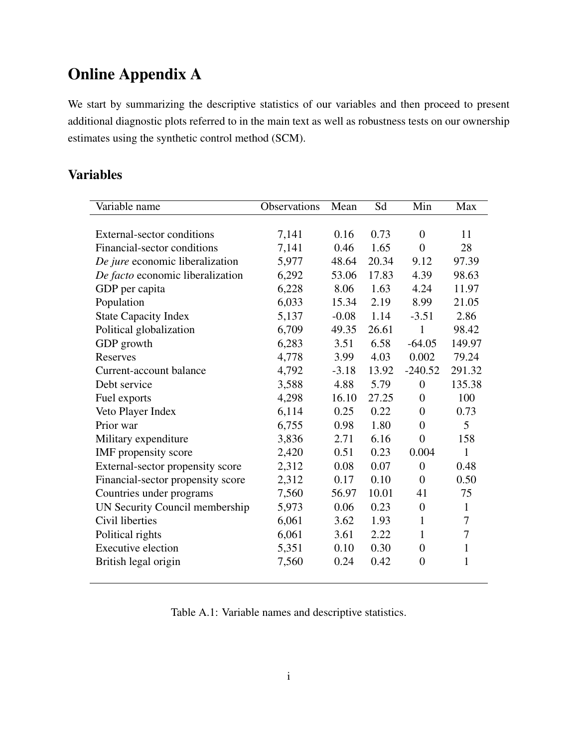# Online Appendix A

We start by summarizing the descriptive statistics of our variables and then proceed to present additional diagnostic plots referred to in the main text as well as robustness tests on our ownership estimates using the synthetic control method (SCM).

## Variables

| Variable name | Observations | Mean | Sd | Min | Max |
|---|---|---|---|---|---|
| External-sector conditions | 7,141 | 0.16 | 0.73 | 0 | 11 |
| Financial-sector conditions | 7,141 | 0.46 | 1.65 | 0 | 28 |
| *De jure* economic liberalization | 5,977 | 48.64 | 20.34 | 9.12 | 97.39 |
| *De facto* economic liberalization | 6,292 | 53.06 | 17.83 | 4.39 | 98.63 |
| GDP per capita | 6,228 | 8.06 | 1.63 | 4.24 | 11.97 |
| Population | 6,033 | 15.34 | 2.19 | 8.99 | 21.05 |
| State Capacity Index | 5,137 | -0.08 | 1.14 | -3.51 | 2.86 |
| Political globalization | 6,709 | 49.35 | 26.61 | 1 | 98.42 |
| GDP growth | 6,283 | 3.51 | 6.58 | -64.05 | 149.97 |
| Reserves | 4,778 | 3.99 | 4.03 | 0.002 | 79.24 |
| Current-account balance | 4,792 | -3.18 | 13.92 | -240.52 | 291.32 |
| Debt service | 3,588 | 4.88 | 5.79 | 0 | 135.38 |
| Fuel exports | 4,298 | 16.10 | 27.25 | 0 | 100 |
| Veto Player Index | 6,114 | 0.25 | 0.22 | 0 | 0.73 |
| Prior war | 6,755 | 0.98 | 1.80 | 0 | 5 |
| Military expenditure | 3,836 | 2.71 | 6.16 | 0 | 158 |
| IMF propensity score | 2,420 | 0.51 | 0.23 | 0.004 | 1 |
| External-sector propensity score | 2,312 | 0.08 | 0.07 | 0 | 0.48 |
| Financial-sector propensity score | 2,312 | 0.17 | 0.10 | 0 | 0.50 |
| Countries under programs | 7,560 | 56.97 | 10.01 | 41 | 75 |
| UN Security Council membership | 5,973 | 0.06 | 0.23 | 0 | 1 |
| Civil liberties | 6,061 | 3.62 | 1.93 | 1 | 7 |
| Political rights | 6,061 | 3.61 | 2.22 | 1 | 7 |
| Executive election | 5,351 | 0.10 | 0.30 | 0 | 1 |
| British legal origin | 7,560 | 0.24 | 0.42 | 0 | 1 |

Table A.1: Variable names and descriptive statistics.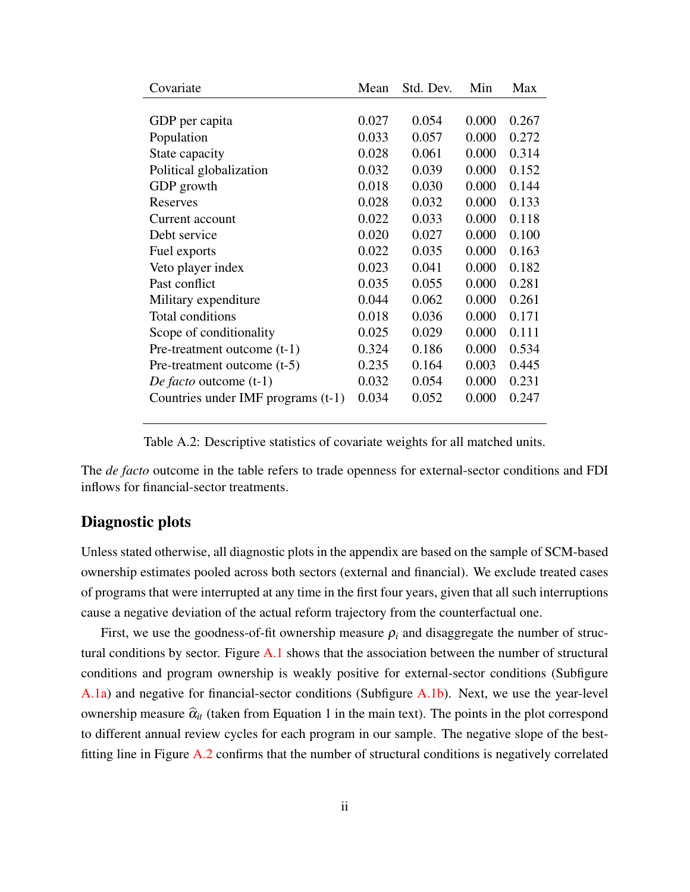| Covariate | Mean | Std. Dev. | Min | Max |
|---|---|---|---|---|
| GDP per capita | 0.027 | 0.054 | 0.000 | 0.267 |
| Population | 0.033 | 0.057 | 0.000 | 0.272 |
| State capacity | 0.028 | 0.061 | 0.000 | 0.314 |
| Political globalization | 0.032 | 0.039 | 0.000 | 0.152 |
| GDP growth | 0.018 | 0.030 | 0.000 | 0.144 |
| Reserves | 0.028 | 0.032 | 0.000 | 0.133 |
| Current account | 0.022 | 0.033 | 0.000 | 0.118 |
| Debt service | 0.020 | 0.027 | 0.000 | 0.100 |
| Fuel exports | 0.022 | 0.035 | 0.000 | 0.163 |
| Veto player index | 0.023 | 0.041 | 0.000 | 0.182 |
| Past conflict | 0.035 | 0.055 | 0.000 | 0.281 |
| Military expenditure | 0.044 | 0.062 | 0.000 | 0.261 |
| Total conditions | 0.018 | 0.036 | 0.000 | 0.171 |
| Scope of conditionality | 0.025 | 0.029 | 0.000 | 0.111 |
| Pre-treatment outcome (t-1) | 0.324 | 0.186 | 0.000 | 0.534 |
| Pre-treatment outcome (t-5) | 0.235 | 0.164 | 0.003 | 0.445 |
| *De facto* outcome (t-1) | 0.032 | 0.054 | 0.000 | 0.231 |
| Countries under IMF programs (t-1) | 0.034 | 0.052 | 0.000 | 0.247 |

Table A.2: Descriptive statistics of covariate weights for all matched units.

The *de facto* outcome in the table refers to trade openness for external-sector conditions and FDI inflows for financial-sector treatments.

## Diagnostic plots

Unless stated otherwise, all diagnostic plots in the appendix are based on the sample of SCM-based ownership estimates pooled across both sectors (external and financial). We exclude treated cases of programs that were interrupted at any time in the first four years, given that all such interruptions cause a negative deviation of the actual reform trajectory from the counterfactual one.

First, we use the goodness-of-fit ownership measure $\rho_i$ and disaggregate the number of structural conditions by sector. Figure A.1 shows that the association between the number of structural conditions and program ownership is weakly positive for external-sector conditions (Subfigure A.1a) and negative for financial-sector conditions (Subfigure A.1b). Next, we use the year-level ownership measure $\widehat{\alpha}_{it}$ (taken from Equation 1 in the main text). The points in the plot correspond to different annual review cycles for each program in our sample. The negative slope of the best-fitting line in Figure A.2 confirms that the number of structural conditions is negatively correlated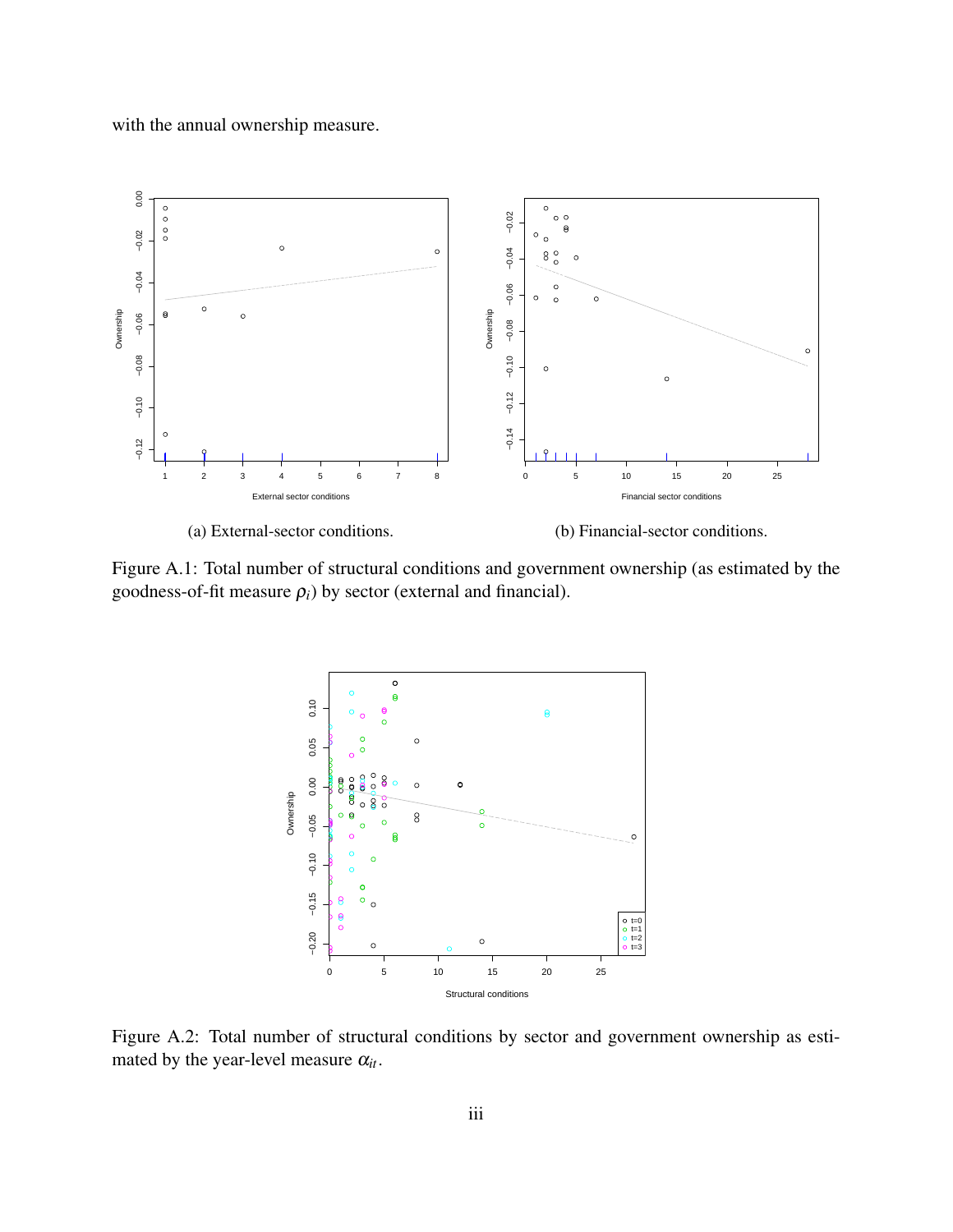with the annual ownership measure.

(a) External-sector conditions.

(b) Financial-sector conditions.

Figure A.1: Total number of structural conditions and government ownership (as estimated by the goodness-of-fit measure $\rho_i$) by sector (external and financial).

Figure A.2: Total number of structural conditions by sector and government ownership as estimated by the year-level measure $\alpha_{it}$.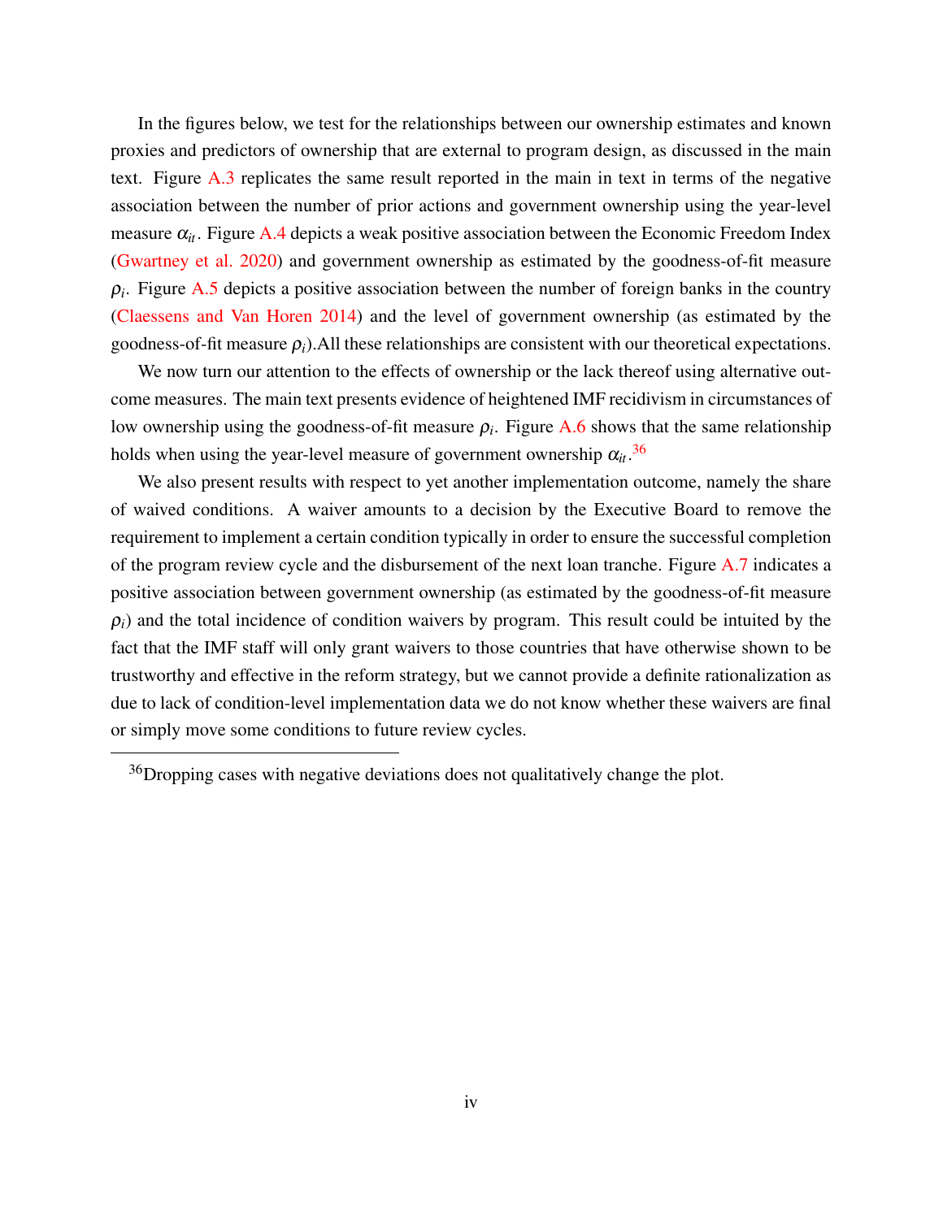In the figures below, we test for the relationships between our ownership estimates and known proxies and predictors of ownership that are external to program design, as discussed in the main text. Figure A.3 replicates the same result reported in the main in text in terms of the negative association between the number of prior actions and government ownership using the year-level measure $\alpha_{it}$. Figure A.4 depicts a weak positive association between the Economic Freedom Index (Gwartney et al. 2020) and government ownership as estimated by the goodness-of-fit measure $\rho_i$. Figure A.5 depicts a positive association between the number of foreign banks in the country (Claessens and Van Horen 2014) and the level of government ownership (as estimated by the goodness-of-fit measure $\rho_i$).All these relationships are consistent with our theoretical expectations.

We now turn our attention to the effects of ownership or the lack thereof using alternative outcome measures. The main text presents evidence of heightened IMF recidivism in circumstances of low ownership using the goodness-of-fit measure $\rho_i$. Figure A.6 shows that the same relationship holds when using the year-level measure of government ownership $\alpha_{it}$.[36]

We also present results with respect to yet another implementation outcome, namely the share of waived conditions. A waiver amounts to a decision by the Executive Board to remove the requirement to implement a certain condition typically in order to ensure the successful completion of the program review cycle and the disbursement of the next loan tranche. Figure A.7 indicates a positive association between government ownership (as estimated by the goodness-of-fit measure $\rho_i$) and the total incidence of condition waivers by program. This result could be intuited by the fact that the IMF staff will only grant waivers to those countries that have otherwise shown to be trustworthy and effective in the reform strategy, but we cannot provide a definite rationalization as due to lack of condition-level implementation data we do not know whether these waivers are final or simply move some conditions to future review cycles.

[36] Dropping cases with negative deviations does not qualitatively change the plot.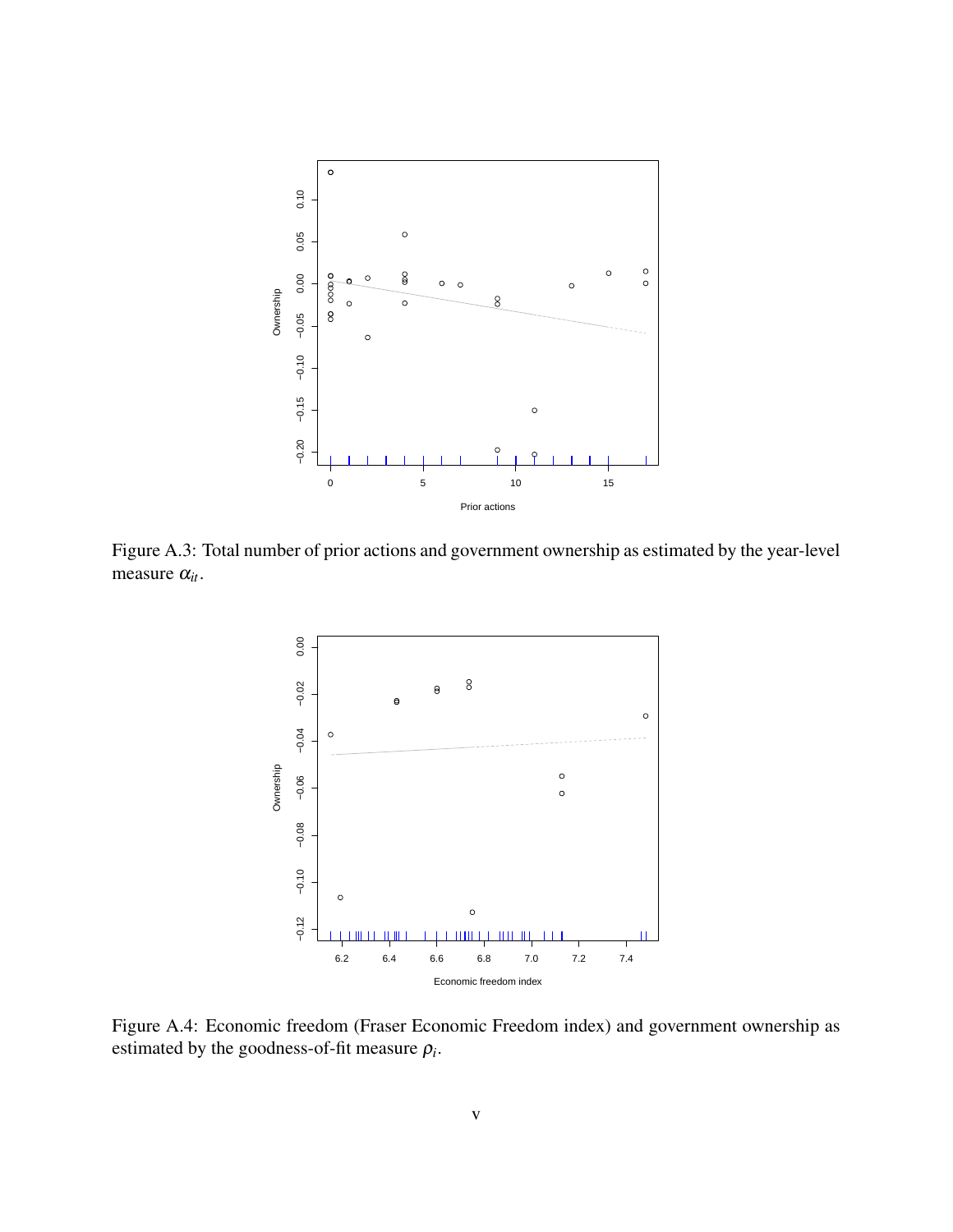Figure A.3: Total number of prior actions and government ownership as estimated by the year-level measure $\alpha_{it}$.

Figure A.4: Economic freedom (Fraser Economic Freedom index) and government ownership as estimated by the goodness-of-fit measure $\rho_i$.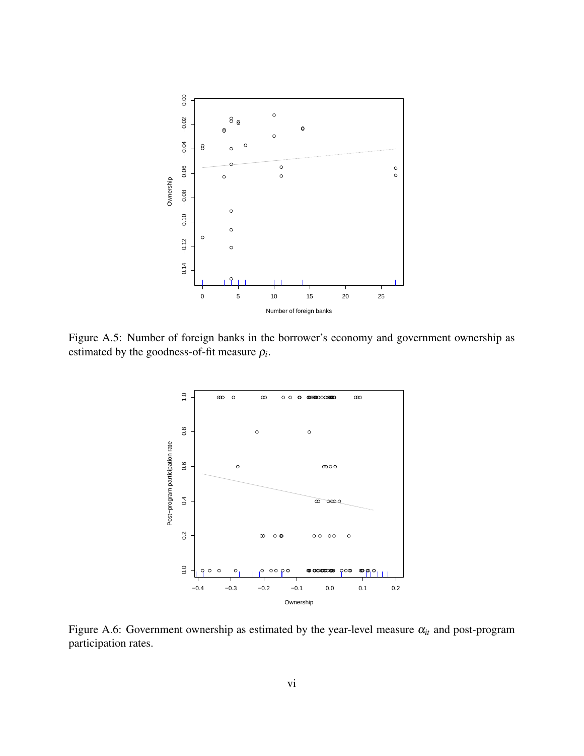Figure A.5: Number of foreign banks in the borrower's economy and government ownership as estimated by the goodness-of-fit measure $\rho_i$.

Figure A.6: Government ownership as estimated by the year-level measure $\alpha_{it}$ and post-program participation rates.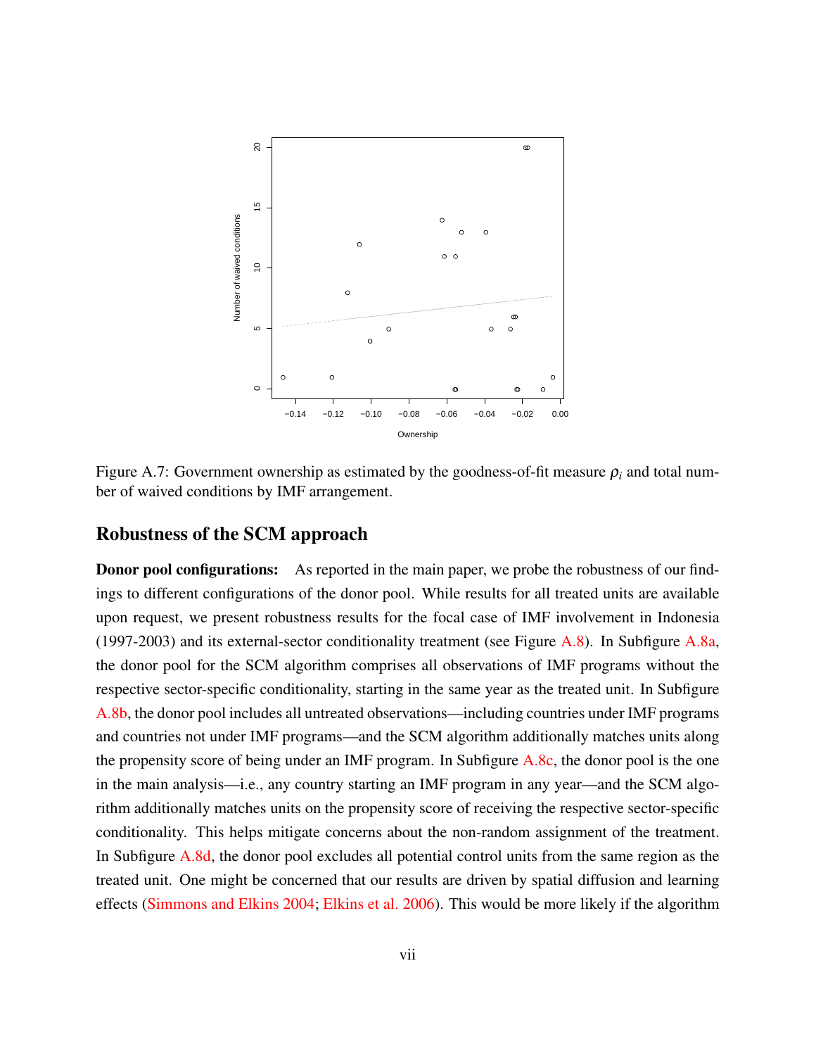Figure A.7: Government ownership as estimated by the goodness-of-fit measure $\rho_i$ and total number of waived conditions by IMF arrangement.

## Robustness of the SCM approach

**Donor pool configurations:** As reported in the main paper, we probe the robustness of our findings to different configurations of the donor pool. While results for all treated units are available upon request, we present robustness results for the focal case of IMF involvement in Indonesia (1997-2003) and its external-sector conditionality treatment (see Figure A.8). In Subfigure A.8a, the donor pool for the SCM algorithm comprises all observations of IMF programs without the respective sector-specific conditionality, starting in the same year as the treated unit. In Subfigure A.8b, the donor pool includes all untreated observations—including countries under IMF programs and countries not under IMF programs—and the SCM algorithm additionally matches units along the propensity score of being under an IMF program. In Subfigure A.8c, the donor pool is the one in the main analysis—i.e., any country starting an IMF program in any year—and the SCM algorithm additionally matches units on the propensity score of receiving the respective sector-specific conditionality. This helps mitigate concerns about the non-random assignment of the treatment. In Subfigure A.8d, the donor pool excludes all potential control units from the same region as the treated unit. One might be concerned that our results are driven by spatial diffusion and learning effects (Simmons and Elkins 2004; Elkins et al. 2006). This would be more likely if the algorithm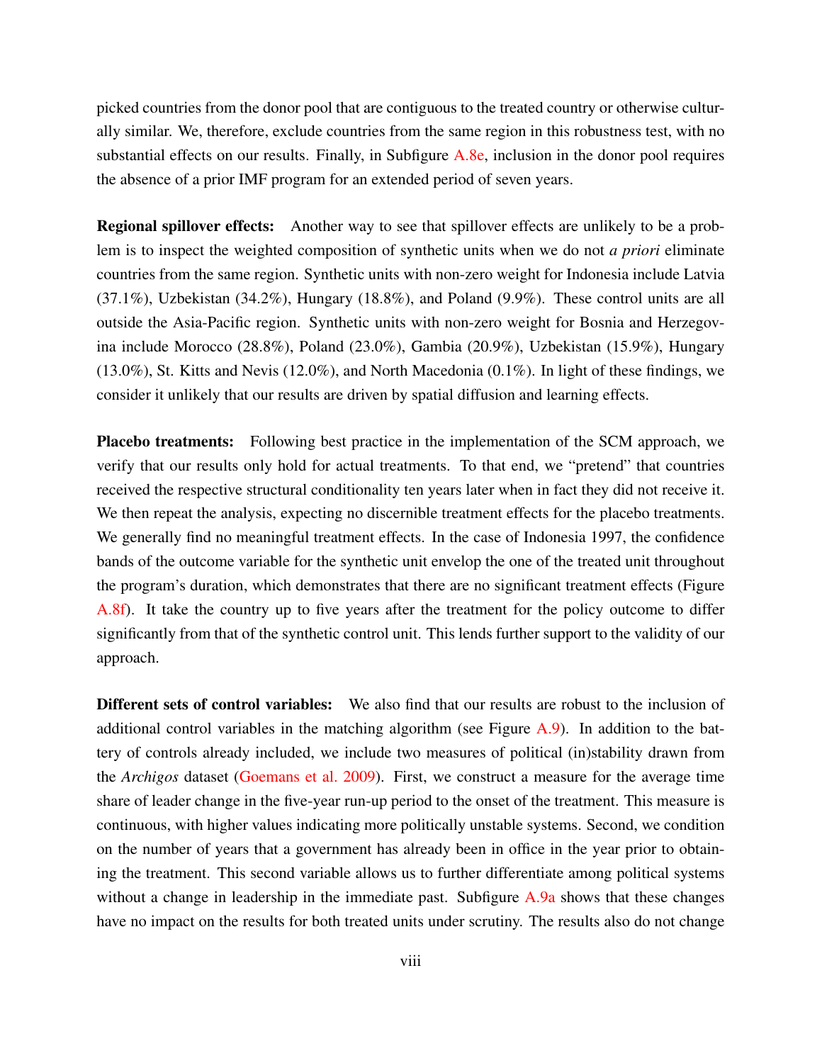picked countries from the donor pool that are contiguous to the treated country or otherwise culturally similar. We, therefore, exclude countries from the same region in this robustness test, with no substantial effects on our results. Finally, in Subfigure A.8e, inclusion in the donor pool requires the absence of a prior IMF program for an extended period of seven years.

**Regional spillover effects:** Another way to see that spillover effects are unlikely to be a problem is to inspect the weighted composition of synthetic units when we do not *a priori* eliminate countries from the same region. Synthetic units with non-zero weight for Indonesia include Latvia (37.1%), Uzbekistan (34.2%), Hungary (18.8%), and Poland (9.9%). These control units are all outside the Asia-Pacific region. Synthetic units with non-zero weight for Bosnia and Herzegovina include Morocco (28.8%), Poland (23.0%), Gambia (20.9%), Uzbekistan (15.9%), Hungary (13.0%), St. Kitts and Nevis (12.0%), and North Macedonia (0.1%). In light of these findings, we consider it unlikely that our results are driven by spatial diffusion and learning effects.

**Placebo treatments:** Following best practice in the implementation of the SCM approach, we verify that our results only hold for actual treatments. To that end, we "pretend" that countries received the respective structural conditionality ten years later when in fact they did not receive it. We then repeat the analysis, expecting no discernible treatment effects for the placebo treatments. We generally find no meaningful treatment effects. In the case of Indonesia 1997, the confidence bands of the outcome variable for the synthetic unit envelop the one of the treated unit throughout the program's duration, which demonstrates that there are no significant treatment effects (Figure A.8f). It take the country up to five years after the treatment for the policy outcome to differ significantly from that of the synthetic control unit. This lends further support to the validity of our approach.

**Different sets of control variables:** We also find that our results are robust to the inclusion of additional control variables in the matching algorithm (see Figure A.9). In addition to the battery of controls already included, we include two measures of political (in)stability drawn from the *Archigos* dataset (Goemans et al. 2009). First, we construct a measure for the average time share of leader change in the five-year run-up period to the onset of the treatment. This measure is continuous, with higher values indicating more politically unstable systems. Second, we condition on the number of years that a government has already been in office in the year prior to obtaining the treatment. This second variable allows us to further differentiate among political systems without a change in leadership in the immediate past. Subfigure A.9a shows that these changes have no impact on the results for both treated units under scrutiny. The results also do not change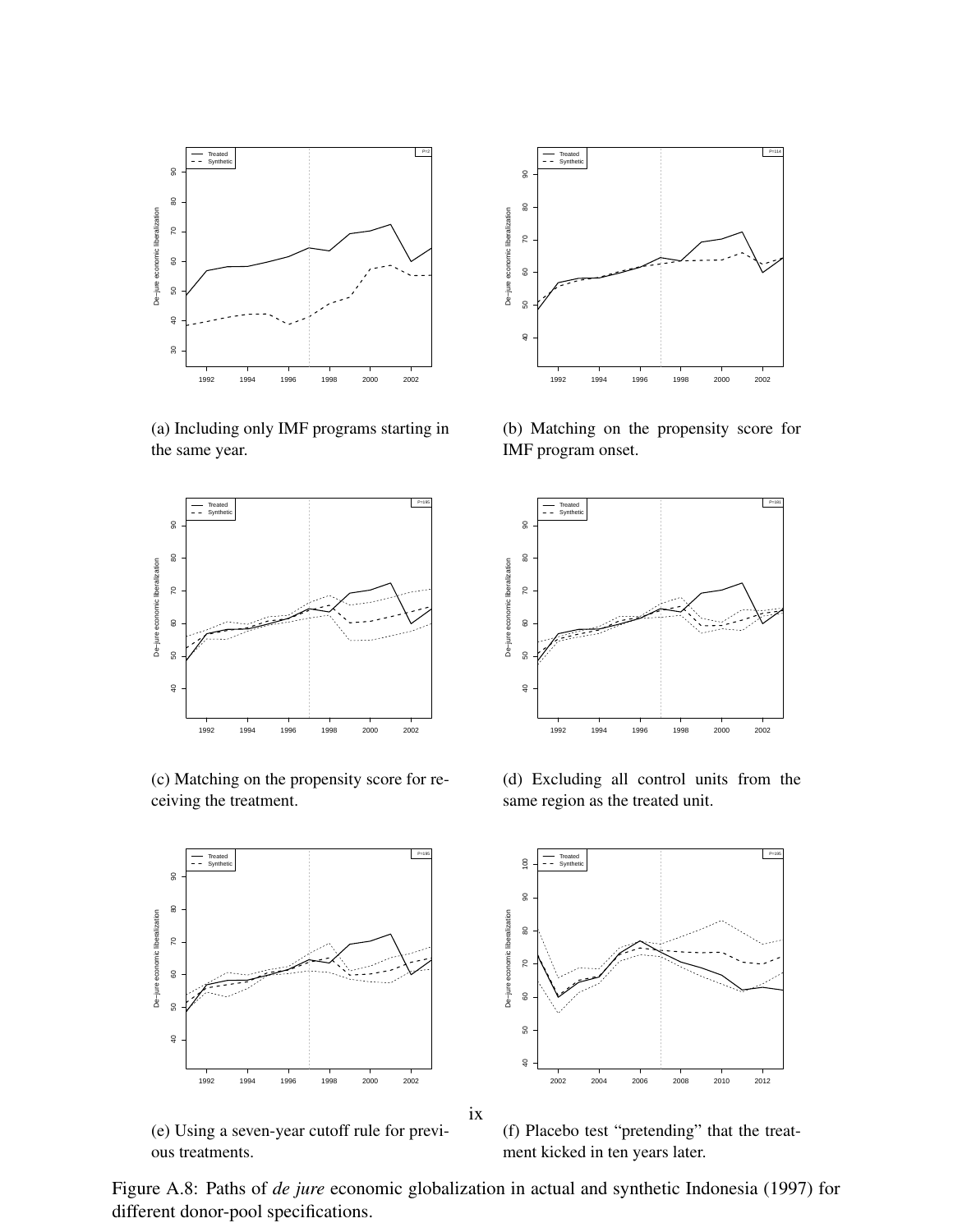(a) Including only IMF programs starting in the same year.

(b) Matching on the propensity score for IMF program onset.

(c) Matching on the propensity score for receiving the treatment.

(d) Excluding all control units from the same region as the treated unit.

(e) Using a seven-year cutoff rule for previous treatments.

(f) Placebo test "pretending" that the treatment kicked in ten years later.

Figure A.8: Paths of *de jure* economic globalization in actual and synthetic Indonesia (1997) for different donor-pool specifications.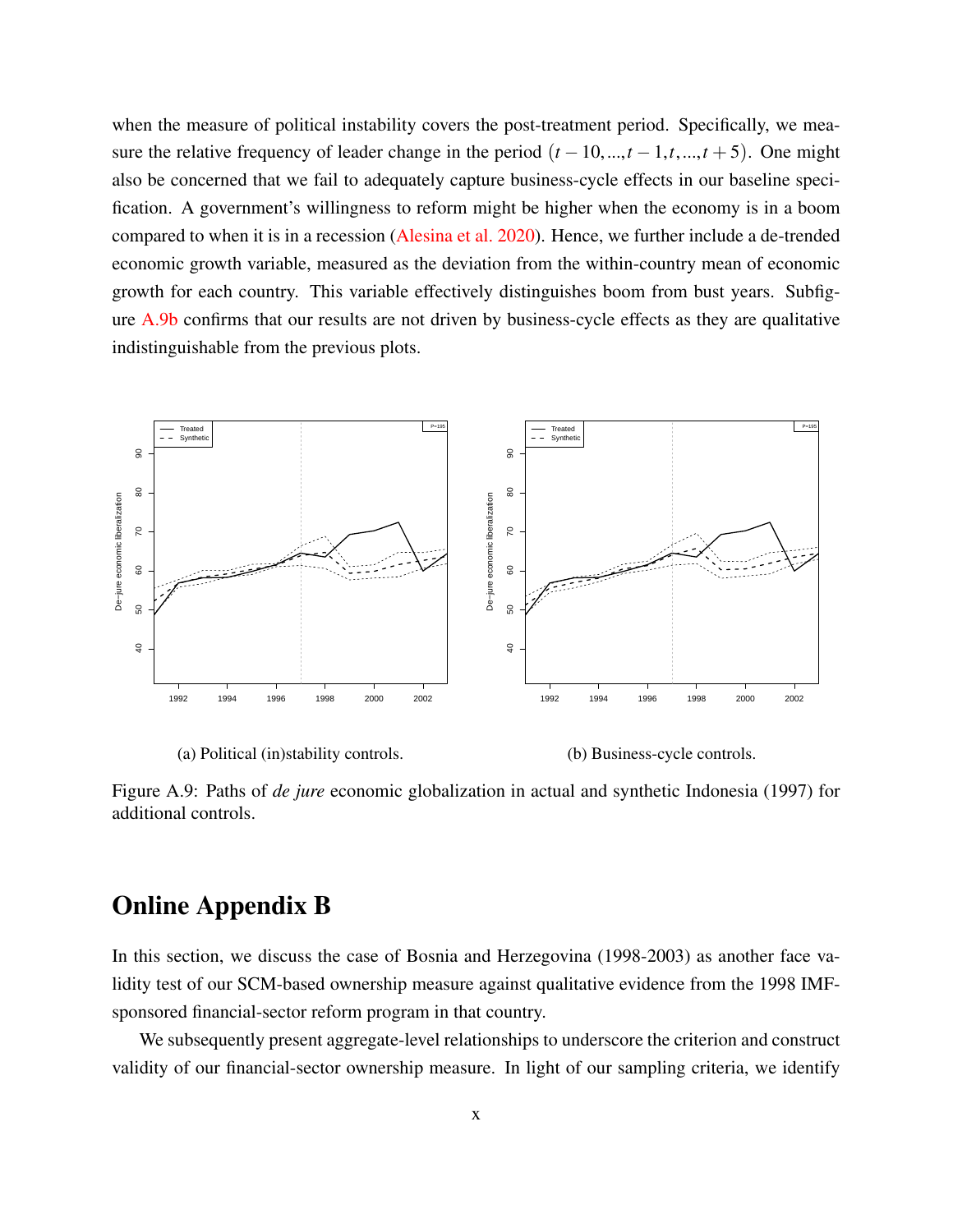when the measure of political instability covers the post-treatment period. Specifically, we measure the relative frequency of leader change in the period $(t-10,...,t-1,t,...,t+5)$. One might also be concerned that we fail to adequately capture business-cycle effects in our baseline specification. A government's willingness to reform might be higher when the economy is in a boom compared to when it is in a recession (Alesina et al. 2020). Hence, we further include a de-trended economic growth variable, measured as the deviation from the within-country mean of economic growth for each country. This variable effectively distinguishes boom from bust years. Subfigure A.9b confirms that our results are not driven by business-cycle effects as they are qualitative indistinguishable from the previous plots.

(a) Political (in)stability controls.

(b) Business-cycle controls.

Figure A.9: Paths of *de jure* economic globalization in actual and synthetic Indonesia (1997) for additional controls.

# Online Appendix B

In this section, we discuss the case of Bosnia and Herzegovina (1998-2003) as another face validity test of our SCM-based ownership measure against qualitative evidence from the 1998 IMF-sponsored financial-sector reform program in that country.

We subsequently present aggregate-level relationships to underscore the criterion and construct validity of our financial-sector ownership measure. In light of our sampling criteria, we identify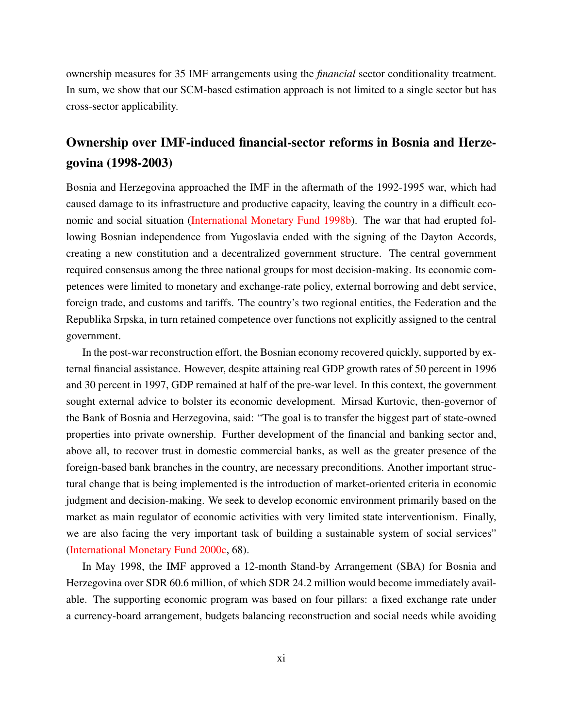ownership measures for 35 IMF arrangements using the *financial* sector conditionality treatment. In sum, we show that our SCM-based estimation approach is not limited to a single sector but has cross-sector applicability.

## Ownership over IMF-induced financial-sector reforms in Bosnia and Herzegovina (1998-2003)

Bosnia and Herzegovina approached the IMF in the aftermath of the 1992-1995 war, which had caused damage to its infrastructure and productive capacity, leaving the country in a difficult economic and social situation (International Monetary Fund 1998b). The war that had erupted following Bosnian independence from Yugoslavia ended with the signing of the Dayton Accords, creating a new constitution and a decentralized government structure. The central government required consensus among the three national groups for most decision-making. Its economic competences were limited to monetary and exchange-rate policy, external borrowing and debt service, foreign trade, and customs and tariffs. The country's two regional entities, the Federation and the Republika Srpska, in turn retained competence over functions not explicitly assigned to the central government.

In the post-war reconstruction effort, the Bosnian economy recovered quickly, supported by external financial assistance. However, despite attaining real GDP growth rates of 50 percent in 1996 and 30 percent in 1997, GDP remained at half of the pre-war level. In this context, the government sought external advice to bolster its economic development. Mirsad Kurtovic, then-governor of the Bank of Bosnia and Herzegovina, said: "The goal is to transfer the biggest part of state-owned properties into private ownership. Further development of the financial and banking sector and, above all, to recover trust in domestic commercial banks, as well as the greater presence of the foreign-based bank branches in the country, are necessary preconditions. Another important structural change that is being implemented is the introduction of market-oriented criteria in economic judgment and decision-making. We seek to develop economic environment primarily based on the market as main regulator of economic activities with very limited state interventionism. Finally, we are also facing the very important task of building a sustainable system of social services" (International Monetary Fund 2000c, 68).

In May 1998, the IMF approved a 12-month Stand-by Arrangement (SBA) for Bosnia and Herzegovina over SDR 60.6 million, of which SDR 24.2 million would become immediately available. The supporting economic program was based on four pillars: a fixed exchange rate under a currency-board arrangement, budgets balancing reconstruction and social needs while avoiding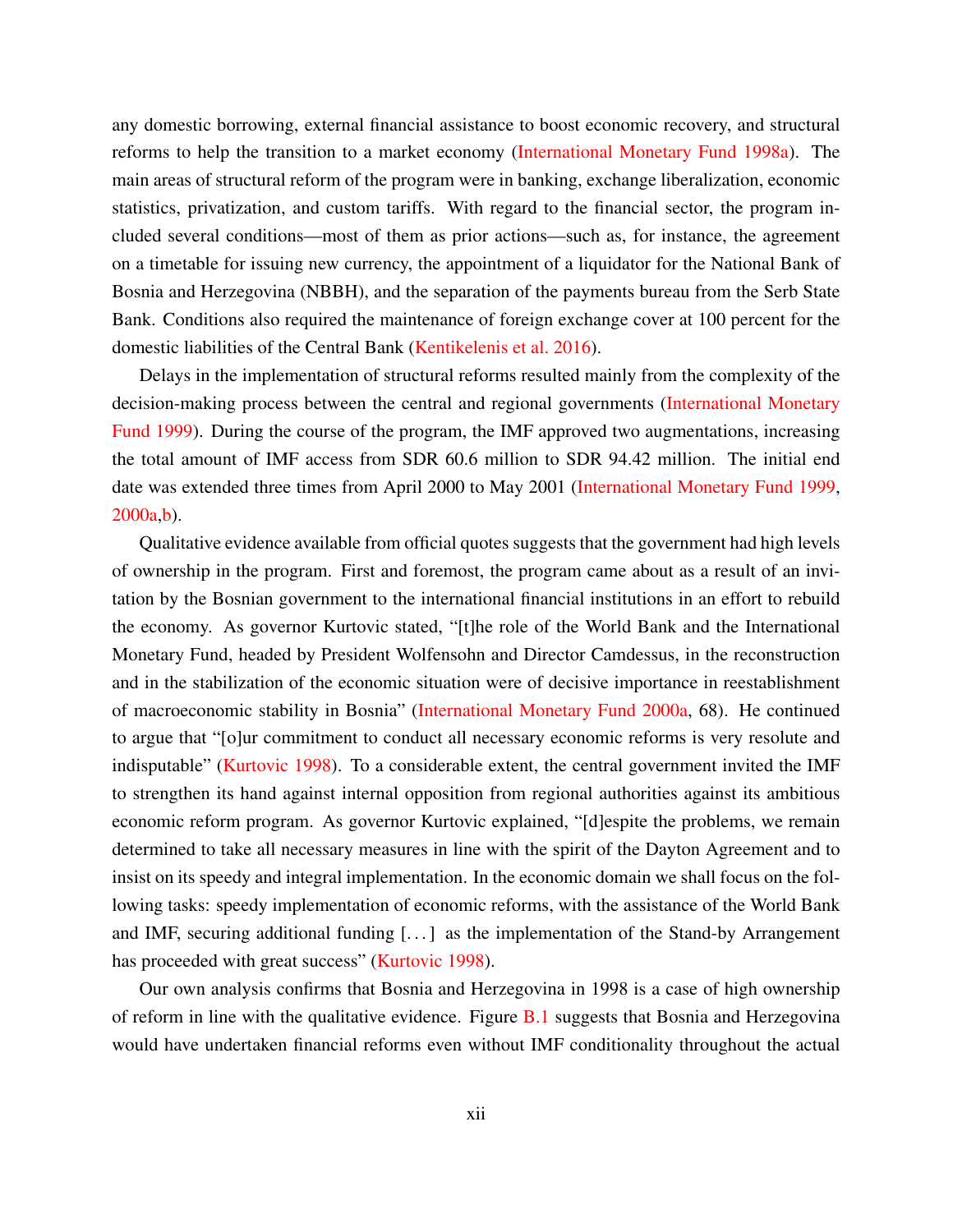any domestic borrowing, external financial assistance to boost economic recovery, and structural reforms to help the transition to a market economy (International Monetary Fund 1998a). The main areas of structural reform of the program were in banking, exchange liberalization, economic statistics, privatization, and custom tariffs. With regard to the financial sector, the program included several conditions—most of them as prior actions—such as, for instance, the agreement on a timetable for issuing new currency, the appointment of a liquidator for the National Bank of Bosnia and Herzegovina (NBBH), and the separation of the payments bureau from the Serb State Bank. Conditions also required the maintenance of foreign exchange cover at 100 percent for the domestic liabilities of the Central Bank (Kentikelenis et al. 2016).

Delays in the implementation of structural reforms resulted mainly from the complexity of the decision-making process between the central and regional governments (International Monetary Fund 1999). During the course of the program, the IMF approved two augmentations, increasing the total amount of IMF access from SDR 60.6 million to SDR 94.42 million. The initial end date was extended three times from April 2000 to May 2001 (International Monetary Fund 1999, 2000a,b).

Qualitative evidence available from official quotes suggests that the government had high levels of ownership in the program. First and foremost, the program came about as a result of an invitation by the Bosnian government to the international financial institutions in an effort to rebuild the economy. As governor Kurtovic stated, "[t]he role of the World Bank and the International Monetary Fund, headed by President Wolfensohn and Director Camdessus, in the reconstruction and in the stabilization of the economic situation were of decisive importance in reestablishment of macroeconomic stability in Bosnia" (International Monetary Fund 2000a, 68). He continued to argue that "[o]ur commitment to conduct all necessary economic reforms is very resolute and indisputable" (Kurtovic 1998). To a considerable extent, the central government invited the IMF to strengthen its hand against internal opposition from regional authorities against its ambitious economic reform program. As governor Kurtovic explained, "[d]espite the problems, we remain determined to take all necessary measures in line with the spirit of the Dayton Agreement and to insist on its speedy and integral implementation. In the economic domain we shall focus on the following tasks: speedy implementation of economic reforms, with the assistance of the World Bank and IMF, securing additional funding [...] as the implementation of the Stand-by Arrangement has proceeded with great success" (Kurtovic 1998).

Our own analysis confirms that Bosnia and Herzegovina in 1998 is a case of high ownership of reform in line with the qualitative evidence. Figure B.1 suggests that Bosnia and Herzegovina would have undertaken financial reforms even without IMF conditionality throughout the actual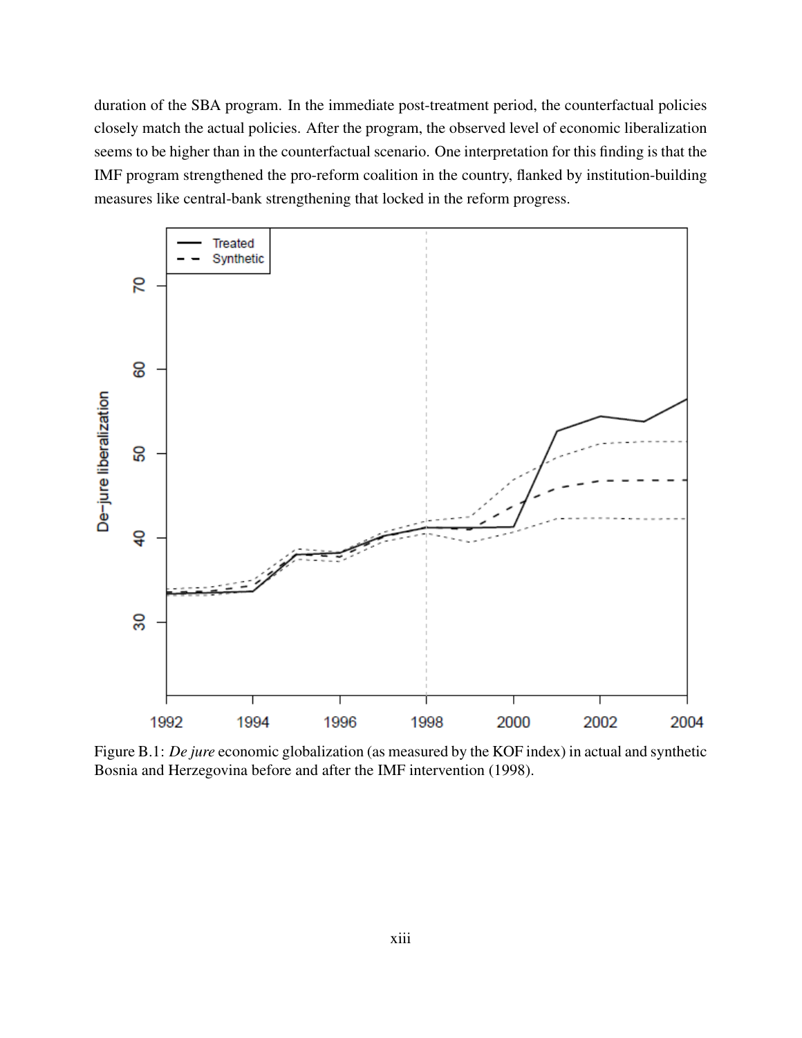duration of the SBA program. In the immediate post-treatment period, the counterfactual policies closely match the actual policies. After the program, the observed level of economic liberalization seems to be higher than in the counterfactual scenario. One interpretation for this finding is that the IMF program strengthened the pro-reform coalition in the country, flanked by institution-building measures like central-bank strengthening that locked in the reform progress.

Treated
Synthetic

De−jure liberalization

30
40
50
60
70

1992
1994
1996
1998
2000
2002
2004

Figure B.1: *De jure* economic globalization (as measured by the KOF index) in actual and synthetic Bosnia and Herzegovina before and after the IMF intervention (1998).